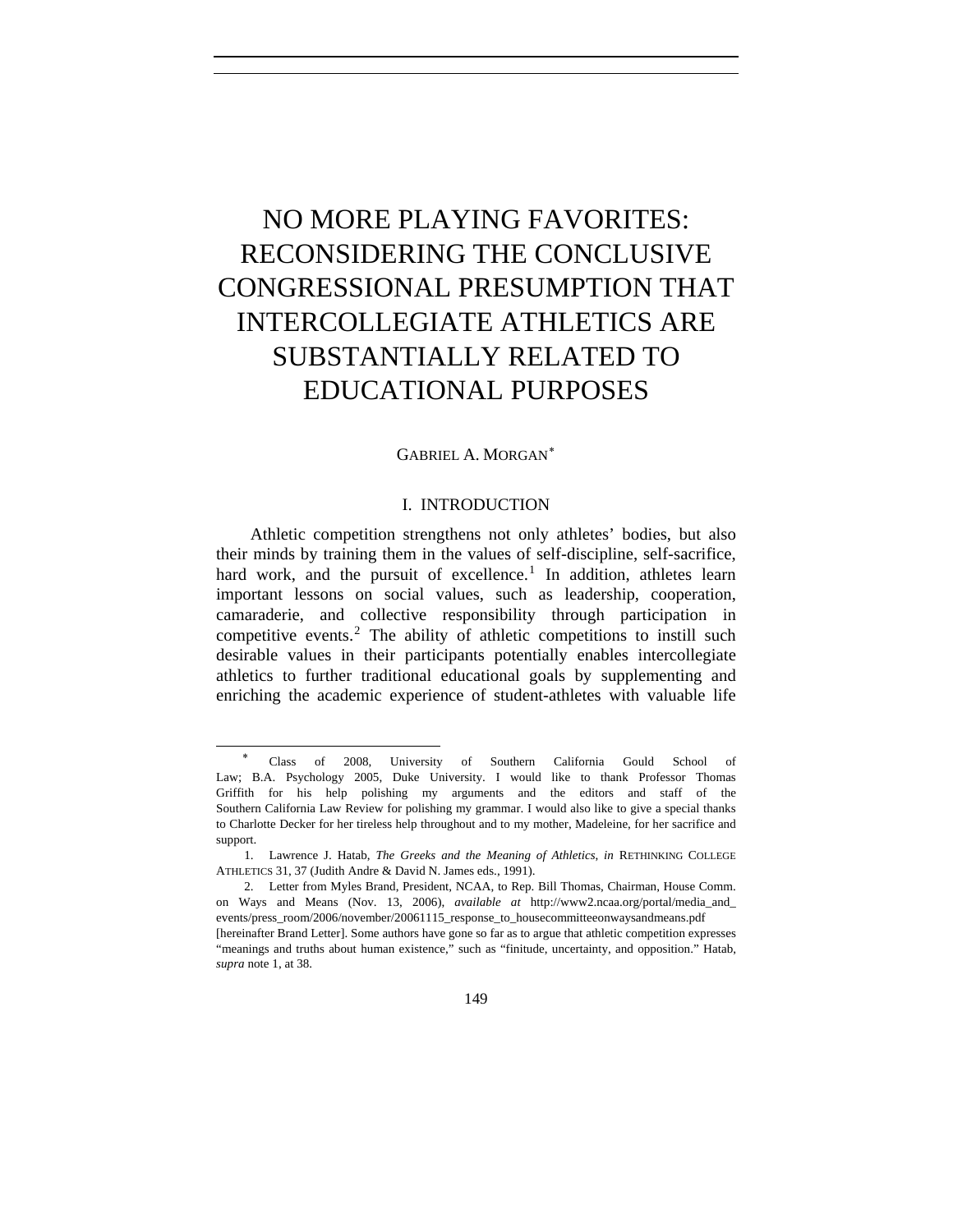# NO MORE PLAYING FAVORITES: RECONSIDERING THE CONCLUSIVE CONGRESSIONAL PRESUMPTION THAT INTERCOLLEGIATE ATHLETICS ARE SUBSTANTIALLY RELATED TO EDUCATIONAL PURPOSES

GABRIEL A. MORGAN[*]

## I. INTRODUCTION

Athletic competition strengthens not only athletes' bodies, but also their minds by training them in the values of self-discipline, self-sacrifice, hard work, and the pursuit of excellence.[1] In addition, athletes learn important lessons on social values, such as leadership, cooperation, camaraderie, and collective responsibility through participation in competitive events.[2] The ability of athletic competitions to instill such desirable values in their participants potentially enables intercollegiate athletics to further traditional educational goals by supplementing and enriching the academic experience of student-athletes with valuable life

---

[*] Class of 2008, University of Southern California Gould School of Law; B.A. Psychology 2005, Duke University. I would like to thank Professor Thomas Griffith for his help polishing my arguments and the editors and staff of the Southern California Law Review for polishing my grammar. I would also like to give a special thanks to Charlotte Decker for her tireless help throughout and to my mother, Madeleine, for her sacrifice and support.

1. Lawrence J. Hatab, *The Greeks and the Meaning of Athletics*, *in* RETHINKING COLLEGE ATHLETICS 31, 37 (Judith Andre & David N. James eds., 1991).

2. Letter from Myles Brand, President, NCAA, to Rep. Bill Thomas, Chairman, House Comm. on Ways and Means (Nov. 13, 2006), *available at* http://www2.ncaa.org/portal/media_and_events/press_room/2006/november/20061115_response_to_housecommitteeonwaysandmeans.pdf [hereinafter Brand Letter]. Some authors have gone so far as to argue that athletic competition expresses "meanings and truths about human existence," such as "finitude, uncertainty, and opposition." Hatab, *supra* note 1, at 38.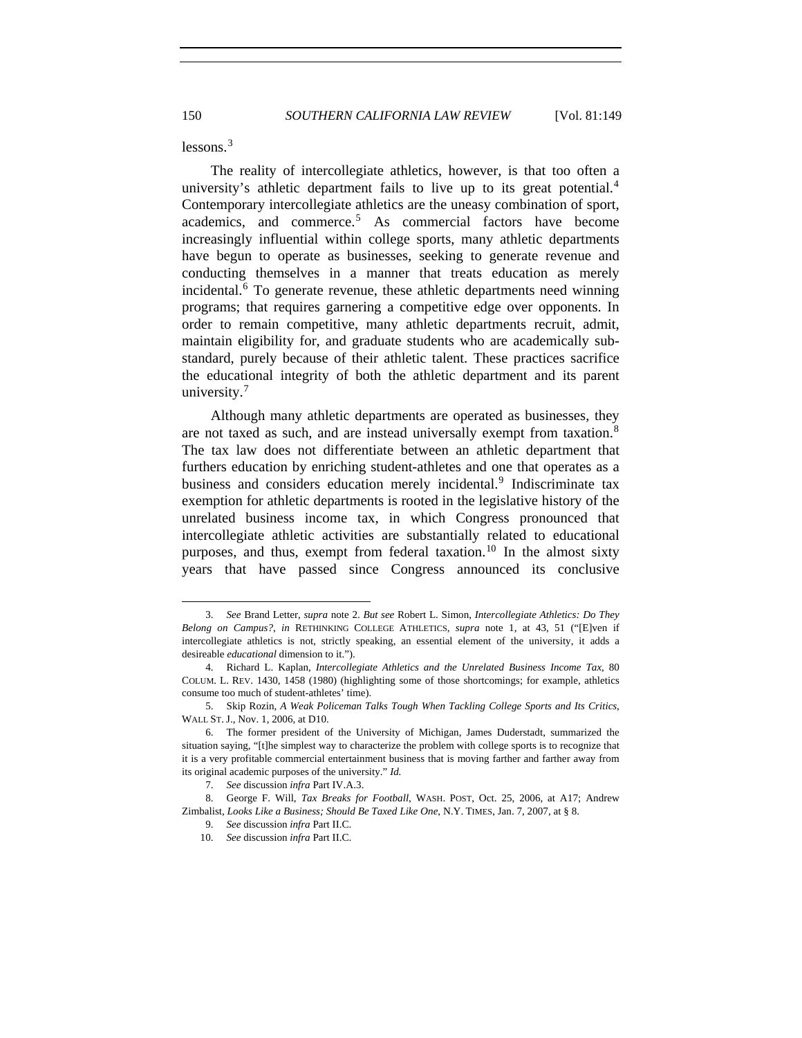lessons.[3]

The reality of intercollegiate athletics, however, is that too often a university's athletic department fails to live up to its great potential.[4] Contemporary intercollegiate athletics are the uneasy combination of sport, academics, and commerce.[5] As commercial factors have become increasingly influential within college sports, many athletic departments have begun to operate as businesses, seeking to generate revenue and conducting themselves in a manner that treats education as merely incidental.[6] To generate revenue, these athletic departments need winning programs; that requires garnering a competitive edge over opponents. In order to remain competitive, many athletic departments recruit, admit, maintain eligibility for, and graduate students who are academically sub-standard, purely because of their athletic talent. These practices sacrifice the educational integrity of both the athletic department and its parent university.[7]

Although many athletic departments are operated as businesses, they are not taxed as such, and are instead universally exempt from taxation.[8] The tax law does not differentiate between an athletic department that furthers education by enriching student-athletes and one that operates as a business and considers education merely incidental.[9] Indiscriminate tax exemption for athletic departments is rooted in the legislative history of the unrelated business income tax, in which Congress pronounced that intercollegiate athletic activities are substantially related to educational purposes, and thus, exempt from federal taxation.[10] In the almost sixty years that have passed since Congress announced its conclusive

---

3. *See* Brand Letter, *supra* note 2. *But see* Robert L. Simon, *Intercollegiate Athletics: Do They Belong on Campus?*, *in* RETHINKING COLLEGE ATHLETICS, *supra* note 1, at 43, 51 ("[E]ven if intercollegiate athletics is not, strictly speaking, an essential element of the university, it adds a desireable *educational* dimension to it.").

4. Richard L. Kaplan, *Intercollegiate Athletics and the Unrelated Business Income Tax*, 80 COLUM. L. REV. 1430, 1458 (1980) (highlighting some of those shortcomings; for example, athletics consume too much of student-athletes' time).

5. Skip Rozin, *A Weak Policeman Talks Tough When Tackling College Sports and Its Critics*, WALL ST. J., Nov. 1, 2006, at D10.

6. The former president of the University of Michigan, James Duderstadt, summarized the situation saying, "[t]he simplest way to characterize the problem with college sports is to recognize that it is a very profitable commercial entertainment business that is moving farther and farther away from its original academic purposes of the university." *Id.*

7. *See* discussion *infra* Part IV.A.3.

8. George F. Will, *Tax Breaks for Football*, WASH. POST, Oct. 25, 2006, at A17; Andrew Zimbalist, *Looks Like a Business; Should Be Taxed Like One*, N.Y. TIMES, Jan. 7, 2007, at § 8.

9. *See* discussion *infra* Part II.C.

10. *See* discussion *infra* Part II.C.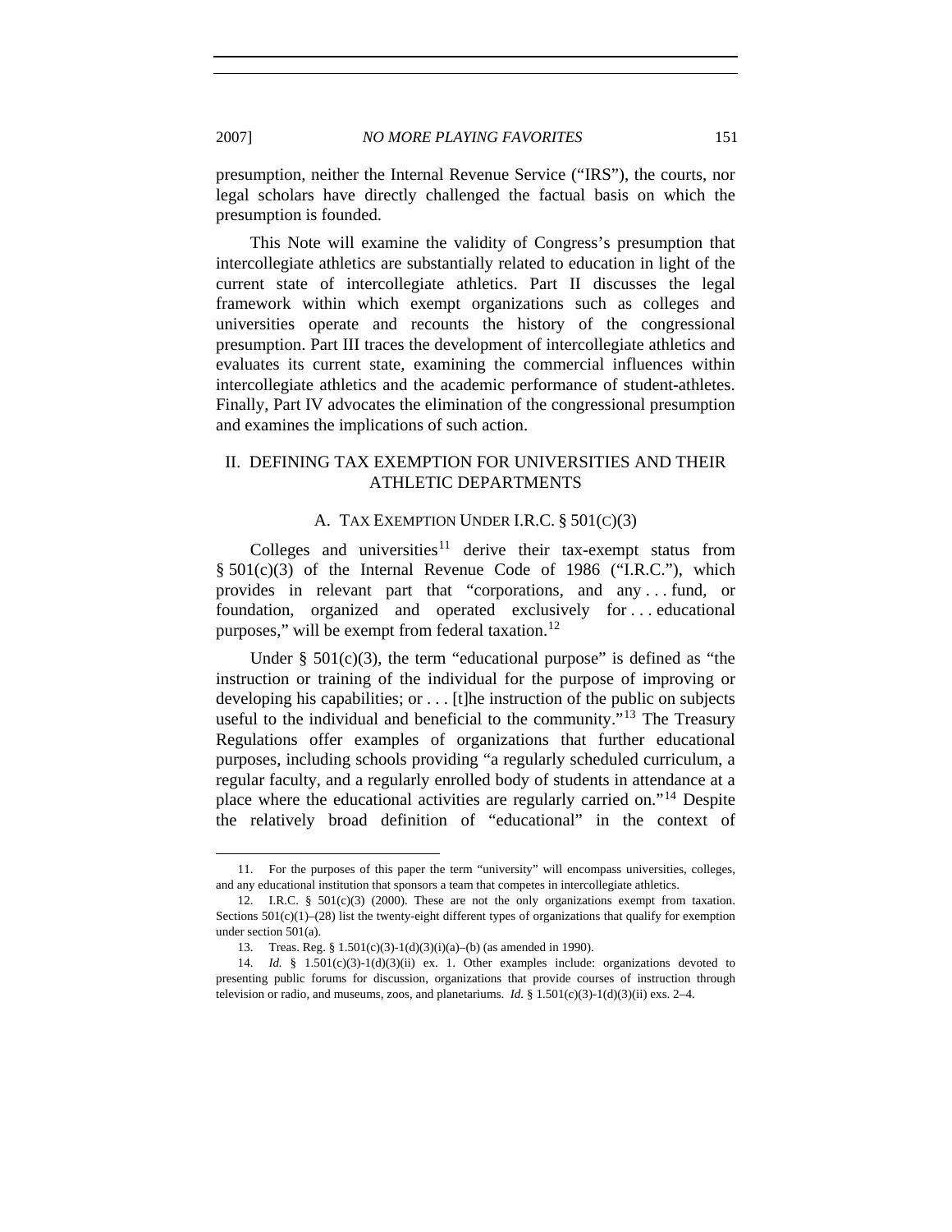presumption, neither the Internal Revenue Service ("IRS"), the courts, nor legal scholars have directly challenged the factual basis on which the presumption is founded.

This Note will examine the validity of Congress's presumption that intercollegiate athletics are substantially related to education in light of the current state of intercollegiate athletics. Part II discusses the legal framework within which exempt organizations such as colleges and universities operate and recounts the history of the congressional presumption. Part III traces the development of intercollegiate athletics and evaluates its current state, examining the commercial influences within intercollegiate athletics and the academic performance of student-athletes. Finally, Part IV advocates the elimination of the congressional presumption and examines the implications of such action.

## II. DEFINING TAX EXEMPTION FOR UNIVERSITIES AND THEIR ATHLETIC DEPARTMENTS

### A. TAX EXEMPTION UNDER I.R.C. § 501(C)(3)

Colleges and universities[11] derive their tax-exempt status from § 501(c)(3) of the Internal Revenue Code of 1986 ("I.R.C."), which provides in relevant part that "corporations, and any . . . fund, or foundation, organized and operated exclusively for . . . educational purposes," will be exempt from federal taxation.[12]

Under § 501(c)(3), the term "educational purpose" is defined as "the instruction or training of the individual for the purpose of improving or developing his capabilities; or . . . [t]he instruction of the public on subjects useful to the individual and beneficial to the community."[13] The Treasury Regulations offer examples of organizations that further educational purposes, including schools providing "a regularly scheduled curriculum, a regular faculty, and a regularly enrolled body of students in attendance at a place where the educational activities are regularly carried on."[14] Despite the relatively broad definition of "educational" in the context of

---

11. For the purposes of this paper the term "university" will encompass universities, colleges, and any educational institution that sponsors a team that competes in intercollegiate athletics.

12. I.R.C. § 501(c)(3) (2000). These are not the only organizations exempt from taxation. Sections 501(c)(1)–(28) list the twenty-eight different types of organizations that qualify for exemption under section 501(a).

13. Treas. Reg. § 1.501(c)(3)-1(d)(3)(i)(a)–(b) (as amended in 1990).

14. *Id.* § 1.501(c)(3)-1(d)(3)(ii) ex. 1. Other examples include: organizations devoted to presenting public forums for discussion, organizations that provide courses of instruction through television or radio, and museums, zoos, and planetariums. *Id.* § 1.501(c)(3)-1(d)(3)(ii) exs. 2–4.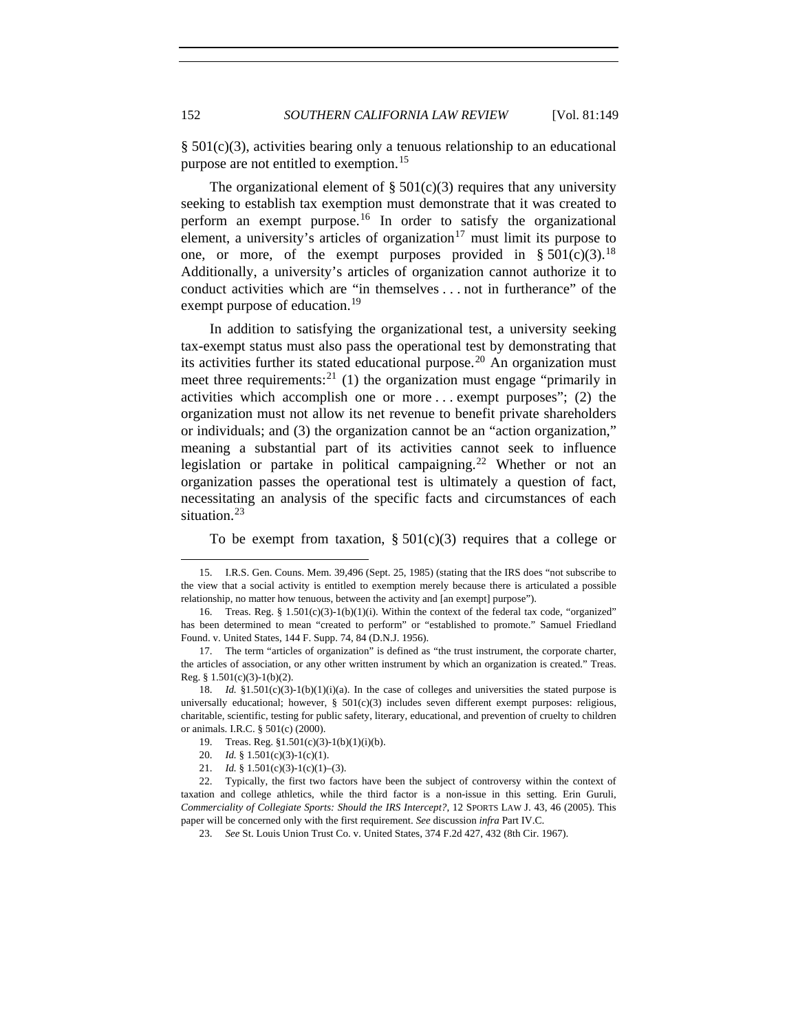§ 501(c)(3), activities bearing only a tenuous relationship to an educational purpose are not entitled to exemption.[15]

The organizational element of § 501(c)(3) requires that any university seeking to establish tax exemption must demonstrate that it was created to perform an exempt purpose.[16] In order to satisfy the organizational element, a university's articles of organization[17] must limit its purpose to one, or more, of the exempt purposes provided in § 501(c)(3).[18] Additionally, a university's articles of organization cannot authorize it to conduct activities which are "in themselves . . . not in furtherance" of the exempt purpose of education.[19]

In addition to satisfying the organizational test, a university seeking tax-exempt status must also pass the operational test by demonstrating that its activities further its stated educational purpose.[20] An organization must meet three requirements:[21] (1) the organization must engage "primarily in activities which accomplish one or more . . . exempt purposes"; (2) the organization must not allow its net revenue to benefit private shareholders or individuals; and (3) the organization cannot be an "action organization," meaning a substantial part of its activities cannot seek to influence legislation or partake in political campaigning.[22] Whether or not an organization passes the operational test is ultimately a question of fact, necessitating an analysis of the specific facts and circumstances of each situation.[23]

To be exempt from taxation, § 501(c)(3) requires that a college or

---

15. I.R.S. Gen. Couns. Mem. 39,496 (Sept. 25, 1985) (stating that the IRS does "not subscribe to the view that a social activity is entitled to exemption merely because there is articulated a possible relationship, no matter how tenuous, between the activity and [an exempt] purpose").

16. Treas. Reg. § 1.501(c)(3)-1(b)(1)(i). Within the context of the federal tax code, "organized" has been determined to mean "created to perform" or "established to promote." Samuel Friedland Found. v. United States, 144 F. Supp. 74, 84 (D.N.J. 1956).

17. The term "articles of organization" is defined as "the trust instrument, the corporate charter, the articles of association, or any other written instrument by which an organization is created." Treas. Reg. § 1.501(c)(3)-1(b)(2).

18. *Id.* §1.501(c)(3)-1(b)(1)(i)(a). In the case of colleges and universities the stated purpose is universally educational; however, § 501(c)(3) includes seven different exempt purposes: religious, charitable, scientific, testing for public safety, literary, educational, and prevention of cruelty to children or animals. I.R.C. § 501(c) (2000).

19. Treas. Reg. §1.501(c)(3)-1(b)(1)(i)(b).

20. *Id.* § 1.501(c)(3)-1(c)(1).

21. *Id.* § 1.501(c)(3)-1(c)(1)–(3).

22. Typically, the first two factors have been the subject of controversy within the context of taxation and college athletics, while the third factor is a non-issue in this setting. Erin Guruli, *Commerciality of Collegiate Sports: Should the IRS Intercept?*, 12 SPORTS LAW J. 43, 46 (2005). This paper will be concerned only with the first requirement. *See* discussion *infra* Part IV.C.

23. *See* St. Louis Union Trust Co. v. United States, 374 F.2d 427, 432 (8th Cir. 1967).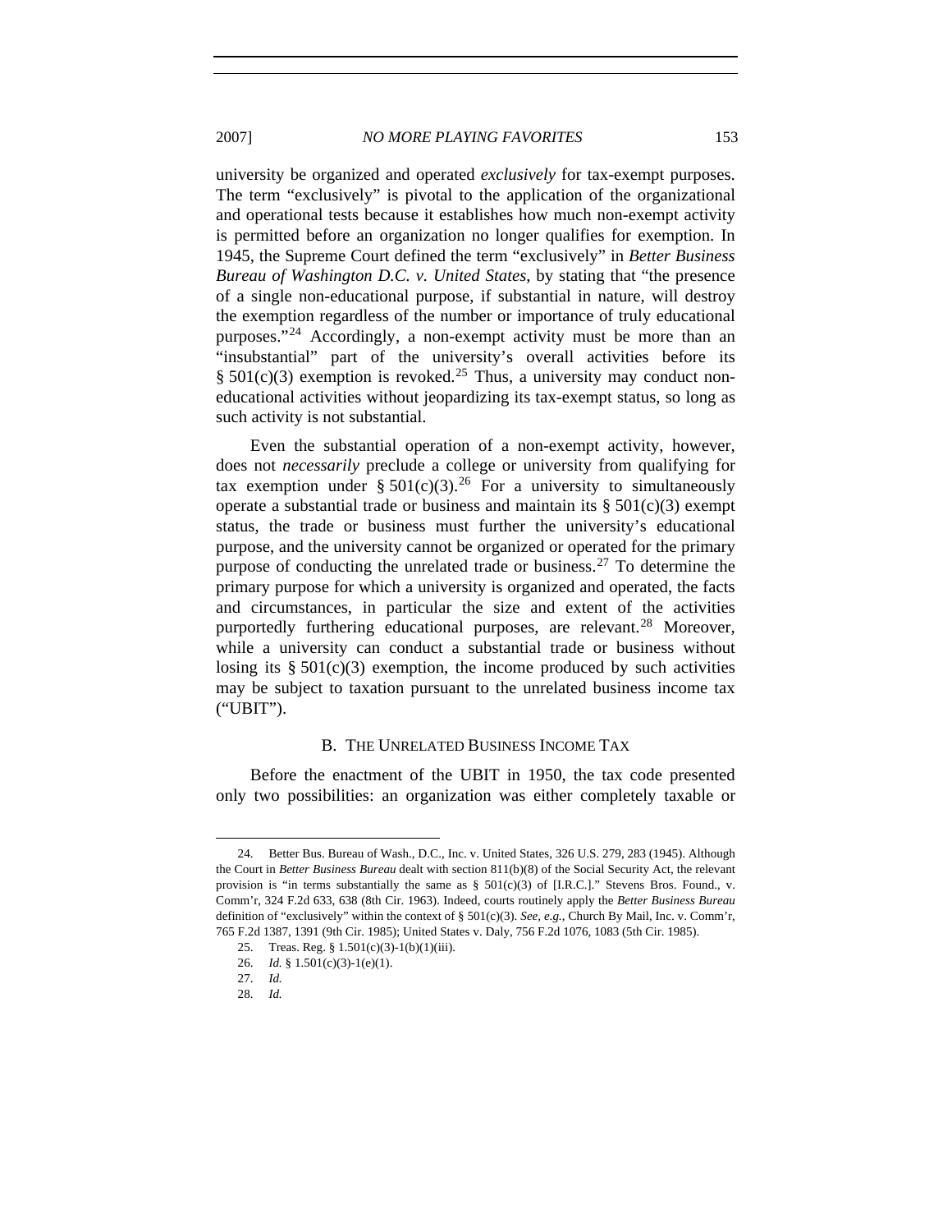university be organized and operated *exclusively* for tax-exempt purposes. The term "exclusively" is pivotal to the application of the organizational and operational tests because it establishes how much non-exempt activity is permitted before an organization no longer qualifies for exemption. In 1945, the Supreme Court defined the term "exclusively" in *Better Business Bureau of Washington D.C. v. United States*, by stating that "the presence of a single non-educational purpose, if substantial in nature, will destroy the exemption regardless of the number or importance of truly educational purposes."[24] Accordingly, a non-exempt activity must be more than an "insubstantial" part of the university's overall activities before its § 501(c)(3) exemption is revoked.[25] Thus, a university may conduct non-educational activities without jeopardizing its tax-exempt status, so long as such activity is not substantial.

Even the substantial operation of a non-exempt activity, however, does not *necessarily* preclude a college or university from qualifying for tax exemption under § 501(c)(3).[26] For a university to simultaneously operate a substantial trade or business and maintain its § 501(c)(3) exempt status, the trade or business must further the university's educational purpose, and the university cannot be organized or operated for the primary purpose of conducting the unrelated trade or business.[27] To determine the primary purpose for which a university is organized and operated, the facts and circumstances, in particular the size and extent of the activities purportedly furthering educational purposes, are relevant.[28] Moreover, while a university can conduct a substantial trade or business without losing its § 501(c)(3) exemption, the income produced by such activities may be subject to taxation pursuant to the unrelated business income tax ("UBIT").

### B. The Unrelated Business Income Tax

Before the enactment of the UBIT in 1950, the tax code presented only two possibilities: an organization was either completely taxable or

---

24. Better Bus. Bureau of Wash., D.C., Inc. v. United States, 326 U.S. 279, 283 (1945). Although the Court in *Better Business Bureau* dealt with section 811(b)(8) of the Social Security Act, the relevant provision is "in terms substantially the same as § 501(c)(3) of [I.R.C.]." Stevens Bros. Found., v. Comm'r, 324 F.2d 633, 638 (8th Cir. 1963). Indeed, courts routinely apply the *Better Business Bureau* definition of "exclusively" within the context of § 501(c)(3). *See, e.g.*, Church By Mail, Inc. v. Comm'r, 765 F.2d 1387, 1391 (9th Cir. 1985); United States v. Daly, 756 F.2d 1076, 1083 (5th Cir. 1985).

25. Treas. Reg. § 1.501(c)(3)-1(b)(1)(iii).

26. *Id.* § 1.501(c)(3)-1(e)(1).

27. *Id.*

28. *Id.*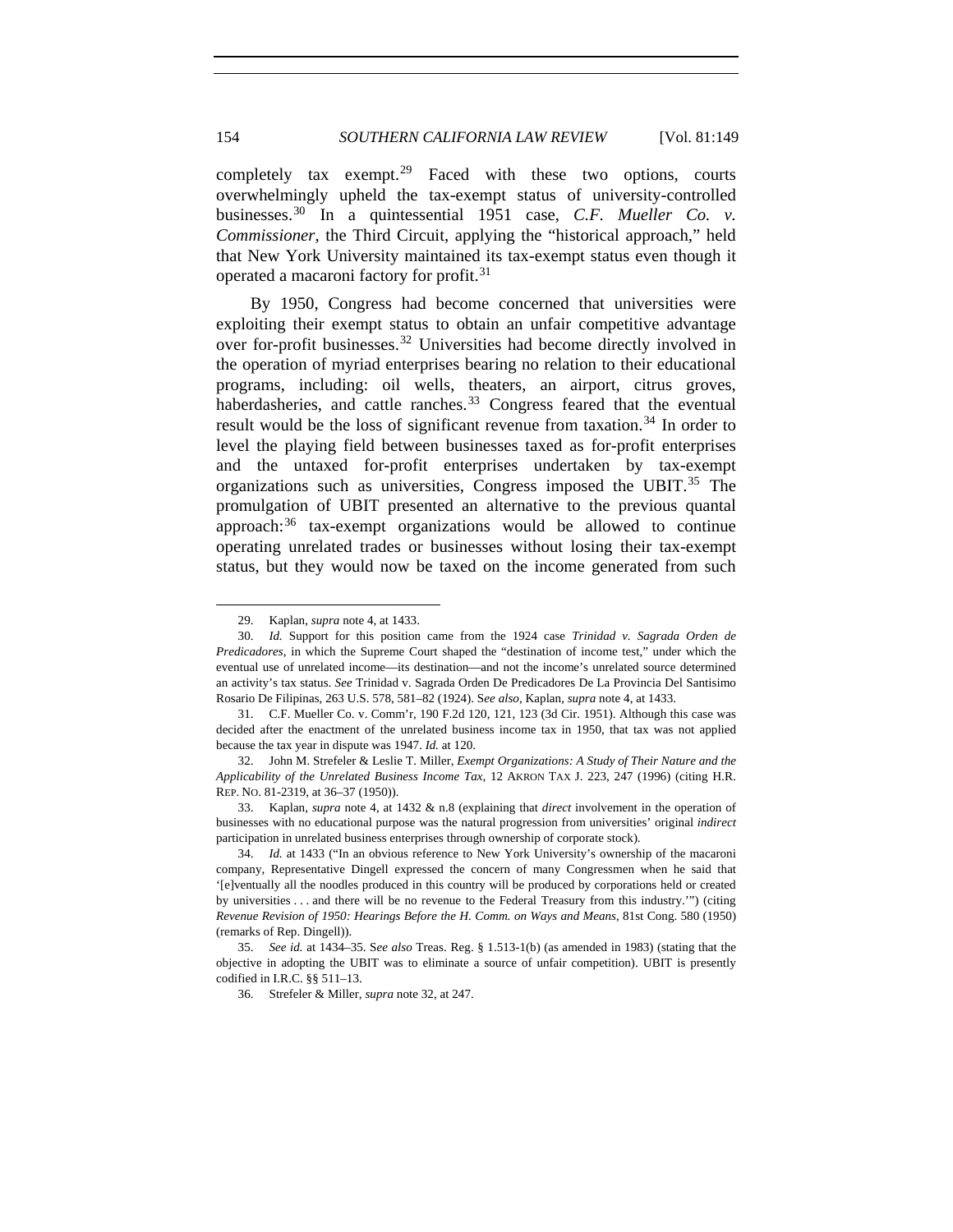completely tax exempt.[29] Faced with these two options, courts overwhelmingly upheld the tax-exempt status of university-controlled businesses.[30] In a quintessential 1951 case, *C.F. Mueller Co. v. Commissioner*, the Third Circuit, applying the "historical approach," held that New York University maintained its tax-exempt status even though it operated a macaroni factory for profit.[31]

By 1950, Congress had become concerned that universities were exploiting their exempt status to obtain an unfair competitive advantage over for-profit businesses.[32] Universities had become directly involved in the operation of myriad enterprises bearing no relation to their educational programs, including: oil wells, theaters, an airport, citrus groves, haberdasheries, and cattle ranches.[33] Congress feared that the eventual result would be the loss of significant revenue from taxation.[34] In order to level the playing field between businesses taxed as for-profit enterprises and the untaxed for-profit enterprises undertaken by tax-exempt organizations such as universities, Congress imposed the UBIT.[35] The promulgation of UBIT presented an alternative to the previous quantal approach:[36] tax-exempt organizations would be allowed to continue operating unrelated trades or businesses without losing their tax-exempt status, but they would now be taxed on the income generated from such

---

29. Kaplan, *supra* note 4, at 1433.

30. *Id.* Support for this position came from the 1924 case *Trinidad v. Sagrada Orden de Predicadores*, in which the Supreme Court shaped the "destination of income test," under which the eventual use of unrelated income—its destination—and not the income's unrelated source determined an activity's tax status. *See* Trinidad v. Sagrada Orden De Predicadores De La Provincia Del Santisimo Rosario De Filipinas, 263 U.S. 578, 581–82 (1924). *See also*, Kaplan, *supra* note 4, at 1433.

31. C.F. Mueller Co. v. Comm'r, 190 F.2d 120, 121, 123 (3d Cir. 1951). Although this case was decided after the enactment of the unrelated business income tax in 1950, that tax was not applied because the tax year in dispute was 1947. *Id.* at 120.

32. John M. Strefeler & Leslie T. Miller, *Exempt Organizations: A Study of Their Nature and the Applicability of the Unrelated Business Income Tax*, 12 AKRON TAX J. 223, 247 (1996) (citing H.R. REP. NO. 81-2319, at 36–37 (1950)).

33. Kaplan, *supra* note 4, at 1432 & n.8 (explaining that *direct* involvement in the operation of businesses with no educational purpose was the natural progression from universities' original *indirect* participation in unrelated business enterprises through ownership of corporate stock).

34. *Id.* at 1433 ("In an obvious reference to New York University's ownership of the macaroni company, Representative Dingell expressed the concern of many Congressmen when he said that '[e]ventually all the noodles produced in this country will be produced by corporations held or created by universities . . . and there will be no revenue to the Federal Treasury from this industry.'") (citing *Revenue Revision of 1950: Hearings Before the H. Comm. on Ways and Means*, 81st Cong. 580 (1950) (remarks of Rep. Dingell)).

35. *See id.* at 1434–35. *See also* Treas. Reg. § 1.513-1(b) (as amended in 1983) (stating that the objective in adopting the UBIT was to eliminate a source of unfair competition). UBIT is presently codified in I.R.C. §§ 511–13.

36. Strefeler & Miller, *supra* note 32, at 247.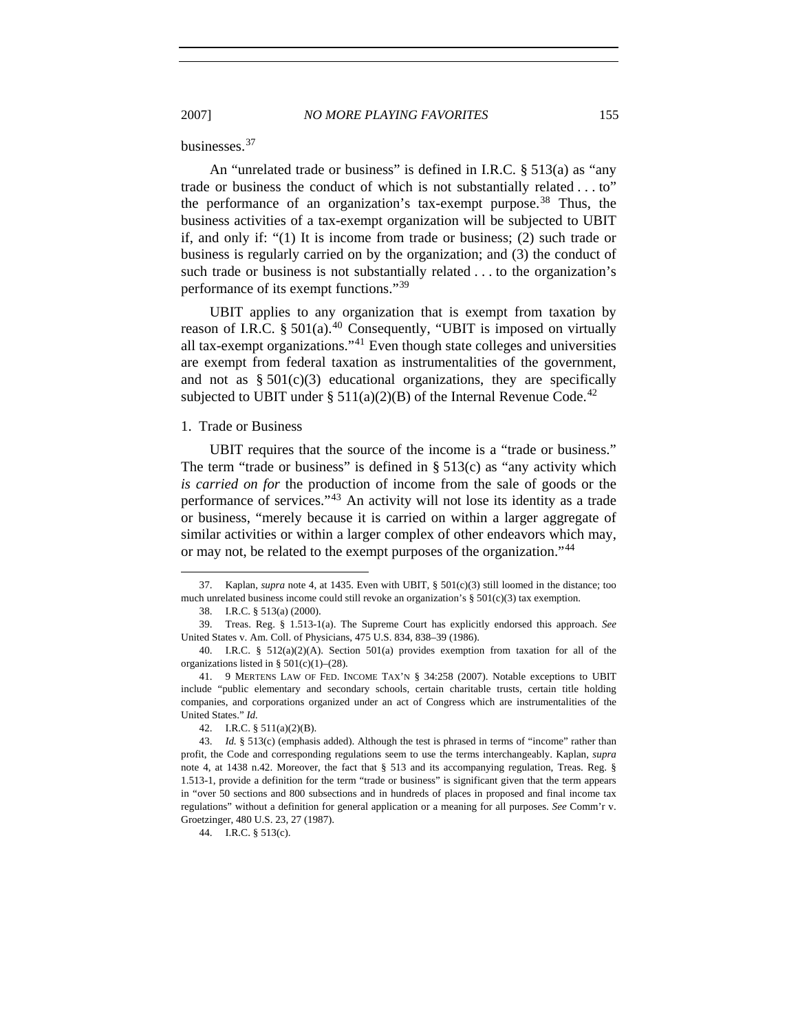businesses.[37]

An "unrelated trade or business" is defined in I.R.C. § 513(a) as "any trade or business the conduct of which is not substantially related . . . to" the performance of an organization's tax-exempt purpose.[38] Thus, the business activities of a tax-exempt organization will be subjected to UBIT if, and only if: "(1) It is income from trade or business; (2) such trade or business is regularly carried on by the organization; and (3) the conduct of such trade or business is not substantially related . . . to the organization's performance of its exempt functions."[39]

UBIT applies to any organization that is exempt from taxation by reason of I.R.C. § 501(a).[40] Consequently, "UBIT is imposed on virtually all tax-exempt organizations."[41] Even though state colleges and universities are exempt from federal taxation as instrumentalities of the government, and not as § 501(c)(3) educational organizations, they are specifically subjected to UBIT under § 511(a)(2)(B) of the Internal Revenue Code.[42]

### 1. Trade or Business

UBIT requires that the source of the income is a "trade or business." The term "trade or business" is defined in § 513(c) as "any activity which *is carried on for* the production of income from the sale of goods or the performance of services."[43] An activity will not lose its identity as a trade or business, "merely because it is carried on within a larger aggregate of similar activities or within a larger complex of other endeavors which may, or may not, be related to the exempt purposes of the organization."[44]

---

37. Kaplan, *supra* note 4, at 1435. Even with UBIT, § 501(c)(3) still loomed in the distance; too much unrelated business income could still revoke an organization's § 501(c)(3) tax exemption.

38. I.R.C. § 513(a) (2000).

39. Treas. Reg. § 1.513-1(a). The Supreme Court has explicitly endorsed this approach. *See* United States v. Am. Coll. of Physicians, 475 U.S. 834, 838–39 (1986).

40. I.R.C. § 512(a)(2)(A). Section 501(a) provides exemption from taxation for all of the organizations listed in § 501(c)(1)–(28).

41. 9 MERTENS LAW OF FED. INCOME TAX'N § 34:258 (2007). Notable exceptions to UBIT include "public elementary and secondary schools, certain charitable trusts, certain title holding companies, and corporations organized under an act of Congress which are instrumentalities of the United States." *Id.*

42. I.R.C. § 511(a)(2)(B).

43. *Id.* § 513(c) (emphasis added). Although the test is phrased in terms of "income" rather than profit, the Code and corresponding regulations seem to use the terms interchangeably. Kaplan, *supra* note 4, at 1438 n.42. Moreover, the fact that § 513 and its accompanying regulation, Treas. Reg. § 1.513-1, provide a definition for the term "trade or business" is significant given that the term appears in "over 50 sections and 800 subsections and in hundreds of places in proposed and final income tax regulations" without a definition for general application or a meaning for all purposes. *See* Comm'r v. Groetzinger, 480 U.S. 23, 27 (1987).

44. I.R.C. § 513(c).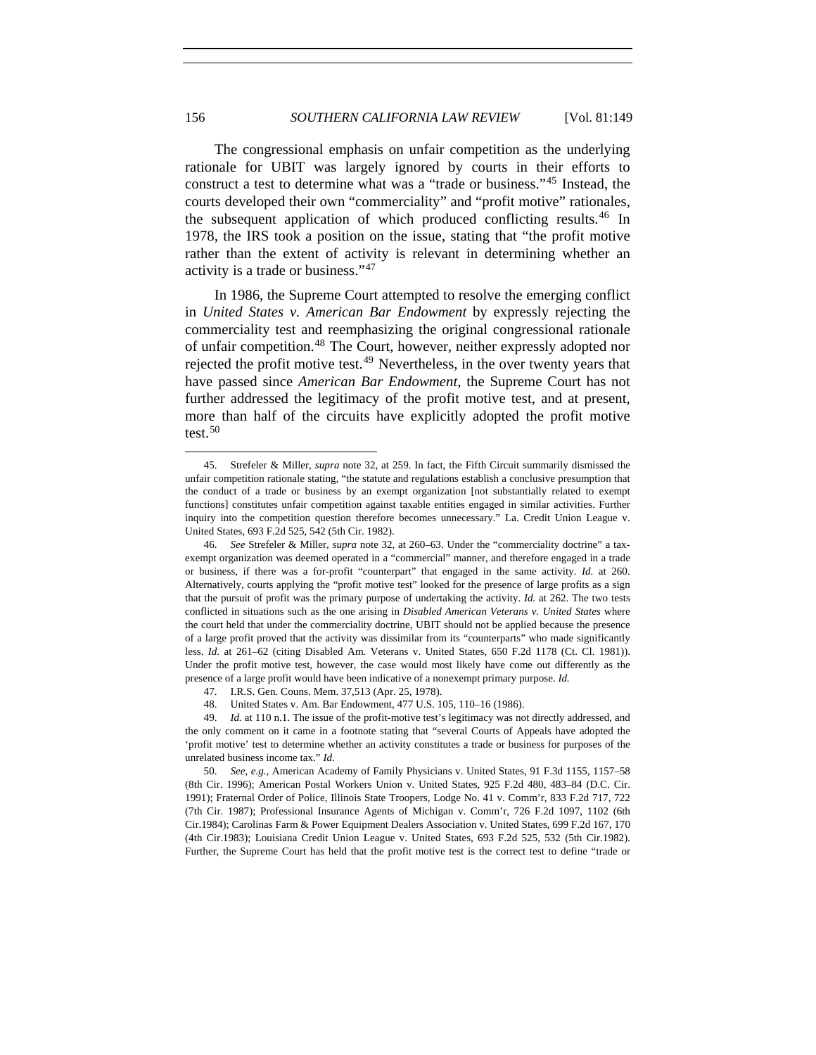The congressional emphasis on unfair competition as the underlying rationale for UBIT was largely ignored by courts in their efforts to construct a test to determine what was a "trade or business."[45] Instead, the courts developed their own "commerciality" and "profit motive" rationales, the subsequent application of which produced conflicting results.[46] In 1978, the IRS took a position on the issue, stating that "the profit motive rather than the extent of activity is relevant in determining whether an activity is a trade or business."[47]

In 1986, the Supreme Court attempted to resolve the emerging conflict in *United States v. American Bar Endowment* by expressly rejecting the commerciality test and reemphasizing the original congressional rationale of unfair competition.[48] The Court, however, neither expressly adopted nor rejected the profit motive test.[49] Nevertheless, in the over twenty years that have passed since *American Bar Endowment*, the Supreme Court has not further addressed the legitimacy of the profit motive test, and at present, more than half of the circuits have explicitly adopted the profit motive test.[50]

---

45. Strefeler & Miller, *supra* note 32, at 259. In fact, the Fifth Circuit summarily dismissed the unfair competition rationale stating, "the statute and regulations establish a conclusive presumption that the conduct of a trade or business by an exempt organization [not substantially related to exempt functions] constitutes unfair competition against taxable entities engaged in similar activities. Further inquiry into the competition question therefore becomes unnecessary." La. Credit Union League v. United States, 693 F.2d 525, 542 (5th Cir. 1982).

46. *See* Strefeler & Miller, *supra* note 32, at 260–63. Under the "commerciality doctrine" a tax-exempt organization was deemed operated in a "commercial" manner, and therefore engaged in a trade or business, if there was a for-profit "counterpart" that engaged in the same activity. *Id.* at 260. Alternatively, courts applying the "profit motive test" looked for the presence of large profits as a sign that the pursuit of profit was the primary purpose of undertaking the activity. *Id.* at 262. The two tests conflicted in situations such as the one arising in *Disabled American Veterans v. United States* where the court held that under the commerciality doctrine, UBIT should not be applied because the presence of a large profit proved that the activity was dissimilar from its "counterparts" who made significantly less. *Id.* at 261–62 (citing Disabled Am. Veterans v. United States, 650 F.2d 1178 (Ct. Cl. 1981)). Under the profit motive test, however, the case would most likely have come out differently as the presence of a large profit would have been indicative of a nonexempt primary purpose. *Id.*

47. I.R.S. Gen. Couns. Mem. 37,513 (Apr. 25, 1978).

48. United States v. Am. Bar Endowment, 477 U.S. 105, 110–16 (1986).

49. *Id.* at 110 n.1. The issue of the profit-motive test's legitimacy was not directly addressed, and the only comment on it came in a footnote stating that "several Courts of Appeals have adopted the 'profit motive' test to determine whether an activity constitutes a trade or business for purposes of the unrelated business income tax." *Id.*

50. *See, e.g.*, American Academy of Family Physicians v. United States, 91 F.3d 1155, 1157–58 (8th Cir. 1996); American Postal Workers Union v. United States, 925 F.2d 480, 483–84 (D.C. Cir. 1991); Fraternal Order of Police, Illinois State Troopers, Lodge No. 41 v. Comm'r, 833 F.2d 717, 722 (7th Cir. 1987); Professional Insurance Agents of Michigan v. Comm'r, 726 F.2d 1097, 1102 (6th Cir.1984); Carolinas Farm & Power Equipment Dealers Association v. United States, 699 F.2d 167, 170 (4th Cir.1983); Louisiana Credit Union League v. United States, 693 F.2d 525, 532 (5th Cir.1982). Further, the Supreme Court has held that the profit motive test is the correct test to define "trade or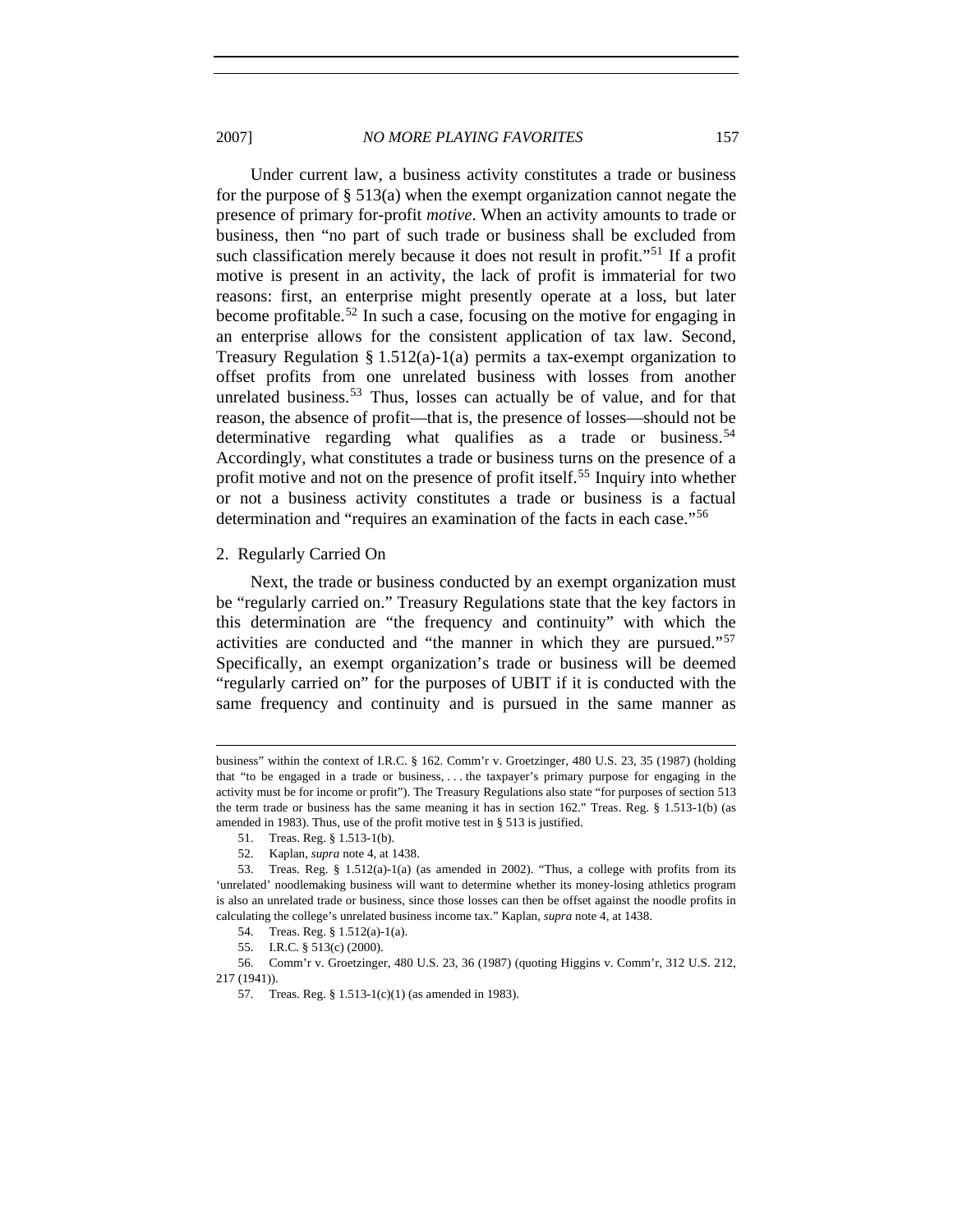Under current law, a business activity constitutes a trade or business for the purpose of § 513(a) when the exempt organization cannot negate the presence of primary for-profit *motive*. When an activity amounts to trade or business, then "no part of such trade or business shall be excluded from such classification merely because it does not result in profit."[51] If a profit motive is present in an activity, the lack of profit is immaterial for two reasons: first, an enterprise might presently operate at a loss, but later become profitable.[52] In such a case, focusing on the motive for engaging in an enterprise allows for the consistent application of tax law. Second, Treasury Regulation § 1.512(a)-1(a) permits a tax-exempt organization to offset profits from one unrelated business with losses from another unrelated business.[53] Thus, losses can actually be of value, and for that reason, the absence of profit—that is, the presence of losses—should not be determinative regarding what qualifies as a trade or business.[54] Accordingly, what constitutes a trade or business turns on the presence of a profit motive and not on the presence of profit itself.[55] Inquiry into whether or not a business activity constitutes a trade or business is a factual determination and "requires an examination of the facts in each case."[56]

### 2. Regularly Carried On

Next, the trade or business conducted by an exempt organization must be "regularly carried on." Treasury Regulations state that the key factors in this determination are "the frequency and continuity" with which the activities are conducted and "the manner in which they are pursued."[57] Specifically, an exempt organization's trade or business will be deemed "regularly carried on" for the purposes of UBIT if it is conducted with the same frequency and continuity and is pursued in the same manner as

---

business" within the context of I.R.C. § 162. Comm'r v. Groetzinger, 480 U.S. 23, 35 (1987) (holding that "to be engaged in a trade or business, . . . the taxpayer's primary purpose for engaging in the activity must be for income or profit"). The Treasury Regulations also state "for purposes of section 513 the term trade or business has the same meaning it has in section 162." Treas. Reg. § 1.513-1(b) (as amended in 1983). Thus, use of the profit motive test in § 513 is justified.

51. Treas. Reg. § 1.513-1(b).

52. Kaplan, *supra* note 4, at 1438.

53. Treas. Reg. § 1.512(a)-1(a) (as amended in 2002). "Thus, a college with profits from its 'unrelated' noodlemaking business will want to determine whether its money-losing athletics program is also an unrelated trade or business, since those losses can then be offset against the noodle profits in calculating the college's unrelated business income tax." Kaplan, *supra* note 4, at 1438.

54. Treas. Reg. § 1.512(a)-1(a).

55. I.R.C. § 513(c) (2000).

56. Comm'r v. Groetzinger, 480 U.S. 23, 36 (1987) (quoting Higgins v. Comm'r, 312 U.S. 212, 217 (1941)).

57. Treas. Reg. § 1.513-1(c)(1) (as amended in 1983).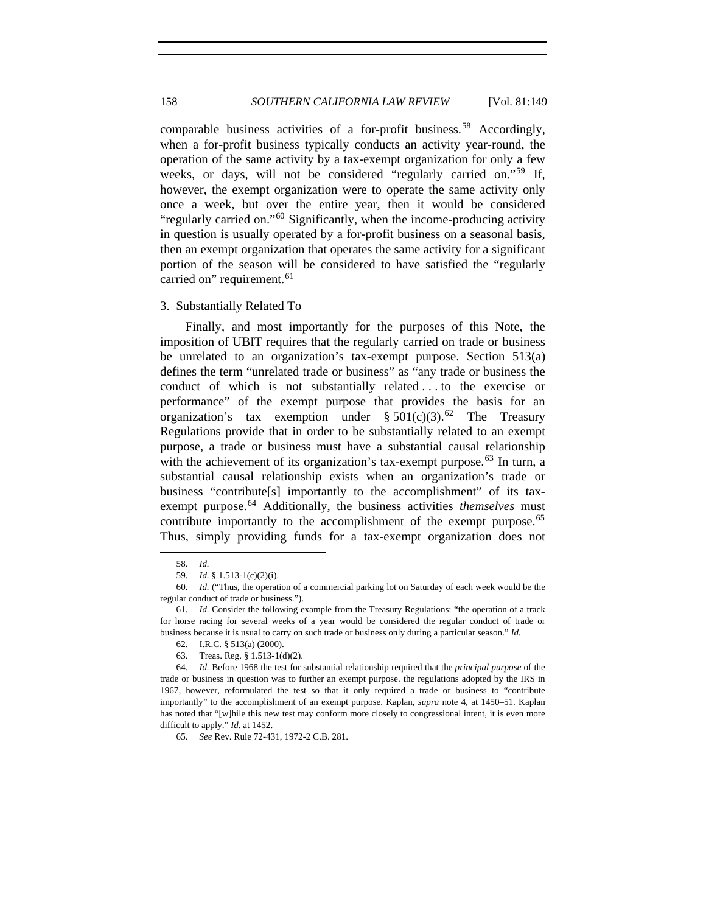comparable business activities of a for-profit business.[58] Accordingly, when a for-profit business typically conducts an activity year-round, the operation of the same activity by a tax-exempt organization for only a few weeks, or days, will not be considered "regularly carried on."[59] If, however, the exempt organization were to operate the same activity only once a week, but over the entire year, then it would be considered "regularly carried on."[60] Significantly, when the income-producing activity in question is usually operated by a for-profit business on a seasonal basis, then an exempt organization that operates the same activity for a significant portion of the season will be considered to have satisfied the "regularly carried on" requirement.[61]

### 3. Substantially Related To

Finally, and most importantly for the purposes of this Note, the imposition of UBIT requires that the regularly carried on trade or business be unrelated to an organization's tax-exempt purpose. Section 513(a) defines the term "unrelated trade or business" as "any trade or business the conduct of which is not substantially related . . . to the exercise or performance" of the exempt purpose that provides the basis for an organization's tax exemption under § 501(c)(3).[62] The Treasury Regulations provide that in order to be substantially related to an exempt purpose, a trade or business must have a substantial causal relationship with the achievement of its organization's tax-exempt purpose.[63] In turn, a substantial causal relationship exists when an organization's trade or business "contribute[s] importantly to the accomplishment" of its tax-exempt purpose.[64] Additionally, the business activities *themselves* must contribute importantly to the accomplishment of the exempt purpose.[65] Thus, simply providing funds for a tax-exempt organization does not

---

58. *Id.*

59. *Id.* § 1.513-1(c)(2)(i).

60. *Id.* ("Thus, the operation of a commercial parking lot on Saturday of each week would be the regular conduct of trade or business.").

61. *Id.* Consider the following example from the Treasury Regulations: "the operation of a track for horse racing for several weeks of a year would be considered the regular conduct of trade or business because it is usual to carry on such trade or business only during a particular season." *Id.*

62. I.R.C. § 513(a) (2000).

63. Treas. Reg. § 1.513-1(d)(2).

64. *Id.* Before 1968 the test for substantial relationship required that the *principal purpose* of the trade or business in question was to further an exempt purpose. the regulations adopted by the IRS in 1967, however, reformulated the test so that it only required a trade or business to "contribute importantly" to the accomplishment of an exempt purpose. Kaplan, *supra* note 4, at 1450–51. Kaplan has noted that "[w]hile this new test may conform more closely to congressional intent, it is even more difficult to apply." *Id.* at 1452.

65. *See* Rev. Rule 72-431, 1972-2 C.B. 281.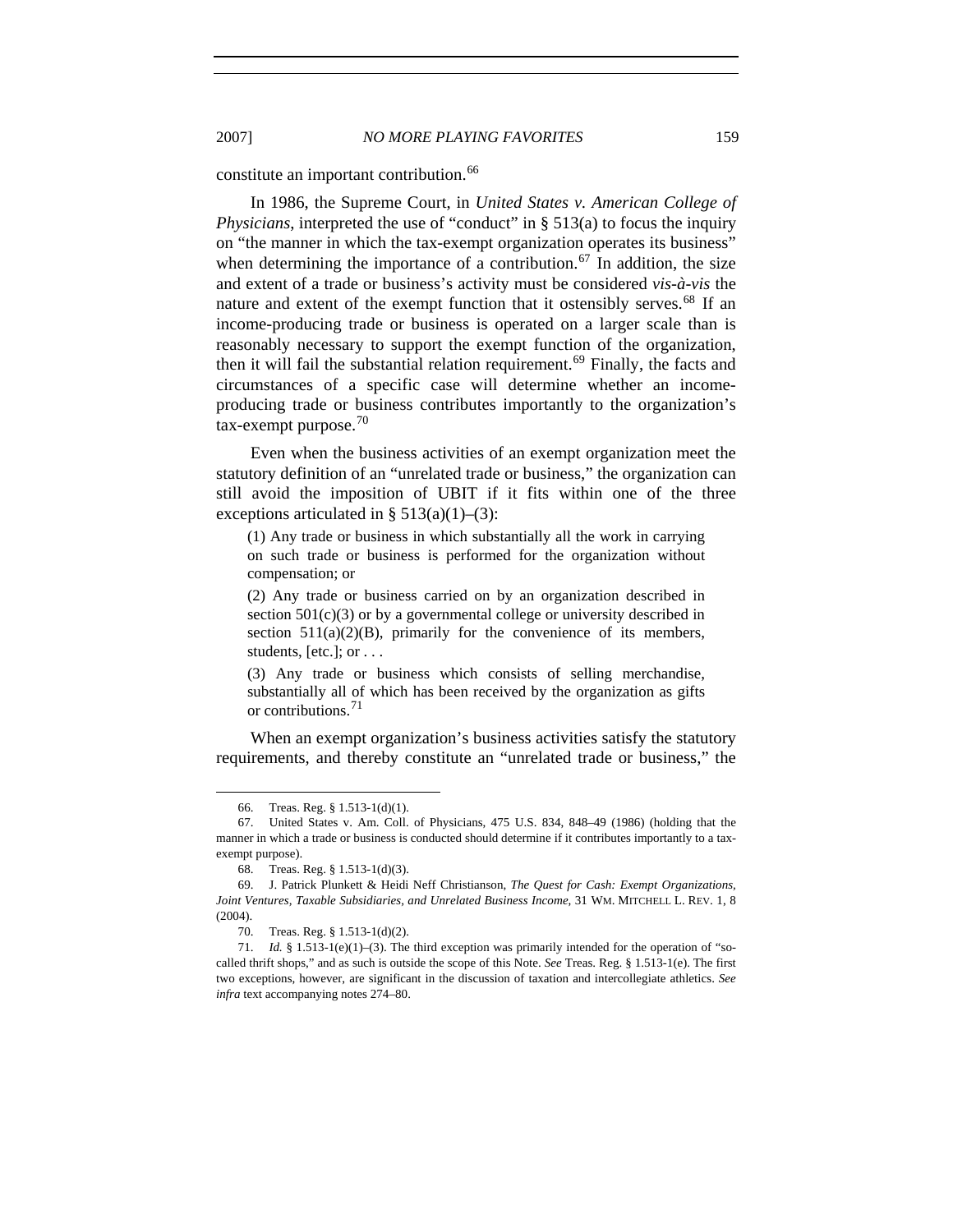constitute an important contribution.[66]

In 1986, the Supreme Court, in *United States v. American College of Physicians*, interpreted the use of "conduct" in § 513(a) to focus the inquiry on "the manner in which the tax-exempt organization operates its business" when determining the importance of a contribution.[67] In addition, the size and extent of a trade or business's activity must be considered *vis-à-vis* the nature and extent of the exempt function that it ostensibly serves.[68] If an income-producing trade or business is operated on a larger scale than is reasonably necessary to support the exempt function of the organization, then it will fail the substantial relation requirement.[69] Finally, the facts and circumstances of a specific case will determine whether an income-producing trade or business contributes importantly to the organization's tax-exempt purpose.[70]

Even when the business activities of an exempt organization meet the statutory definition of an "unrelated trade or business," the organization can still avoid the imposition of UBIT if it fits within one of the three exceptions articulated in § 513(a)(1)–(3):

> (1) Any trade or business in which substantially all the work in carrying on such trade or business is performed for the organization without compensation; or
>
> (2) Any trade or business carried on by an organization described in section 501(c)(3) or by a governmental college or university described in section 511(a)(2)(B), primarily for the convenience of its members, students, [etc.]; or . . .
>
> (3) Any trade or business which consists of selling merchandise, substantially all of which has been received by the organization as gifts or contributions.[71]

When an exempt organization's business activities satisfy the statutory requirements, and thereby constitute an "unrelated trade or business," the

---

66. Treas. Reg. § 1.513-1(d)(1).

67. United States v. Am. Coll. of Physicians, 475 U.S. 834, 848–49 (1986) (holding that the manner in which a trade or business is conducted should determine if it contributes importantly to a tax-exempt purpose).

68. Treas. Reg. § 1.513-1(d)(3).

69. J. Patrick Plunkett & Heidi Neff Christianson, *The Quest for Cash: Exempt Organizations, Joint Ventures, Taxable Subsidiaries, and Unrelated Business Income*, 31 WM. MITCHELL L. REV. 1, 8 (2004).

70. Treas. Reg. § 1.513-1(d)(2).

71. *Id.* § 1.513-1(e)(1)–(3). The third exception was primarily intended for the operation of "so-called thrift shops," and as such is outside the scope of this Note. *See* Treas. Reg. § 1.513-1(e). The first two exceptions, however, are significant in the discussion of taxation and intercollegiate athletics. *See infra* text accompanying notes 274–80.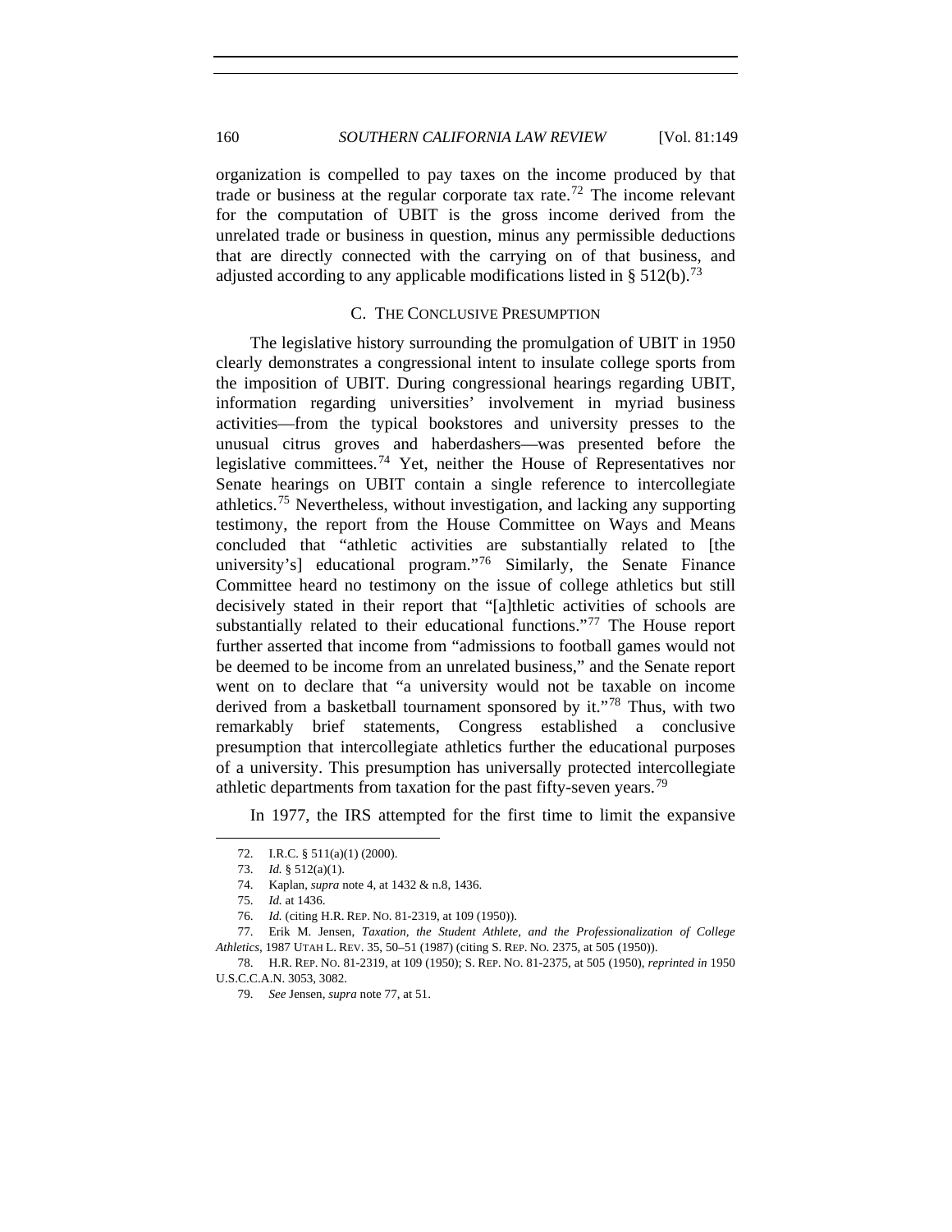organization is compelled to pay taxes on the income produced by that trade or business at the regular corporate tax rate.[72] The income relevant for the computation of UBIT is the gross income derived from the unrelated trade or business in question, minus any permissible deductions that are directly connected with the carrying on of that business, and adjusted according to any applicable modifications listed in § 512(b).[73]

### C. THE CONCLUSIVE PRESUMPTION

The legislative history surrounding the promulgation of UBIT in 1950 clearly demonstrates a congressional intent to insulate college sports from the imposition of UBIT. During congressional hearings regarding UBIT, information regarding universities' involvement in myriad business activities—from the typical bookstores and university presses to the unusual citrus groves and haberdashers—was presented before the legislative committees.[74] Yet, neither the House of Representatives nor Senate hearings on UBIT contain a single reference to intercollegiate athletics.[75] Nevertheless, without investigation, and lacking any supporting testimony, the report from the House Committee on Ways and Means concluded that "athletic activities are substantially related to [the university's] educational program."[76] Similarly, the Senate Finance Committee heard no testimony on the issue of college athletics but still decisively stated in their report that "[a]thletic activities of schools are substantially related to their educational functions."[77] The House report further asserted that income from "admissions to football games would not be deemed to be income from an unrelated business," and the Senate report went on to declare that "a university would not be taxable on income derived from a basketball tournament sponsored by it."[78] Thus, with two remarkably brief statements, Congress established a conclusive presumption that intercollegiate athletics further the educational purposes of a university. This presumption has universally protected intercollegiate athletic departments from taxation for the past fifty-seven years.[79]

In 1977, the IRS attempted for the first time to limit the expansive

---

72. I.R.C. § 511(a)(1) (2000).

73. *Id.* § 512(a)(1).

74. Kaplan, *supra* note 4, at 1432 & n.8, 1436.

75. *Id.* at 1436.

76. *Id.* (citing H.R. REP. NO. 81-2319, at 109 (1950)).

77. Erik M. Jensen, *Taxation, the Student Athlete, and the Professionalization of College Athletics*, 1987 UTAH L. REV. 35, 50–51 (1987) (citing S. REP. NO. 2375, at 505 (1950)).

78. H.R. REP. NO. 81-2319, at 109 (1950); S. REP. NO. 81-2375, at 505 (1950), *reprinted in* 1950 U.S.C.C.A.N. 3053, 3082.

79. *See* Jensen, *supra* note 77, at 51.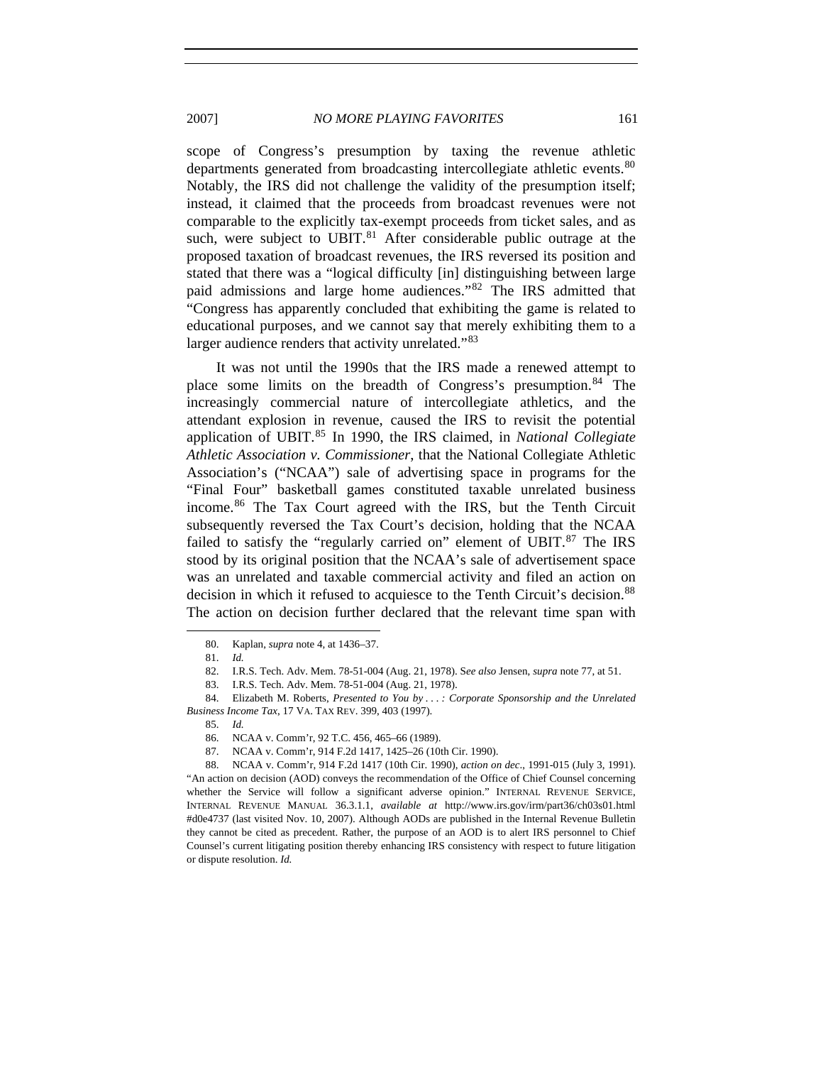scope of Congress's presumption by taxing the revenue athletic departments generated from broadcasting intercollegiate athletic events.[80] Notably, the IRS did not challenge the validity of the presumption itself; instead, it claimed that the proceeds from broadcast revenues were not comparable to the explicitly tax-exempt proceeds from ticket sales, and as such, were subject to UBIT.[81] After considerable public outrage at the proposed taxation of broadcast revenues, the IRS reversed its position and stated that there was a "logical difficulty [in] distinguishing between large paid admissions and large home audiences."[82] The IRS admitted that "Congress has apparently concluded that exhibiting the game is related to educational purposes, and we cannot say that merely exhibiting them to a larger audience renders that activity unrelated."[83]

It was not until the 1990s that the IRS made a renewed attempt to place some limits on the breadth of Congress's presumption.[84] The increasingly commercial nature of intercollegiate athletics, and the attendant explosion in revenue, caused the IRS to revisit the potential application of UBIT.[85] In 1990, the IRS claimed, in *National Collegiate Athletic Association v. Commissioner*, that the National Collegiate Athletic Association's ("NCAA") sale of advertising space in programs for the "Final Four" basketball games constituted taxable unrelated business income.[86] The Tax Court agreed with the IRS, but the Tenth Circuit subsequently reversed the Tax Court's decision, holding that the NCAA failed to satisfy the "regularly carried on" element of UBIT.[87] The IRS stood by its original position that the NCAA's sale of advertisement space was an unrelated and taxable commercial activity and filed an action on decision in which it refused to acquiesce to the Tenth Circuit's decision.[88] The action on decision further declared that the relevant time span with

---

80. Kaplan, *supra* note 4, at 1436–37.

81. *Id.*

82. I.R.S. Tech. Adv. Mem. 78-51-004 (Aug. 21, 1978). *See also* Jensen, *supra* note 77, at 51.

83. I.R.S. Tech. Adv. Mem. 78-51-004 (Aug. 21, 1978).

84. Elizabeth M. Roberts, *Presented to You by . . . : Corporate Sponsorship and the Unrelated Business Income Tax*, 17 VA. TAX REV. 399, 403 (1997).

85. *Id.*

86. NCAA v. Comm'r, 92 T.C. 456, 465–66 (1989).

87. NCAA v. Comm'r, 914 F.2d 1417, 1425–26 (10th Cir. 1990).

88. NCAA v. Comm'r, 914 F.2d 1417 (10th Cir. 1990), *action on dec*., 1991-015 (July 3, 1991). "An action on decision (AOD) conveys the recommendation of the Office of Chief Counsel concerning whether the Service will follow a significant adverse opinion." INTERNAL REVENUE SERVICE, INTERNAL REVENUE MANUAL 36.3.1.1, *available at* http://www.irs.gov/irm/part36/ch03s01.html #d0e4737 (last visited Nov. 10, 2007). Although AODs are published in the Internal Revenue Bulletin they cannot be cited as precedent. Rather, the purpose of an AOD is to alert IRS personnel to Chief Counsel's current litigating position thereby enhancing IRS consistency with respect to future litigation or dispute resolution. *Id.*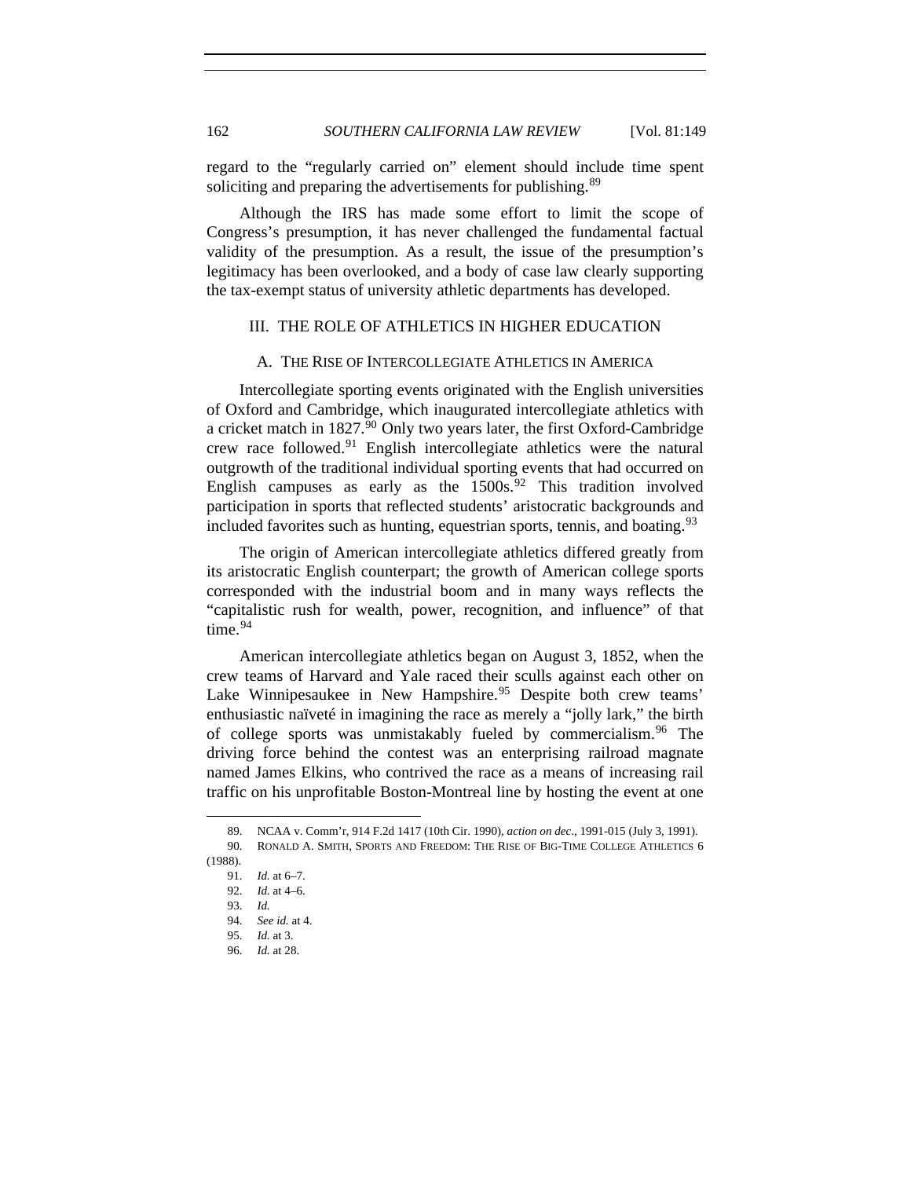regard to the "regularly carried on" element should include time spent soliciting and preparing the advertisements for publishing.[89]

Although the IRS has made some effort to limit the scope of Congress's presumption, it has never challenged the fundamental factual validity of the presumption. As a result, the issue of the presumption's legitimacy has been overlooked, and a body of case law clearly supporting the tax-exempt status of university athletic departments has developed.

## III. THE ROLE OF ATHLETICS IN HIGHER EDUCATION

### A. THE RISE OF INTERCOLLEGIATE ATHLETICS IN AMERICA

Intercollegiate sporting events originated with the English universities of Oxford and Cambridge, which inaugurated intercollegiate athletics with a cricket match in 1827.[90] Only two years later, the first Oxford-Cambridge crew race followed.[91] English intercollegiate athletics were the natural outgrowth of the traditional individual sporting events that had occurred on English campuses as early as the 1500s.[92] This tradition involved participation in sports that reflected students' aristocratic backgrounds and included favorites such as hunting, equestrian sports, tennis, and boating.[93]

The origin of American intercollegiate athletics differed greatly from its aristocratic English counterpart; the growth of American college sports corresponded with the industrial boom and in many ways reflects the "capitalistic rush for wealth, power, recognition, and influence" of that time.[94]

American intercollegiate athletics began on August 3, 1852, when the crew teams of Harvard and Yale raced their sculls against each other on Lake Winnipesaukee in New Hampshire.[95] Despite both crew teams' enthusiastic naïveté in imagining the race as merely a "jolly lark," the birth of college sports was unmistakably fueled by commercialism.[96] The driving force behind the contest was an enterprising railroad magnate named James Elkins, who contrived the race as a means of increasing rail traffic on his unprofitable Boston-Montreal line by hosting the event at one

---

89. NCAA v. Comm'r, 914 F.2d 1417 (10th Cir. 1990), *action on dec*., 1991-015 (July 3, 1991).

90. RONALD A. SMITH, SPORTS AND FREEDOM: THE RISE OF BIG-TIME COLLEGE ATHLETICS 6 (1988).

91. *Id.* at 6–7.

92. *Id.* at 4–6.

93. *Id.*

94. *See id.* at 4.

95. *Id.* at 3.

96. *Id.* at 28.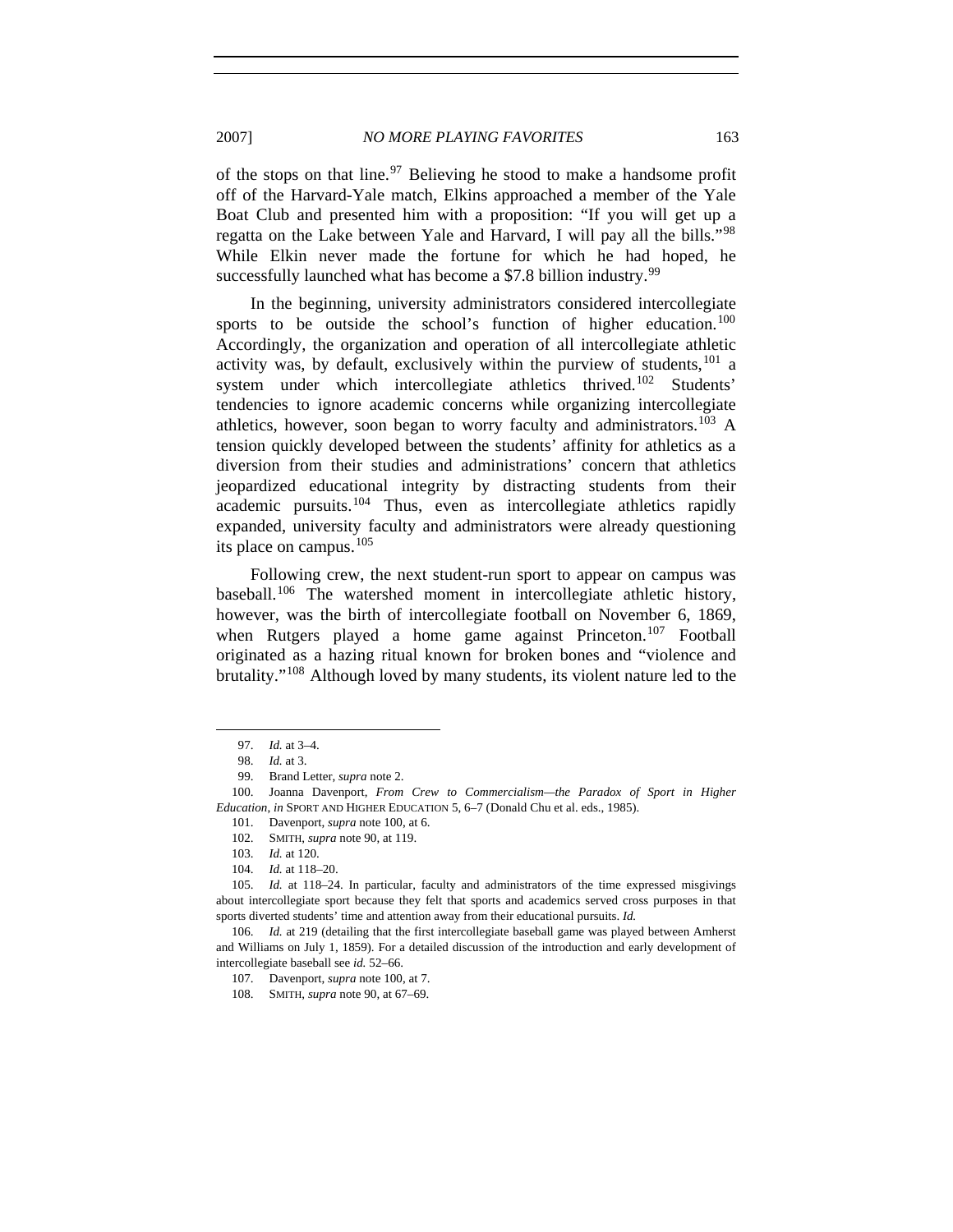of the stops on that line.[97] Believing he stood to make a handsome profit off of the Harvard-Yale match, Elkins approached a member of the Yale Boat Club and presented him with a proposition: "If you will get up a regatta on the Lake between Yale and Harvard, I will pay all the bills."[98] While Elkin never made the fortune for which he had hoped, he successfully launched what has become a $7.8 billion industry.[99]

In the beginning, university administrators considered intercollegiate sports to be outside the school's function of higher education.[100] Accordingly, the organization and operation of all intercollegiate athletic activity was, by default, exclusively within the purview of students,[101] a system under which intercollegiate athletics thrived.[102] Students' tendencies to ignore academic concerns while organizing intercollegiate athletics, however, soon began to worry faculty and administrators.[103] A tension quickly developed between the students' affinity for athletics as a diversion from their studies and administrators' concern that athletics jeopardized educational integrity by distracting students from their academic pursuits.[104] Thus, even as intercollegiate athletics rapidly expanded, university faculty and administrators were already questioning its place on campus.[105]

Following crew, the next student-run sport to appear on campus was baseball.[106] The watershed moment in intercollegiate athletic history, however, was the birth of intercollegiate football on November 6, 1869, when Rutgers played a home game against Princeton.[107] Football originated as a hazing ritual known for broken bones and "violence and brutality."[108] Although loved by many students, its violent nature led to the

---

97. *Id.* at 3–4.

98. *Id.* at 3.

99. Brand Letter, *supra* note 2.

100. Joanna Davenport, *From Crew to Commercialism—the Paradox of Sport in Higher Education*, *in* SPORT AND HIGHER EDUCATION 5, 6–7 (Donald Chu et al. eds., 1985).

101. Davenport, *supra* note 100, at 6.

102. SMITH, *supra* note 90, at 119.

103. *Id.* at 120.

104. *Id.* at 118–20.

105. *Id.* at 118–24. In particular, faculty and administrators of the time expressed misgivings about intercollegiate sport because they felt that sports and academics served cross purposes in that sports diverted students' time and attention away from their educational pursuits. *Id.*

106. *Id.* at 219 (detailing that the first intercollegiate baseball game was played between Amherst and Williams on July 1, 1859). For a detailed discussion of the introduction and early development of intercollegiate baseball see *id.* 52–66.

107. Davenport, *supra* note 100, at 7.

108. SMITH, *supra* note 90, at 67–69.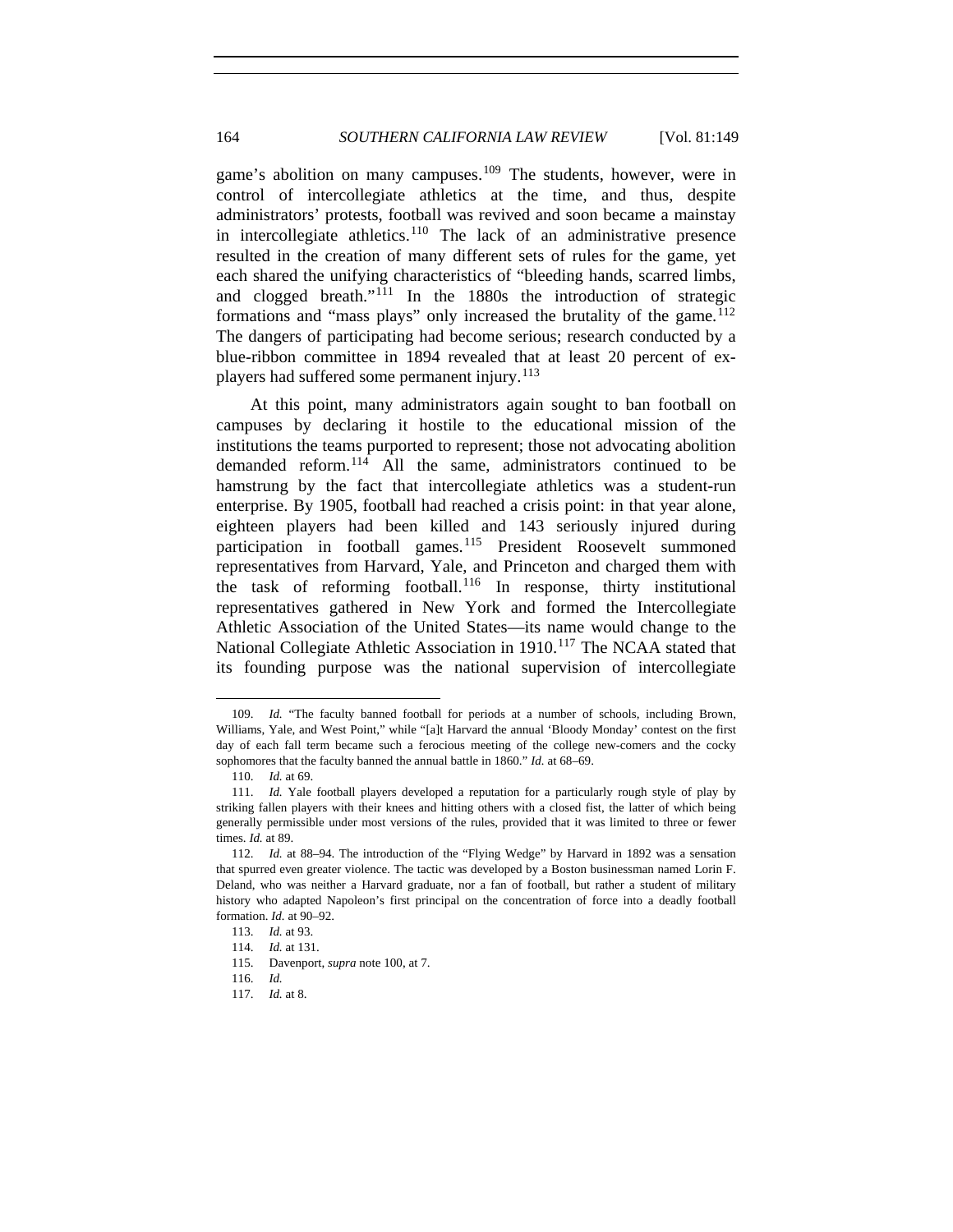game's abolition on many campuses.[109] The students, however, were in control of intercollegiate athletics at the time, and thus, despite administrators' protests, football was revived and soon became a mainstay in intercollegiate athletics.[110] The lack of an administrative presence resulted in the creation of many different sets of rules for the game, yet each shared the unifying characteristics of "bleeding hands, scarred limbs, and clogged breath."[111] In the 1880s the introduction of strategic formations and "mass plays" only increased the brutality of the game.[112] The dangers of participating had become serious; research conducted by a blue-ribbon committee in 1894 revealed that at least 20 percent of ex-players had suffered some permanent injury.[113]

At this point, many administrators again sought to ban football on campuses by declaring it hostile to the educational mission of the institutions the teams purported to represent; those not advocating abolition demanded reform.[114] All the same, administrators continued to be hamstrung by the fact that intercollegiate athletics was a student-run enterprise. By 1905, football had reached a crisis point: in that year alone, eighteen players had been killed and 143 seriously injured during participation in football games.[115] President Roosevelt summoned representatives from Harvard, Yale, and Princeton and charged them with the task of reforming football.[116] In response, thirty institutional representatives gathered in New York and formed the Intercollegiate Athletic Association of the United States—its name would change to the National Collegiate Athletic Association in 1910.[117] The NCAA stated that its founding purpose was the national supervision of intercollegiate

---

109. *Id.* "The faculty banned football for periods at a number of schools, including Brown, Williams, Yale, and West Point," while "[a]t Harvard the annual 'Bloody Monday' contest on the first day of each fall term became such a ferocious meeting of the college new-comers and the cocky sophomores that the faculty banned the annual battle in 1860." *Id.* at 68–69.

110. *Id.* at 69.

111. *Id.* Yale football players developed a reputation for a particularly rough style of play by striking fallen players with their knees and hitting others with a closed fist, the latter of which being generally permissible under most versions of the rules, provided that it was limited to three or fewer times. *Id.* at 89.

112. *Id.* at 88–94. The introduction of the "Flying Wedge" by Harvard in 1892 was a sensation that spurred even greater violence. The tactic was developed by a Boston businessman named Lorin F. Deland, who was neither a Harvard graduate, nor a fan of football, but rather a student of military history who adapted Napoleon's first principal on the concentration of force into a deadly football formation. *Id.* at 90–92.

113. *Id.* at 93.

114. *Id.* at 131.

115. Davenport, *supra* note 100, at 7.

116. *Id.*

117. *Id.* at 8.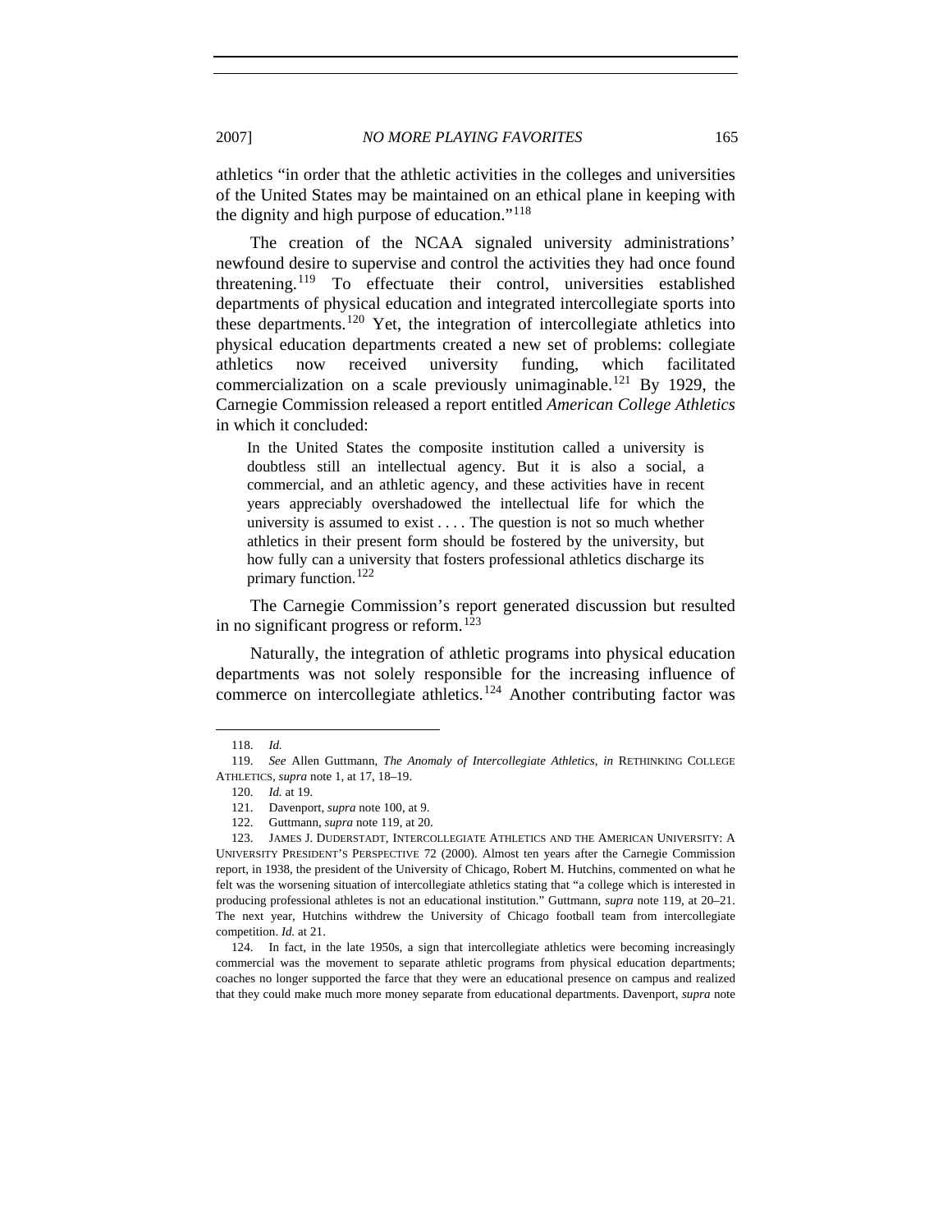athletics "in order that the athletic activities in the colleges and universities of the United States may be maintained on an ethical plane in keeping with the dignity and high purpose of education."[118]

The creation of the NCAA signaled university administrations' newfound desire to supervise and control the activities they had once found threatening.[119] To effectuate their control, universities established departments of physical education and integrated intercollegiate sports into these departments.[120] Yet, the integration of intercollegiate athletics into physical education departments created a new set of problems: collegiate athletics now received university funding, which facilitated commercialization on a scale previously unimaginable.[121] By 1929, the Carnegie Commission released a report entitled *American College Athletics* in which it concluded:

> In the United States the composite institution called a university is doubtless still an intellectual agency. But it is also a social, a commercial, and an athletic agency, and these activities have in recent years appreciably overshadowed the intellectual life for which the university is assumed to exist . . . . The question is not so much whether athletics in their present form should be fostered by the university, but how fully can a university that fosters professional athletics discharge its primary function.[122]

The Carnegie Commission's report generated discussion but resulted in no significant progress or reform.[123]

Naturally, the integration of athletic programs into physical education departments was not solely responsible for the increasing influence of commerce on intercollegiate athletics.[124] Another contributing factor was

---

118. *Id.*

119. *See* Allen Guttmann, *The Anomaly of Intercollegiate Athletics*, *in* RETHINKING COLLEGE ATHLETICS, *supra* note 1, at 17, 18–19.

120. *Id.* at 19.

121. Davenport, *supra* note 100, at 9.

122. Guttmann, *supra* note 119, at 20.

123. JAMES J. DUDERSTADT, INTERCOLLEGIATE ATHLETICS AND THE AMERICAN UNIVERSITY: A UNIVERSITY PRESIDENT'S PERSPECTIVE 72 (2000). Almost ten years after the Carnegie Commission report, in 1938, the president of the University of Chicago, Robert M. Hutchins, commented on what he felt was the worsening situation of intercollegiate athletics stating that "a college which is interested in producing professional athletes is not an educational institution." Guttmann, *supra* note 119, at 20–21. The next year, Hutchins withdrew the University of Chicago football team from intercollegiate competition. *Id.* at 21.

124. In fact, in the late 1950s, a sign that intercollegiate athletics were becoming increasingly commercial was the movement to separate athletic programs from physical education departments; coaches no longer supported the farce that they were an educational presence on campus and realized that they could make much more money separate from educational departments. Davenport, *supra* note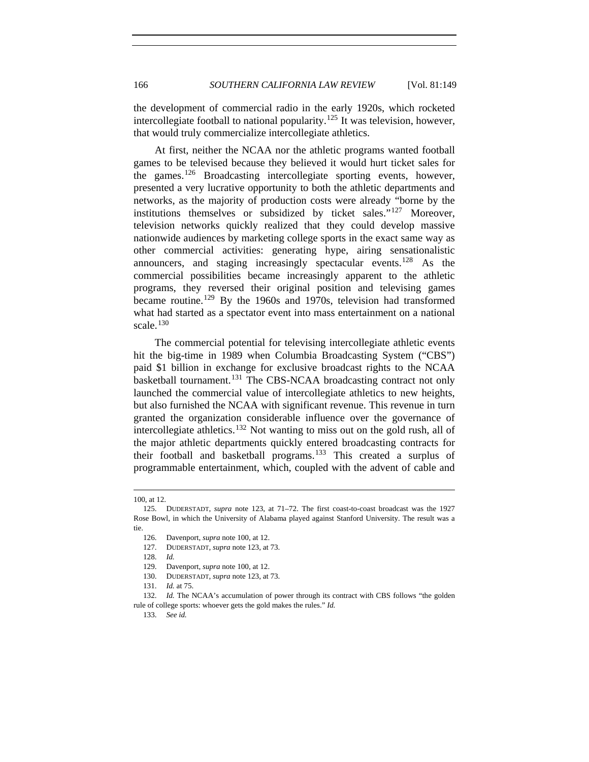the development of commercial radio in the early 1920s, which rocketed intercollegiate football to national popularity.[125] It was television, however, that would truly commercialize intercollegiate athletics.

At first, neither the NCAA nor the athletic programs wanted football games to be televised because they believed it would hurt ticket sales for the games.[126] Broadcasting intercollegiate sporting events, however, presented a very lucrative opportunity to both the athletic departments and networks, as the majority of production costs were already "borne by the institutions themselves or subsidized by ticket sales."[127] Moreover, television networks quickly realized that they could develop massive nationwide audiences by marketing college sports in the exact same way as other commercial activities: generating hype, airing sensationalistic announcers, and staging increasingly spectacular events.[128] As the commercial possibilities became increasingly apparent to the athletic programs, they reversed their original position and televising games became routine.[129] By the 1960s and 1970s, television had transformed what had started as a spectator event into mass entertainment on a national scale.[130]

The commercial potential for televising intercollegiate athletic events hit the big-time in 1989 when Columbia Broadcasting System ("CBS") paid $1 billion in exchange for exclusive broadcast rights to the NCAA basketball tournament.[131] The CBS-NCAA broadcasting contract not only launched the commercial value of intercollegiate athletics to new heights, but also furnished the NCAA with significant revenue. This revenue in turn granted the organization considerable influence over the governance of intercollegiate athletics.[132] Not wanting to miss out on the gold rush, all of the major athletic departments quickly entered broadcasting contracts for their football and basketball programs.[133] This created a surplus of programmable entertainment, which, coupled with the advent of cable and

---

100, at 12.

125. DUDERSTADT, *supra* note 123, at 71–72. The first coast-to-coast broadcast was the 1927 Rose Bowl, in which the University of Alabama played against Stanford University. The result was a tie.

126. Davenport, *supra* note 100, at 12.

127. DUDERSTADT, *supra* note 123, at 73.

128. *Id.*

129. Davenport, *supra* note 100, at 12.

130. DUDERSTADT, *supra* note 123, at 73.

131. *Id.* at 75.

132. *Id.* The NCAA's accumulation of power through its contract with CBS follows "the golden rule of college sports: whoever gets the gold makes the rules." *Id.*

133. *See id.*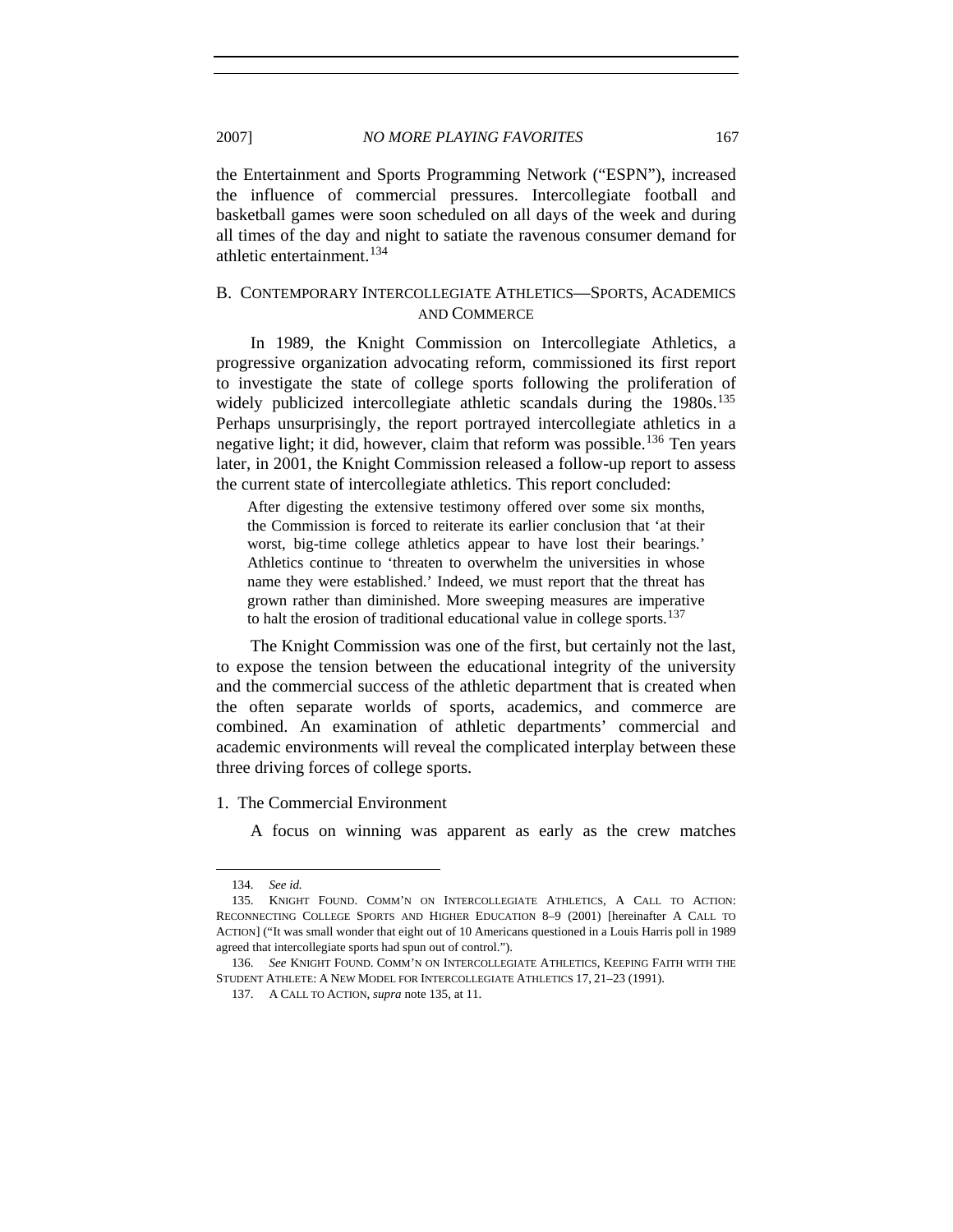the Entertainment and Sports Programming Network ("ESPN"), increased the influence of commercial pressures. Intercollegiate football and basketball games were soon scheduled on all days of the week and during all times of the day and night to satiate the ravenous consumer demand for athletic entertainment.[134]

### B. CONTEMPORARY INTERCOLLEGIATE ATHLETICS—SPORTS, ACADEMICS AND COMMERCE

In 1989, the Knight Commission on Intercollegiate Athletics, a progressive organization advocating reform, commissioned its first report to investigate the state of college sports following the proliferation of widely publicized intercollegiate athletic scandals during the 1980s.[135] Perhaps unsurprisingly, the report portrayed intercollegiate athletics in a negative light; it did, however, claim that reform was possible.[136] Ten years later, in 2001, the Knight Commission released a follow-up report to assess the current state of intercollegiate athletics. This report concluded:

> After digesting the extensive testimony offered over some six months, the Commission is forced to reiterate its earlier conclusion that 'at their worst, big-time college athletics appear to have lost their bearings.' Athletics continue to 'threaten to overwhelm the universities in whose name they were established.' Indeed, we must report that the threat has grown rather than diminished. More sweeping measures are imperative to halt the erosion of traditional educational value in college sports.[137]

The Knight Commission was one of the first, but certainly not the last, to expose the tension between the educational integrity of the university and the commercial success of the athletic department that is created when the often separate worlds of sports, academics, and commerce are combined. An examination of athletic departments' commercial and academic environments will reveal the complicated interplay between these three driving forces of college sports.

#### 1. The Commercial Environment

A focus on winning was apparent as early as the crew matches

---

134. *See id.*

135. KNIGHT FOUND. COMM'N ON INTERCOLLEGIATE ATHLETICS, A CALL TO ACTION: RECONNECTING COLLEGE SPORTS AND HIGHER EDUCATION 8–9 (2001) [hereinafter A CALL TO ACTION] ("It was small wonder that eight out of 10 Americans questioned in a Louis Harris poll in 1989 agreed that intercollegiate sports had spun out of control.").

136. *See* KNIGHT FOUND. COMM'N ON INTERCOLLEGIATE ATHLETICS, KEEPING FAITH WITH THE STUDENT ATHLETE: A NEW MODEL FOR INTERCOLLEGIATE ATHLETICS 17, 21–23 (1991).

137. A CALL TO ACTION, *supra* note 135, at 11.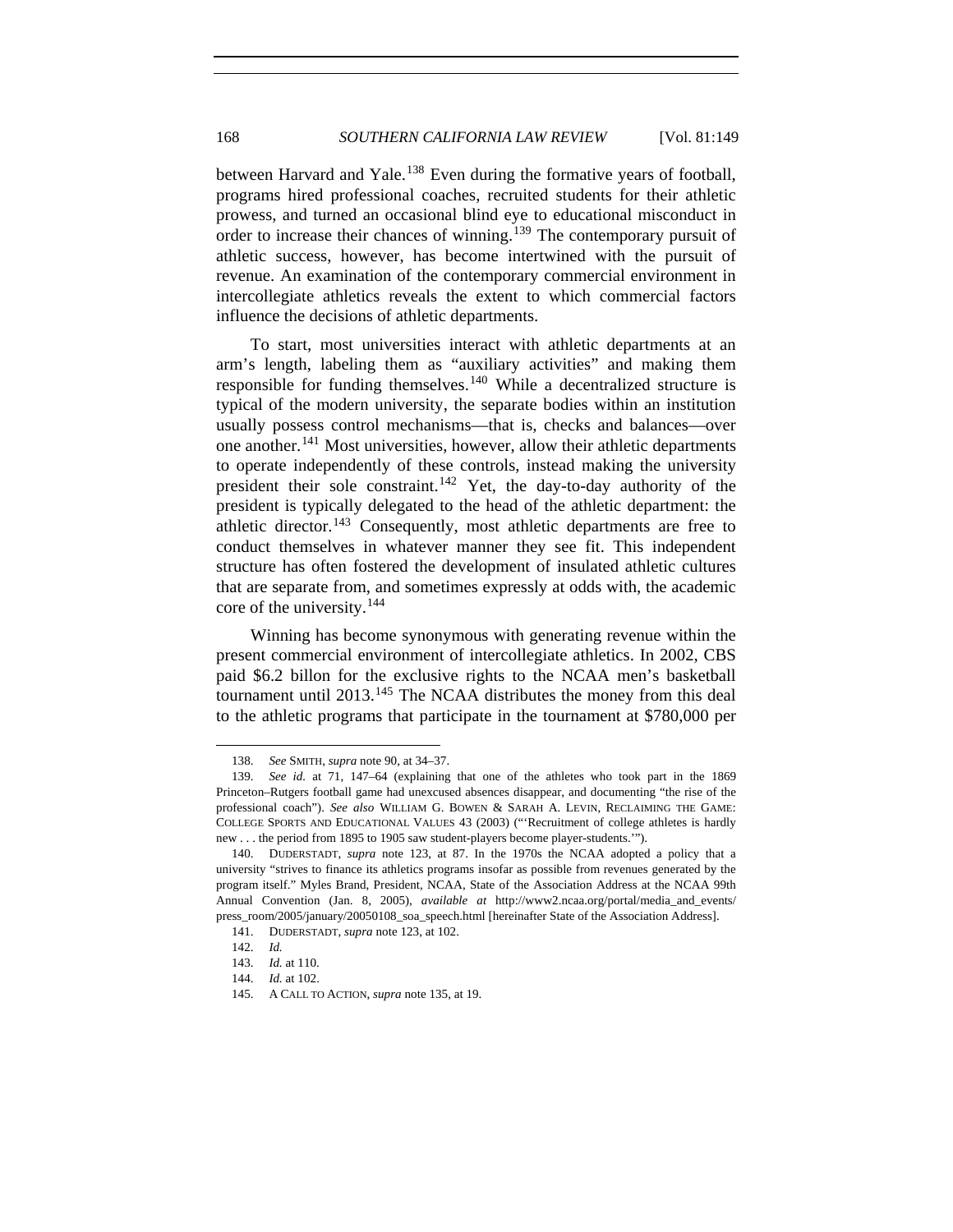between Harvard and Yale.[138] Even during the formative years of football, programs hired professional coaches, recruited students for their athletic prowess, and turned an occasional blind eye to educational misconduct in order to increase their chances of winning.[139] The contemporary pursuit of athletic success, however, has become intertwined with the pursuit of revenue. An examination of the contemporary commercial environment in intercollegiate athletics reveals the extent to which commercial factors influence the decisions of athletic departments.

To start, most universities interact with athletic departments at an arm's length, labeling them as "auxiliary activities" and making them responsible for funding themselves.[140] While a decentralized structure is typical of the modern university, the separate bodies within an institution usually possess control mechanisms—that is, checks and balances—over one another.[141] Most universities, however, allow their athletic departments to operate independently of these controls, instead making the university president their sole constraint.[142] Yet, the day-to-day authority of the president is typically delegated to the head of the athletic department: the athletic director.[143] Consequently, most athletic departments are free to conduct themselves in whatever manner they see fit. This independent structure has often fostered the development of insulated athletic cultures that are separate from, and sometimes expressly at odds with, the academic core of the university.[144]

Winning has become synonymous with generating revenue within the present commercial environment of intercollegiate athletics. In 2002, CBS paid $6.2 billon for the exclusive rights to the NCAA men's basketball tournament until 2013.[145] The NCAA distributes the money from this deal to the athletic programs that participate in the tournament at $780,000 per

---

138. *See* SMITH, *supra* note 90, at 34–37.

139. *See id.* at 71, 147–64 (explaining that one of the athletes who took part in the 1869 Princeton–Rutgers football game had unexcused absences disappear, and documenting "the rise of the professional coach"). *See also* WILLIAM G. BOWEN & SARAH A. LEVIN, RECLAIMING THE GAME: COLLEGE SPORTS AND EDUCATIONAL VALUES 43 (2003) ("'Recruitment of college athletes is hardly new . . . the period from 1895 to 1905 saw student-players become player-students.'").

140. DUDERSTADT, *supra* note 123, at 87. In the 1970s the NCAA adopted a policy that a university "strives to finance its athletics programs insofar as possible from revenues generated by the program itself." Myles Brand, President, NCAA, State of the Association Address at the NCAA 99th Annual Convention (Jan. 8, 2005), *available at* http://www2.ncaa.org/portal/media_and_events/press_room/2005/january/20050108_soa_speech.html [hereinafter State of the Association Address].

141. DUDERSTADT, *supra* note 123, at 102.

142. *Id.*

143. *Id.* at 110.

144. *Id.* at 102.

145. A CALL TO ACTION, *supra* note 135, at 19.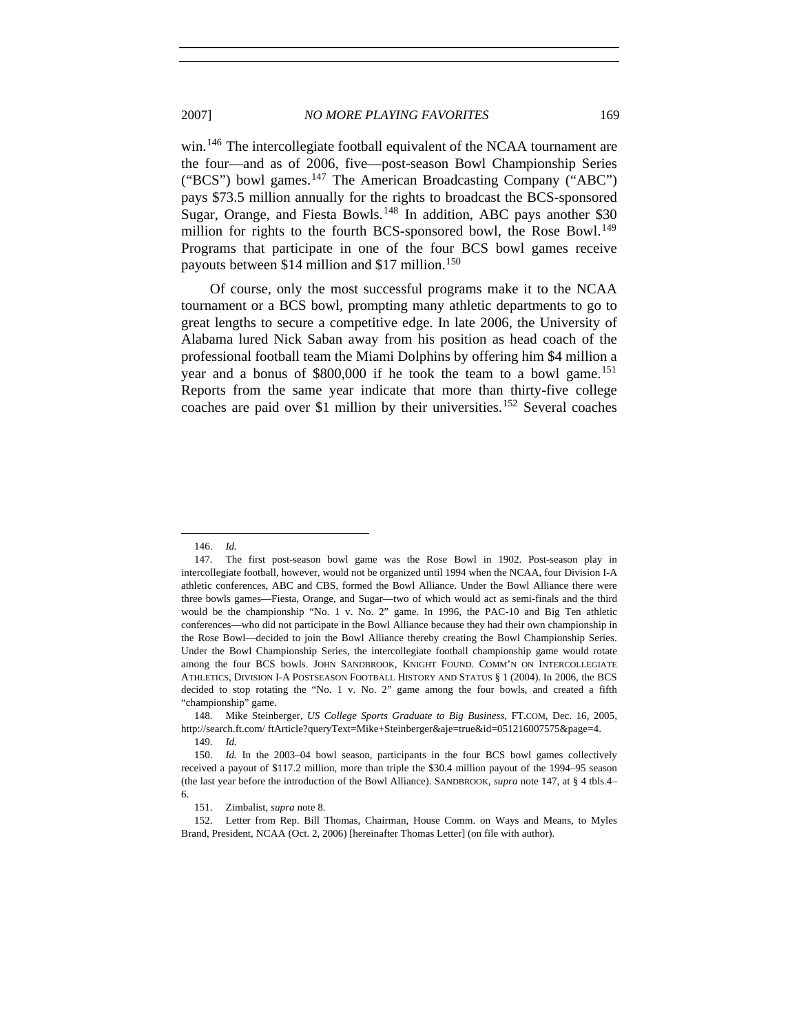win.[146] The intercollegiate football equivalent of the NCAA tournament are the four—and as of 2006, five—post-season Bowl Championship Series ("BCS") bowl games.[147] The American Broadcasting Company ("ABC") pays $73.5 million annually for the rights to broadcast the BCS-sponsored Sugar, Orange, and Fiesta Bowls.[148] In addition, ABC pays another $30 million for rights to the fourth BCS-sponsored bowl, the Rose Bowl.[149] Programs that participate in one of the four BCS bowl games receive payouts between $14 million and $17 million.[150]

Of course, only the most successful programs make it to the NCAA tournament or a BCS bowl, prompting many athletic departments to go to great lengths to secure a competitive edge. In late 2006, the University of Alabama lured Nick Saban away from his position as head coach of the professional football team the Miami Dolphins by offering him $4 million a year and a bonus of $800,000 if he took the team to a bowl game.[151] Reports from the same year indicate that more than thirty-five college coaches are paid over $1 million by their universities.[152] Several coaches

---

146. *Id.*

147. The first post-season bowl game was the Rose Bowl in 1902. Post-season play in intercollegiate football, however, would not be organized until 1994 when the NCAA, four Division I-A athletic conferences, ABC and CBS, formed the Bowl Alliance. Under the Bowl Alliance there were three bowls games—Fiesta, Orange, and Sugar—two of which would act as semi-finals and the third would be the championship "No. 1 v. No. 2" game. In 1996, the PAC-10 and Big Ten athletic conferences—who did not participate in the Bowl Alliance because they had their own championship in the Rose Bowl—decided to join the Bowl Alliance thereby creating the Bowl Championship Series. Under the Bowl Championship Series, the intercollegiate football championship game would rotate among the four BCS bowls. JOHN SANDBROOK, KNIGHT FOUND. COMM'N ON INTERCOLLEGIATE ATHLETICS, DIVISION I-A POSTSEASON FOOTBALL HISTORY AND STATUS § 1 (2004). In 2006, the BCS decided to stop rotating the "No. 1 v. No. 2" game among the four bowls, and created a fifth "championship" game.

148. Mike Steinberger, *US College Sports Graduate to Big Business*, FT.COM, Dec. 16, 2005, http://search.ft.com/ ftArticle?queryText=Mike+Steinberger&aje=true&id=051216007575&page=4.

149. *Id.*

150. *Id.* In the 2003–04 bowl season, participants in the four BCS bowl games collectively received a payout of $117.2 million, more than triple the $30.4 million payout of the 1994–95 season (the last year before the introduction of the Bowl Alliance). SANDBROOK, *supra* note 147, at § 4 tbls.4–6.

151. Zimbalist, *supra* note 8.

152. Letter from Rep. Bill Thomas, Chairman, House Comm. on Ways and Means, to Myles Brand, President, NCAA (Oct. 2, 2006) [hereinafter Thomas Letter] (on file with author).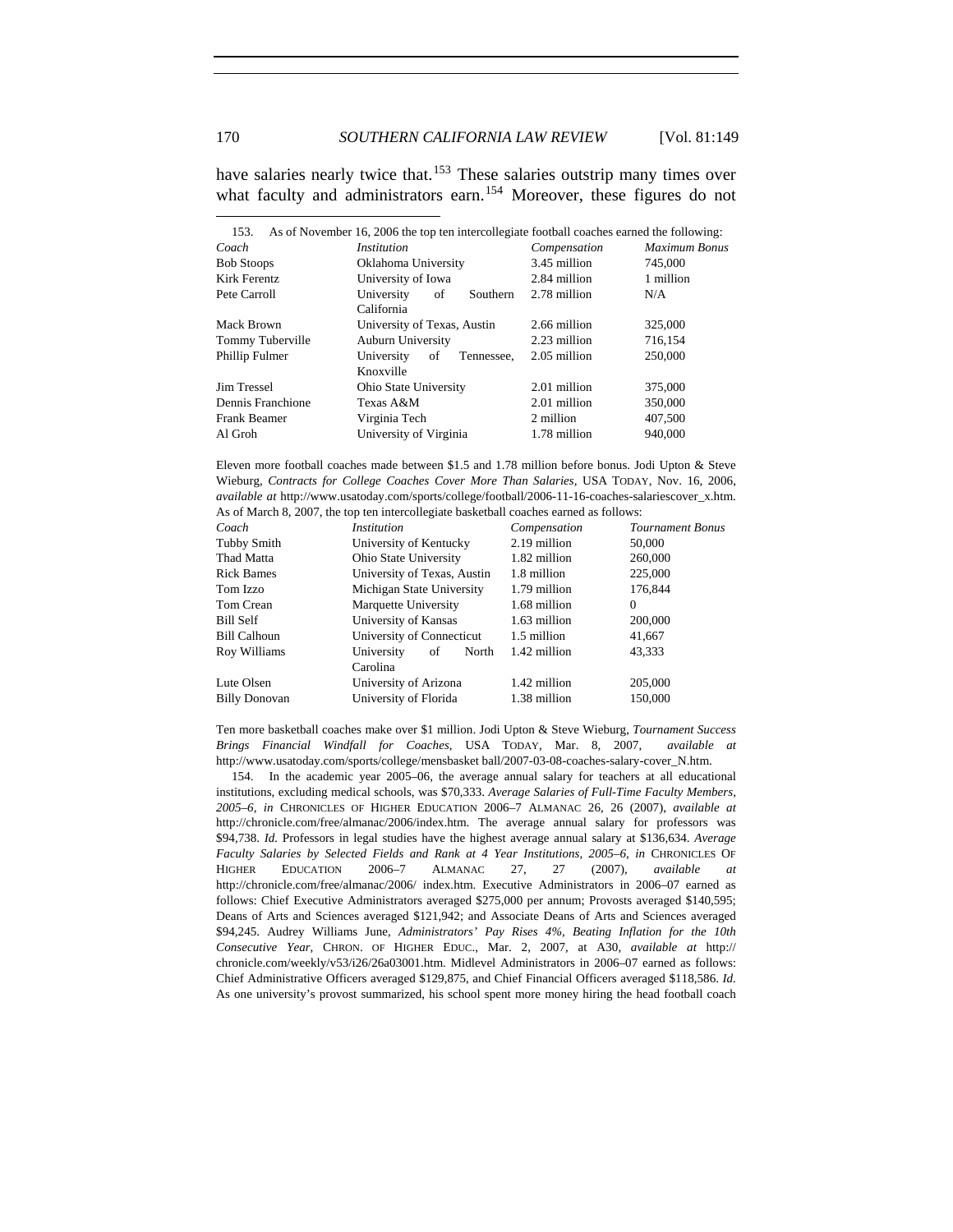have salaries nearly twice that.[153] These salaries outstrip many times over what faculty and administrators earn.[154] Moreover, these figures do not

---

153. As of November 16, 2006 the top ten intercollegiate football coaches earned the following:

| *Coach* | *Institution* | *Compensation* | *Maximum Bonus* |
|---|---|---|---|
| Bob Stoops | Oklahoma University | 3.45 million | 745,000 |
| Kirk Ferentz | University of Iowa | 2.84 million | 1 million |
| Pete Carroll | University of Southern California | 2.78 million | N/A |
| Mack Brown | University of Texas, Austin | 2.66 million | 325,000 |
| Tommy Tuberville | Auburn University | 2.23 million | 716,154 |
| Phillip Fulmer | University of Tennessee, Knoxville | 2.05 million | 250,000 |
| Jim Tressel | Ohio State University | 2.01 million | 375,000 |
| Dennis Franchione | Texas A&M | 2.01 million | 350,000 |
| Frank Beamer | Virginia Tech | 2 million | 407,500 |
| Al Groh | University of Virginia | 1.78 million | 940,000 |

Eleven more football coaches made between $1.5 and 1.78 million before bonus. Jodi Upton & Steve Wieburg, *Contracts for College Coaches Cover More Than Salaries*, USA TODAY, Nov. 16, 2006, *available at* http://www.usatoday.com/sports/college/football/2006-11-16-coaches-salariescover_x.htm. As of March 8, 2007, the top ten intercollegiate basketball coaches earned as follows:

| *Coach* | *Institution* | *Compensation* | *Tournament Bonus* |
|---|---|---|---|
| Tubby Smith | University of Kentucky | 2.19 million | 50,000 |
| Thad Matta | Ohio State University | 1.82 million | 260,000 |
| Rick Bames | University of Texas, Austin | 1.8 million | 225,000 |
| Tom Izzo | Michigan State University | 1.79 million | 176,844 |
| Tom Crean | Marquette University | 1.68 million | 0 |
| Bill Self | University of Kansas | 1.63 million | 200,000 |
| Bill Calhoun | University of Connecticut | 1.5 million | 41,667 |
| Roy Williams | University of North Carolina | 1.42 million | 43,333 |
| Lute Olsen | University of Arizona | 1.42 million | 205,000 |
| Billy Donovan | University of Florida | 1.38 million | 150,000 |

Ten more basketball coaches make over $1 million. Jodi Upton & Steve Wieburg, *Tournament Success Brings Financial Windfall for Coaches*, USA TODAY, Mar. 8, 2007, *available at* http://www.usatoday.com/sports/college/mensbasket ball/2007-03-08-coaches-salary-cover_N.htm.

154. In the academic year 2005–06, the average annual salary for teachers at all educational institutions, excluding medical schools, was $70,333. *Average Salaries of Full-Time Faculty Members, 2005–6*, *in* CHRONICLES OF HIGHER EDUCATION 2006–7 ALMANAC 26, 26 (2007), *available at* http://chronicle.com/free/almanac/2006/index.htm. The average annual salary for professors was $94,738. *Id.* Professors in legal studies have the highest average annual salary at $136,634. *Average Faculty Salaries by Selected Fields and Rank at 4 Year Institutions, 2005–6*, *in* CHRONICLES OF HIGHER EDUCATION 2006–7 ALMANAC 27, 27 (2007), *available at* http://chronicle.com/free/almanac/2006/ index.htm. Executive Administrators in 2006–07 earned as follows: Chief Executive Administrators averaged $275,000 per annum; Provosts averaged $140,595; Deans of Arts and Sciences averaged $121,942; and Associate Deans of Arts and Sciences averaged $94,245. Audrey Williams June, *Administrators' Pay Rises 4%, Beating Inflation for the 10th Consecutive Year*, CHRON. OF HIGHER EDUC., Mar. 2, 2007, at A30, *available at* http:// chronicle.com/weekly/v53/i26/26a03001.htm. Midlevel Administrators in 2006–07 earned as follows: Chief Administrative Officers averaged $129,875, and Chief Financial Officers averaged $118,586. *Id.* As one university's provost summarized, his school spent more money hiring the head football coach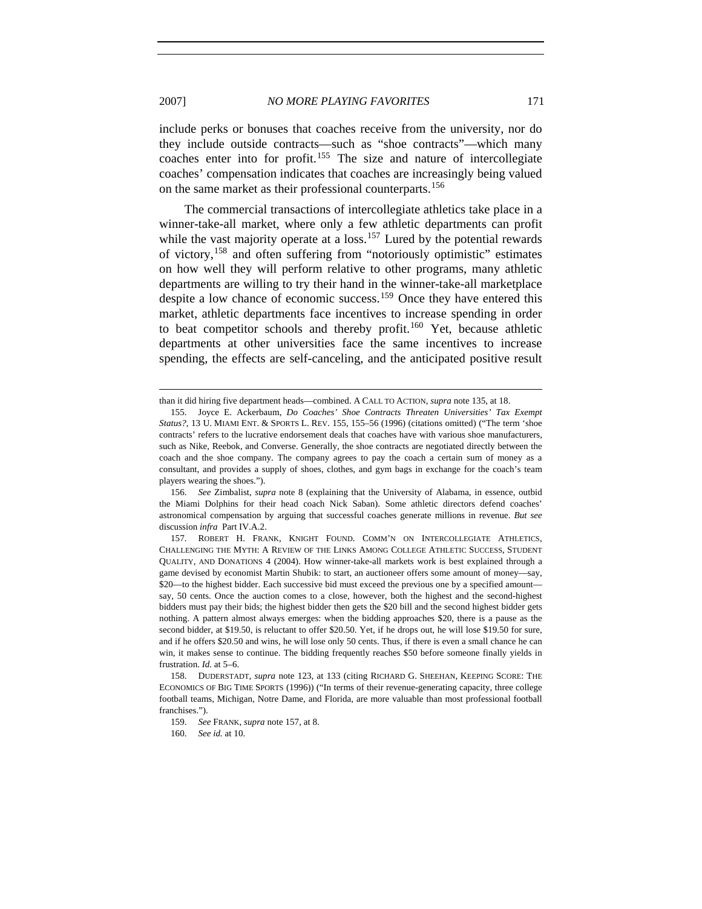include perks or bonuses that coaches receive from the university, nor do they include outside contracts—such as "shoe contracts"—which many coaches enter into for profit.[155] The size and nature of intercollegiate coaches' compensation indicates that coaches are increasingly being valued on the same market as their professional counterparts.[156]

The commercial transactions of intercollegiate athletics take place in a winner-take-all market, where only a few athletic departments can profit while the vast majority operate at a loss.[157] Lured by the potential rewards of victory,[158] and often suffering from "notoriously optimistic" estimates on how well they will perform relative to other programs, many athletic departments are willing to try their hand in the winner-take-all marketplace despite a low chance of economic success.[159] Once they have entered this market, athletic departments face incentives to increase spending in order to beat competitor schools and thereby profit.[160] Yet, because athletic departments at other universities face the same incentives to increase spending, the effects are self-canceling, and the anticipated positive result

---

than it did hiring five department heads—combined. A CALL TO ACTION, *supra* note 135, at 18.

155. Joyce E. Ackerbaum, *Do Coaches' Shoe Contracts Threaten Universities' Tax Exempt Status?*, 13 U. MIAMI ENT. & SPORTS L. REV. 155, 155–56 (1996) (citations omitted) ("The term 'shoe contracts' refers to the lucrative endorsement deals that coaches have with various shoe manufacturers, such as Nike, Reebok, and Converse. Generally, the shoe contracts are negotiated directly between the coach and the shoe company. The company agrees to pay the coach a certain sum of money as a consultant, and provides a supply of shoes, clothes, and gym bags in exchange for the coach's team players wearing the shoes.").

156. *See* Zimbalist, *supra* note 8 (explaining that the University of Alabama, in essence, outbid the Miami Dolphins for their head coach Nick Saban). Some athletic directors defend coaches' astronomical compensation by arguing that successful coaches generate millions in revenue. *But see* discussion *infra* Part IV.A.2.

157. ROBERT H. FRANK, KNIGHT FOUND. COMM'N ON INTERCOLLEGIATE ATHLETICS, CHALLENGING THE MYTH: A REVIEW OF THE LINKS AMONG COLLEGE ATHLETIC SUCCESS, STUDENT QUALITY, AND DONATIONS 4 (2004). How winner-take-all markets work is best explained through a game devised by economist Martin Shubik: to start, an auctioneer offers some amount of money—say, \$20—to the highest bidder. Each successive bid must exceed the previous one by a specified amount—say, 50 cents. Once the auction comes to a close, however, both the highest and the second-highest bidders must pay their bids; the highest bidder then gets the \$20 bill and the second highest bidder gets nothing. A pattern almost always emerges: when the bidding approaches \$20, there is a pause as the second bidder, at \$19.50, is reluctant to offer \$20.50. Yet, if he drops out, he will lose \$19.50 for sure, and if he offers \$20.50 and wins, he will lose only 50 cents. Thus, if there is even a small chance he can win, it makes sense to continue. The bidding frequently reaches \$50 before someone finally yields in frustration. *Id.* at 5–6.

158. DUDERSTADT, *supra* note 123, at 133 (citing RICHARD G. SHEEHAN, KEEPING SCORE: THE ECONOMICS OF BIG TIME SPORTS (1996)) ("In terms of their revenue-generating capacity, three college football teams, Michigan, Notre Dame, and Florida, are more valuable than most professional football franchises.").

159. *See* FRANK, *supra* note 157, at 8.

160. *See id.* at 10.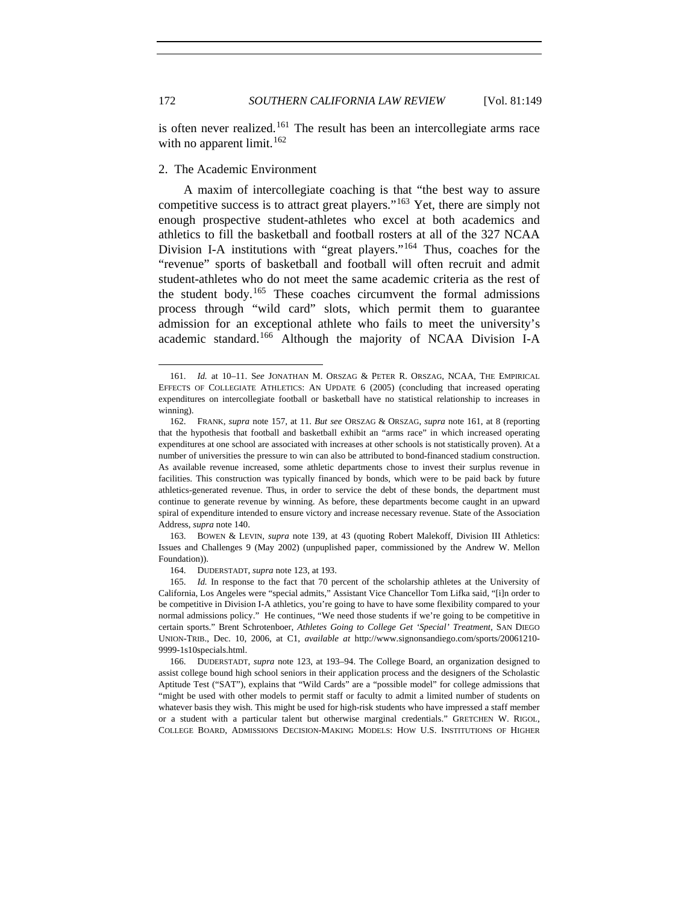is often never realized.[161] The result has been an intercollegiate arms race with no apparent limit.[162]

### 2. The Academic Environment

A maxim of intercollegiate coaching is that "the best way to assure competitive success is to attract great players."[163] Yet, there are simply not enough prospective student-athletes who excel at both academics and athletics to fill the basketball and football rosters at all of the 327 NCAA Division I-A institutions with "great players."[164] Thus, coaches for the "revenue" sports of basketball and football will often recruit and admit student-athletes who do not meet the same academic criteria as the rest of the student body.[165] These coaches circumvent the formal admissions process through "wild card" slots, which permit them to guarantee admission for an exceptional athlete who fails to meet the university's academic standard.[166] Although the majority of NCAA Division I-A

---

161. *Id.* at 10–11. S*ee* JONATHAN M. ORSZAG & PETER R. ORSZAG, NCAA, THE EMPIRICAL EFFECTS OF COLLEGIATE ATHLETICS: AN UPDATE 6 (2005) (concluding that increased operating expenditures on intercollegiate football or basketball have no statistical relationship to increases in winning).

162. FRANK, *supra* note 157, at 11. *But see* ORSZAG & ORSZAG, *supra* note 161, at 8 (reporting that the hypothesis that football and basketball exhibit an "arms race" in which increased operating expenditures at one school are associated with increases at other schools is not statistically proven). At a number of universities the pressure to win can also be attributed to bond-financed stadium construction. As available revenue increased, some athletic departments chose to invest their surplus revenue in facilities. This construction was typically financed by bonds, which were to be paid back by future athletics-generated revenue. Thus, in order to service the debt of these bonds, the department must continue to generate revenue by winning. As before, these departments become caught in an upward spiral of expenditure intended to ensure victory and increase necessary revenue. State of the Association Address, *supra* note 140.

163. BOWEN & LEVIN, *supra* note 139, at 43 (quoting Robert Malekoff, Division III Athletics: Issues and Challenges 9 (May 2002) (unpublished paper, commissioned by the Andrew W. Mellon Foundation)).

164. DUDERSTADT, *supra* note 123, at 193.

165. *Id.* In response to the fact that 70 percent of the scholarship athletes at the University of California, Los Angeles were "special admits," Assistant Vice Chancellor Tom Lifka said, "[i]n order to be competitive in Division I-A athletics, you're going to have to have some flexibility compared to your normal admissions policy." He continues, "We need those students if we're going to be competitive in certain sports." Brent Schrotenboer, *Athletes Going to College Get 'Special' Treatment*, SAN DIEGO UNION-TRIB., Dec. 10, 2006, at C1, *available at* http://www.signonsandiego.com/sports/20061210-9999-1s10specials.html.

166. DUDERSTADT, *supra* note 123, at 193–94. The College Board, an organization designed to assist college bound high school seniors in their application process and the designers of the Scholastic Aptitude Test ("SAT"), explains that "Wild Cards" are a "possible model" for college admissions that "might be used with other models to permit staff or faculty to admit a limited number of students on whatever basis they wish. This might be used for high-risk students who have impressed a staff member or a student with a particular talent but otherwise marginal credentials." GRETCHEN W. RIGOL, COLLEGE BOARD, ADMISSIONS DECISION-MAKING MODELS: HOW U.S. INSTITUTIONS OF HIGHER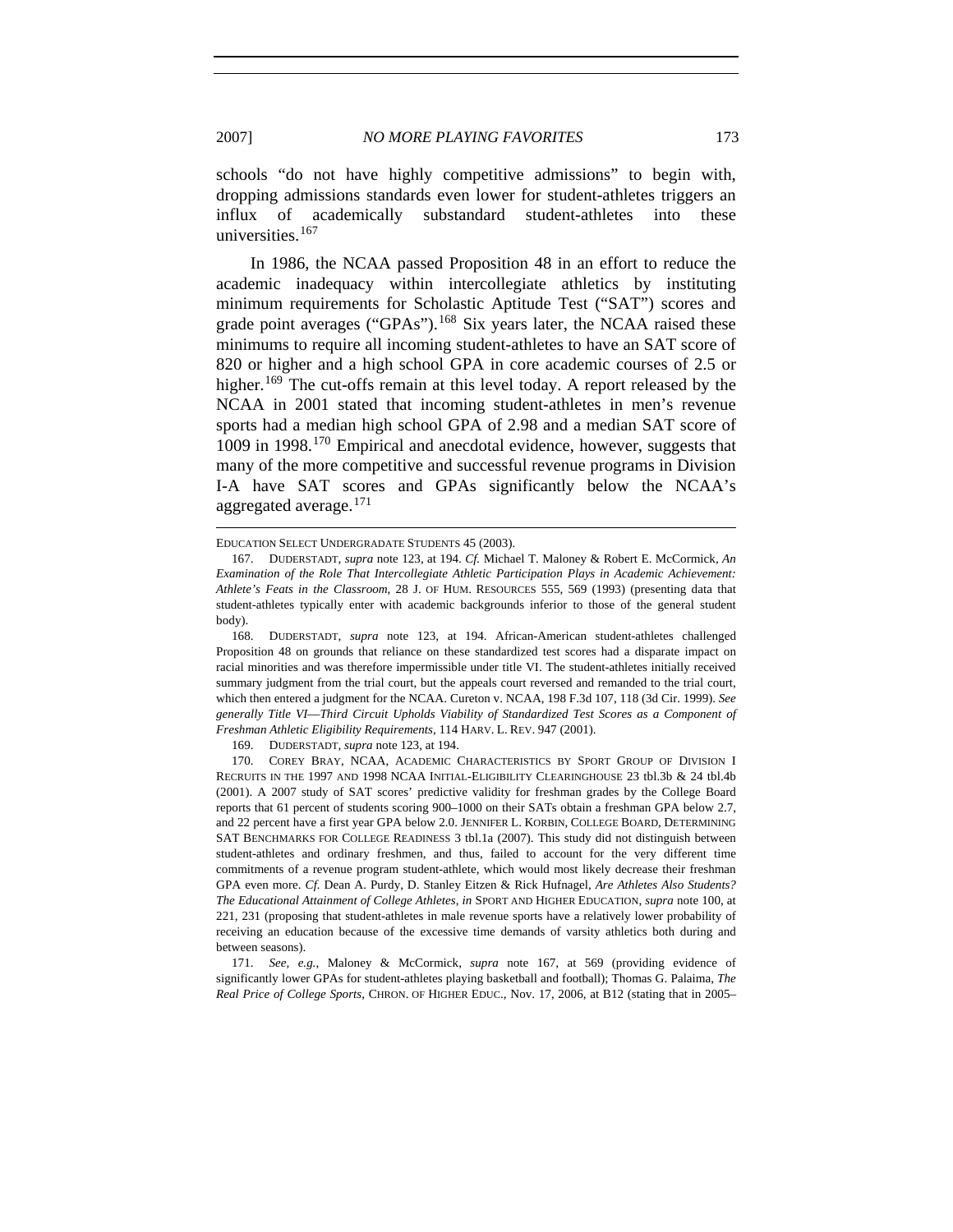schools "do not have highly competitive admissions" to begin with, dropping admissions standards even lower for student-athletes triggers an influx of academically substandard student-athletes into these universities.[167]

In 1986, the NCAA passed Proposition 48 in an effort to reduce the academic inadequacy within intercollegiate athletics by instituting minimum requirements for Scholastic Aptitude Test ("SAT") scores and grade point averages ("GPAs").[168] Six years later, the NCAA raised these minimums to require all incoming student-athletes to have an SAT score of 820 or higher and a high school GPA in core academic courses of 2.5 or higher.[169] The cut-offs remain at this level today. A report released by the NCAA in 2001 stated that incoming student-athletes in men's revenue sports had a median high school GPA of 2.98 and a median SAT score of 1009 in 1998.[170] Empirical and anecdotal evidence, however, suggests that many of the more competitive and successful revenue programs in Division I-A have SAT scores and GPAs significantly below the NCAA's aggregated average.[171]

---

EDUCATION SELECT UNDERGRADUATE STUDENTS 45 (2003).

167. DUDERSTADT, *supra* note 123, at 194. *Cf.* Michael T. Maloney & Robert E. McCormick, *An Examination of the Role That Intercollegiate Athletic Participation Plays in Academic Achievement: Athlete's Feats in the Classroom*, 28 J. OF HUM. RESOURCES 555, 569 (1993) (presenting data that student-athletes typically enter with academic backgrounds inferior to those of the general student body).

168. DUDERSTADT, *supra* note 123, at 194. African-American student-athletes challenged Proposition 48 on grounds that reliance on these standardized test scores had a disparate impact on racial minorities and was therefore impermissible under title VI. The student-athletes initially received summary judgment from the trial court, but the appeals court reversed and remanded to the trial court, which then entered a judgment for the NCAA. Cureton v. NCAA, 198 F.3d 107, 118 (3d Cir. 1999). *See generally Title VI—Third Circuit Upholds Viability of Standardized Test Scores as a Component of Freshman Athletic Eligibility Requirements*, 114 HARV. L. REV. 947 (2001).

169. DUDERSTADT, *supra* note 123, at 194.

170. COREY BRAY, NCAA, ACADEMIC CHARACTERISTICS BY SPORT GROUP OF DIVISION I RECRUITS IN THE 1997 AND 1998 NCAA INITIAL-ELIGIBILITY CLEARINGHOUSE 23 tbl.3b & 24 tbl.4b (2001). A 2007 study of SAT scores' predictive validity for freshman grades by the College Board reports that 61 percent of students scoring 900–1000 on their SATs obtain a freshman GPA below 2.7, and 22 percent have a first year GPA below 2.0. JENNIFER L. KORBIN, COLLEGE BOARD, DETERMINING SAT BENCHMARKS FOR COLLEGE READINESS 3 tbl.1a (2007). This study did not distinguish between student-athletes and ordinary freshmen, and thus, failed to account for the very different time commitments of a revenue program student-athlete, which would most likely decrease their freshman GPA even more. *Cf.* Dean A. Purdy, D. Stanley Eitzen & Rick Hufnagel, *Are Athletes Also Students? The Educational Attainment of College Athletes*, *in* SPORT AND HIGHER EDUCATION, *supra* note 100, at 221, 231 (proposing that student-athletes in male revenue sports have a relatively lower probability of receiving an education because of the excessive time demands of varsity athletics both during and between seasons).

171. *See, e.g.*, Maloney & McCormick, *supra* note 167, at 569 (providing evidence of significantly lower GPAs for student-athletes playing basketball and football); Thomas G. Palaima, *The Real Price of College Sports*, CHRON. OF HIGHER EDUC., Nov. 17, 2006, at B12 (stating that in 2005–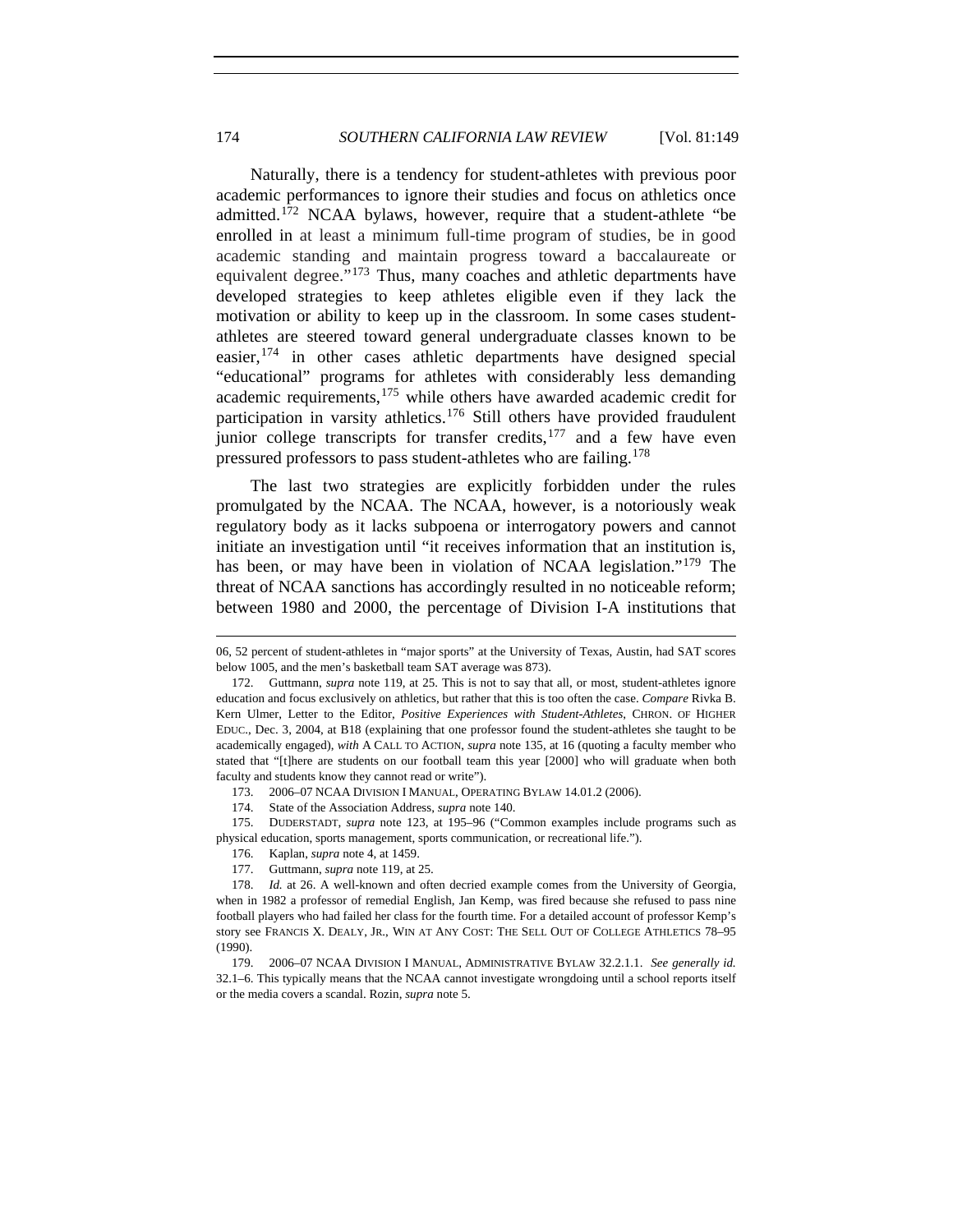Naturally, there is a tendency for student-athletes with previous poor academic performances to ignore their studies and focus on athletics once admitted.[172] NCAA bylaws, however, require that a student-athlete "be enrolled in at least a minimum full-time program of studies, be in good academic standing and maintain progress toward a baccalaureate or equivalent degree."[173] Thus, many coaches and athletic departments have developed strategies to keep athletes eligible even if they lack the motivation or ability to keep up in the classroom. In some cases student-athletes are steered toward general undergraduate classes known to be easier,[174] in other cases athletic departments have designed special "educational" programs for athletes with considerably less demanding academic requirements,[175] while others have awarded academic credit for participation in varsity athletics.[176] Still others have provided fraudulent junior college transcripts for transfer credits,[177] and a few have even pressured professors to pass student-athletes who are failing.[178]

The last two strategies are explicitly forbidden under the rules promulgated by the NCAA. The NCAA, however, is a notoriously weak regulatory body as it lacks subpoena or interrogatory powers and cannot initiate an investigation until "it receives information that an institution is, has been, or may have been in violation of NCAA legislation."[179] The threat of NCAA sanctions has accordingly resulted in no noticeable reform; between 1980 and 2000, the percentage of Division I-A institutions that

---

06, 52 percent of student-athletes in "major sports" at the University of Texas, Austin, had SAT scores below 1005, and the men's basketball team SAT average was 873).

172. Guttmann, *supra* note 119, at 25. This is not to say that all, or most, student-athletes ignore education and focus exclusively on athletics, but rather that this is too often the case. *Compare* Rivka B. Kern Ulmer, Letter to the Editor, *Positive Experiences with Student-Athletes*, CHRON. OF HIGHER EDUC., Dec. 3, 2004, at B18 (explaining that one professor found the student-athletes she taught to be academically engaged), *with* A CALL TO ACTION, *supra* note 135, at 16 (quoting a faculty member who stated that "[t]here are students on our football team this year [2000] who will graduate when both faculty and students know they cannot read or write").

173. 2006–07 NCAA DIVISION I MANUAL, OPERATING BYLAW 14.01.2 (2006).

174. State of the Association Address, *supra* note 140.

175. DUDERSTADT, *supra* note 123, at 195–96 ("Common examples include programs such as physical education, sports management, sports communication, or recreational life.").

176. Kaplan, *supra* note 4, at 1459.

177. Guttmann, *supra* note 119, at 25.

178. *Id.* at 26. A well-known and often decried example comes from the University of Georgia, when in 1982 a professor of remedial English, Jan Kemp, was fired because she refused to pass nine football players who had failed her class for the fourth time. For a detailed account of professor Kemp's story see FRANCIS X. DEALY, JR., WIN AT ANY COST: THE SELL OUT OF COLLEGE ATHLETICS 78–95 (1990).

179. 2006–07 NCAA DIVISION I MANUAL, ADMINISTRATIVE BYLAW 32.2.1.1. *See generally id.* 32.1–6. This typically means that the NCAA cannot investigate wrongdoing until a school reports itself or the media covers a scandal. Rozin, *supra* note 5.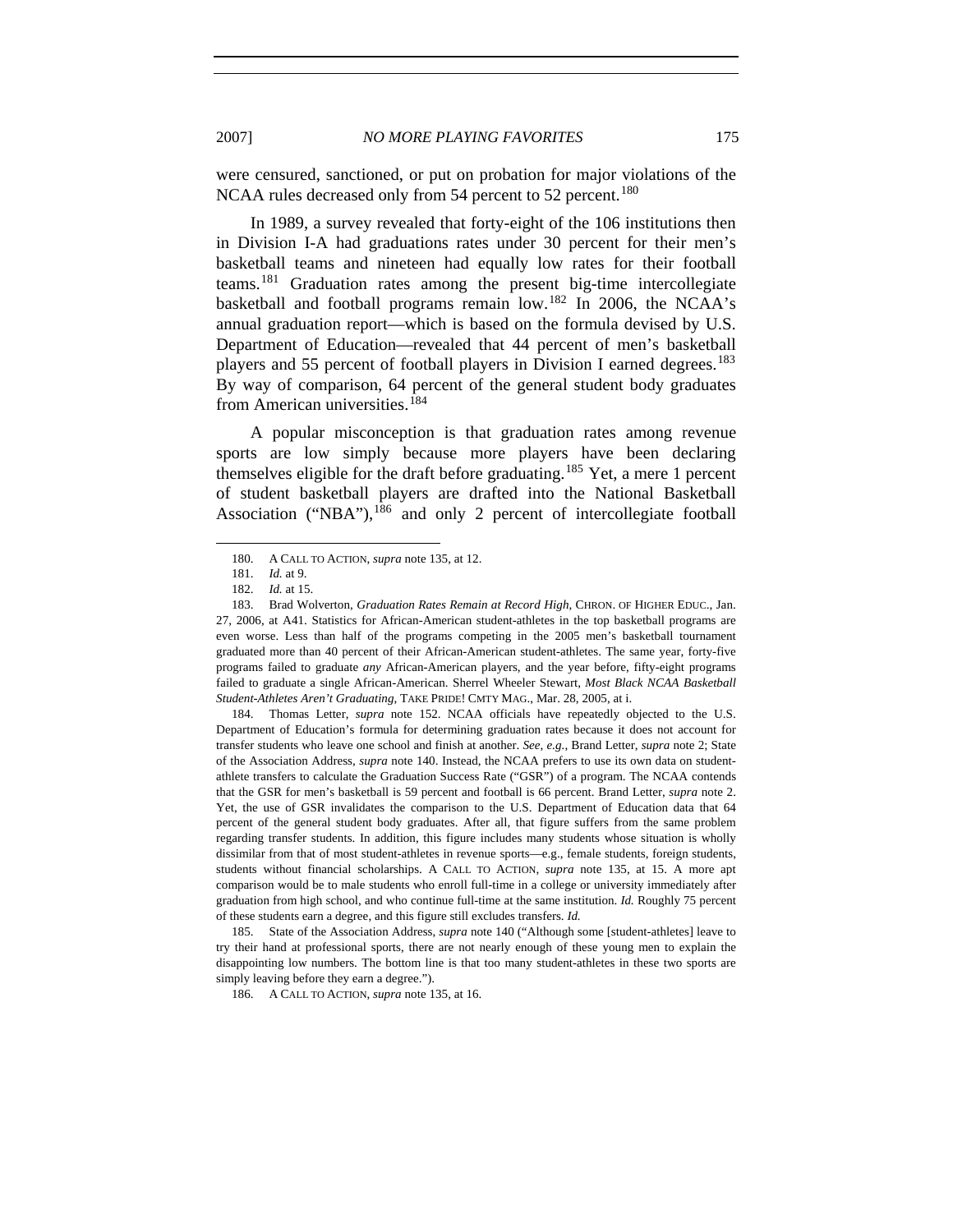were censured, sanctioned, or put on probation for major violations of the NCAA rules decreased only from 54 percent to 52 percent.[180]

In 1989, a survey revealed that forty-eight of the 106 institutions then in Division I-A had graduations rates under 30 percent for their men's basketball teams and nineteen had equally low rates for their football teams.[181] Graduation rates among the present big-time intercollegiate basketball and football programs remain low.[182] In 2006, the NCAA's annual graduation report—which is based on the formula devised by U.S. Department of Education—revealed that 44 percent of men's basketball players and 55 percent of football players in Division I earned degrees.[183] By way of comparison, 64 percent of the general student body graduates from American universities.[184]

A popular misconception is that graduation rates among revenue sports are low simply because more players have been declaring themselves eligible for the draft before graduating.[185] Yet, a mere 1 percent of student basketball players are drafted into the National Basketball Association ("NBA"),[186] and only 2 percent of intercollegiate football

---

180. A CALL TO ACTION, *supra* note 135, at 12.

181. *Id.* at 9.

182. *Id.* at 15.

183. Brad Wolverton, *Graduation Rates Remain at Record High*, CHRON. OF HIGHER EDUC., Jan. 27, 2006, at A41. Statistics for African-American student-athletes in the top basketball programs are even worse. Less than half of the programs competing in the 2005 men's basketball tournament graduated more than 40 percent of their African-American student-athletes. The same year, forty-five programs failed to graduate *any* African-American players, and the year before, fifty-eight programs failed to graduate a single African-American. Sherrel Wheeler Stewart, *Most Black NCAA Basketball Student-Athletes Aren't Graduating*, TAKE PRIDE! CMTY MAG., Mar. 28, 2005, at i.

184. Thomas Letter, *supra* note 152. NCAA officials have repeatedly objected to the U.S. Department of Education's formula for determining graduation rates because it does not account for transfer students who leave one school and finish at another. *See, e.g.*, Brand Letter, *supra* note 2; State of the Association Address, *supra* note 140. Instead, the NCAA prefers to use its own data on student-athlete transfers to calculate the Graduation Success Rate ("GSR") of a program. The NCAA contends that the GSR for men's basketball is 59 percent and football is 66 percent. Brand Letter, *supra* note 2. Yet, the use of GSR invalidates the comparison to the U.S. Department of Education data that 64 percent of the general student body graduates. After all, that figure suffers from the same problem regarding transfer students. In addition, this figure includes many students whose situation is wholly dissimilar from that of most student-athletes in revenue sports—e.g., female students, foreign students, students without financial scholarships. A CALL TO ACTION, *supra* note 135, at 15. A more apt comparison would be to male students who enroll full-time in a college or university immediately after graduation from high school, and who continue full-time at the same institution. *Id.* Roughly 75 percent of these students earn a degree, and this figure still excludes transfers. *Id.*

185. State of the Association Address, *supra* note 140 ("Although some [student-athletes] leave to try their hand at professional sports, there are not nearly enough of these young men to explain the disappointing low numbers. The bottom line is that too many student-athletes in these two sports are simply leaving before they earn a degree.").

186. A CALL TO ACTION, *supra* note 135, at 16.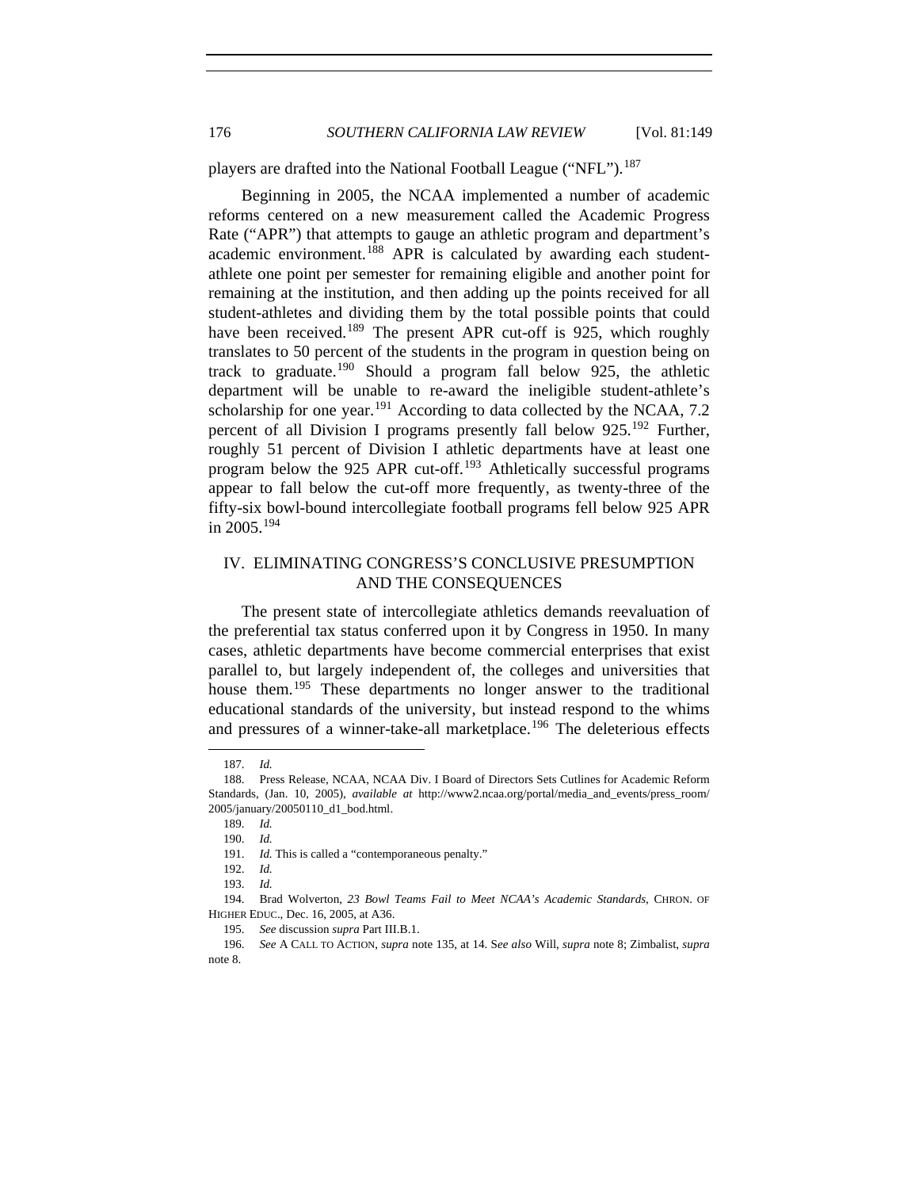players are drafted into the National Football League ("NFL").[187]

Beginning in 2005, the NCAA implemented a number of academic reforms centered on a new measurement called the Academic Progress Rate ("APR") that attempts to gauge an athletic program and department's academic environment.[188] APR is calculated by awarding each student-athlete one point per semester for remaining eligible and another point for remaining at the institution, and then adding up the points received for all student-athletes and dividing them by the total possible points that could have been received.[189] The present APR cut-off is 925, which roughly translates to 50 percent of the students in the program in question being on track to graduate.[190] Should a program fall below 925, the athletic department will be unable to re-award the ineligible student-athlete's scholarship for one year.[191] According to data collected by the NCAA, 7.2 percent of all Division I programs presently fall below 925.[192] Further, roughly 51 percent of Division I athletic departments have at least one program below the 925 APR cut-off.[193] Athletically successful programs appear to fall below the cut-off more frequently, as twenty-three of the fifty-six bowl-bound intercollegiate football programs fell below 925 APR in 2005.[194]

## IV. ELIMINATING CONGRESS'S CONCLUSIVE PRESUMPTION AND THE CONSEQUENCES

The present state of intercollegiate athletics demands reevaluation of the preferential tax status conferred upon it by Congress in 1950. In many cases, athletic departments have become commercial enterprises that exist parallel to, but largely independent of, the colleges and universities that house them.[195] These departments no longer answer to the traditional educational standards of the university, but instead respond to the whims and pressures of a winner-take-all marketplace.[196] The deleterious effects

---

187. *Id.*

188. Press Release, NCAA, NCAA Div. I Board of Directors Sets Cutlines for Academic Reform Standards, (Jan. 10, 2005), *available at* http://www2.ncaa.org/portal/media_and_events/press_room/2005/january/20050110_d1_bod.html.

189. *Id.*

190. *Id.*

191. *Id.* This is called a "contemporaneous penalty."

192. *Id.*

193. *Id.*

194. Brad Wolverton, *23 Bowl Teams Fail to Meet NCAA's Academic Standards*, CHRON. OF HIGHER EDUC., Dec. 16, 2005, at A36.

195. *See* discussion *supra* Part III.B.1.

196. *See* A CALL TO ACTION, *supra* note 135, at 14. *See also* Will, *supra* note 8; Zimbalist, *supra* note 8.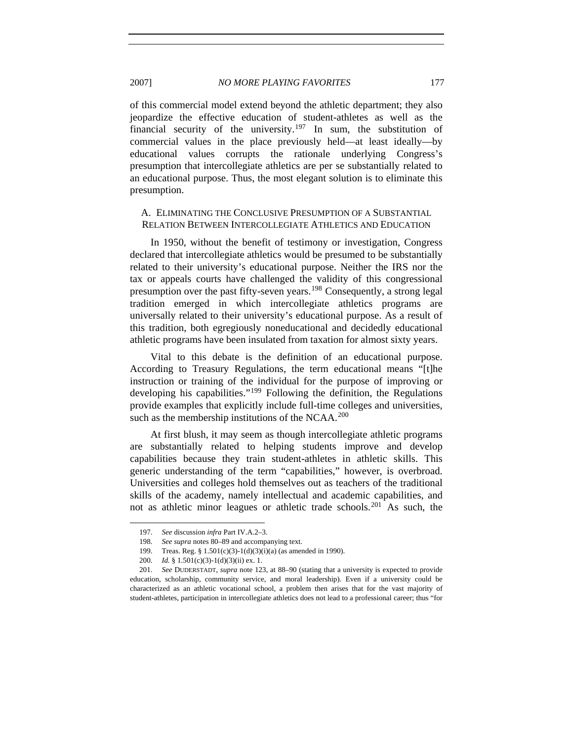of this commercial model extend beyond the athletic department; they also jeopardize the effective education of student-athletes as well as the financial security of the university.[197] In sum, the substitution of commercial values in the place previously held—at least ideally—by educational values corrupts the rationale underlying Congress's presumption that intercollegiate athletics are per se substantially related to an educational purpose. Thus, the most elegant solution is to eliminate this presumption.

### A. Eliminating the Conclusive Presumption of a Substantial Relation Between Intercollegiate Athletics and Education

In 1950, without the benefit of testimony or investigation, Congress declared that intercollegiate athletics would be presumed to be substantially related to their university's educational purpose. Neither the IRS nor the tax or appeals courts have challenged the validity of this congressional presumption over the past fifty-seven years.[198] Consequently, a strong legal tradition emerged in which intercollegiate athletics programs are universally related to their university's educational purpose. As a result of this tradition, both egregiously noneducational and decidedly educational athletic programs have been insulated from taxation for almost sixty years.

Vital to this debate is the definition of an educational purpose. According to Treasury Regulations, the term educational means "[t]he instruction or training of the individual for the purpose of improving or developing his capabilities."[199] Following the definition, the Regulations provide examples that explicitly include full-time colleges and universities, such as the membership institutions of the NCAA.[200]

At first blush, it may seem as though intercollegiate athletic programs are substantially related to helping students improve and develop capabilities because they train student-athletes in athletic skills. This generic understanding of the term "capabilities," however, is overbroad. Universities and colleges hold themselves out as teachers of the traditional skills of the academy, namely intellectual and academic capabilities, and not as athletic minor leagues or athletic trade schools.[201] As such, the

---

197. *See* discussion *infra* Part IV.A.2–3.

198. *See supra* notes 80–89 and accompanying text.

199. Treas. Reg. § 1.501(c)(3)-1(d)(3)(i)(a) (as amended in 1990).

200. *Id.* § 1.501(c)(3)-1(d)(3)(ii) ex. 1.

201. *See* DUDERSTADT, *supra* note 123, at 88–90 (stating that a university is expected to provide education, scholarship, community service, and moral leadership). Even if a university could be characterized as an athletic vocational school, a problem then arises that for the vast majority of student-athletes, participation in intercollegiate athletics does not lead to a professional career; thus "for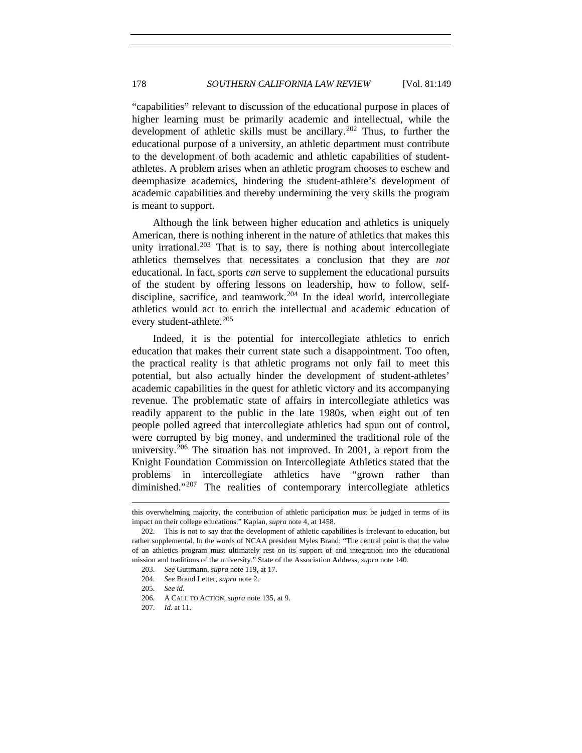"capabilities" relevant to discussion of the educational purpose in places of higher learning must be primarily academic and intellectual, while the development of athletic skills must be ancillary.[202] Thus, to further the educational purpose of a university, an athletic department must contribute to the development of both academic and athletic capabilities of student-athletes. A problem arises when an athletic program chooses to eschew and deemphasize academics, hindering the student-athlete's development of academic capabilities and thereby undermining the very skills the program is meant to support.

Although the link between higher education and athletics is uniquely American, there is nothing inherent in the nature of athletics that makes this unity irrational.[203] That is to say, there is nothing about intercollegiate athletics themselves that necessitates a conclusion that they are *not* educational. In fact, sports *can* serve to supplement the educational pursuits of the student by offering lessons on leadership, how to follow, self-discipline, sacrifice, and teamwork.[204] In the ideal world, intercollegiate athletics would act to enrich the intellectual and academic education of every student-athlete.[205]

Indeed, it is the potential for intercollegiate athletics to enrich education that makes their current state such a disappointment. Too often, the practical reality is that athletic programs not only fail to meet this potential, but also actually hinder the development of student-athletes' academic capabilities in the quest for athletic victory and its accompanying revenue. The problematic state of affairs in intercollegiate athletics was readily apparent to the public in the late 1980s, when eight out of ten people polled agreed that intercollegiate athletics had spun out of control, were corrupted by big money, and undermined the traditional role of the university.[206] The situation has not improved. In 2001, a report from the Knight Foundation Commission on Intercollegiate Athletics stated that the problems in intercollegiate athletics have "grown rather than diminished."[207] The realities of contemporary intercollegiate athletics

---

this overwhelming majority, the contribution of athletic participation must be judged in terms of its impact on their college educations." Kaplan, *supra* note 4, at 1458.

202. This is not to say that the development of athletic capabilities is irrelevant to education, but rather supplemental. In the words of NCAA president Myles Brand: "The central point is that the value of an athletics program must ultimately rest on its support of and integration into the educational mission and traditions of the university." State of the Association Address, *supra* note 140.

203. *See* Guttmann, *supra* note 119, at 17.

204. *See* Brand Letter, *supra* note 2.

205. *See id.*

206. A CALL TO ACTION, *supra* note 135, at 9.

207. *Id.* at 11.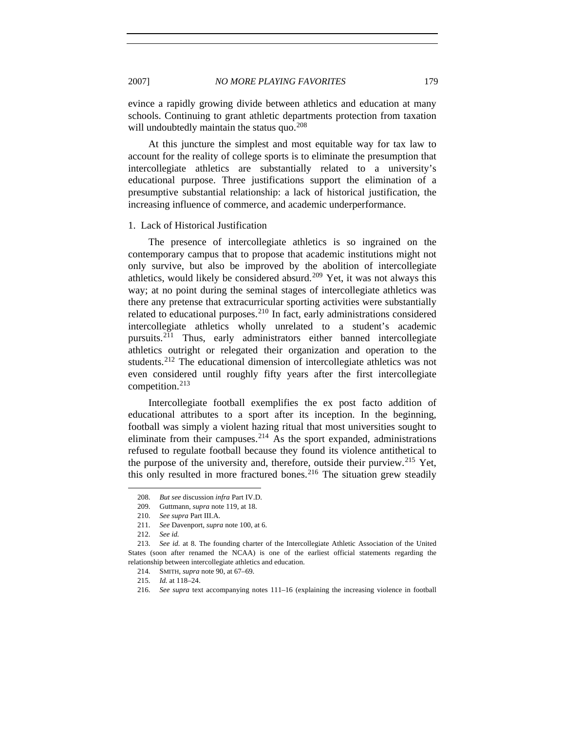evince a rapidly growing divide between athletics and education at many schools. Continuing to grant athletic departments protection from taxation will undoubtedly maintain the status quo.[208]

At this juncture the simplest and most equitable way for tax law to account for the reality of college sports is to eliminate the presumption that intercollegiate athletics are substantially related to a university's educational purpose. Three justifications support the elimination of a presumptive substantial relationship: a lack of historical justification, the increasing influence of commerce, and academic underperformance.

### 1. Lack of Historical Justification

The presence of intercollegiate athletics is so ingrained on the contemporary campus that to propose that academic institutions might not only survive, but also be improved by the abolition of intercollegiate athletics, would likely be considered absurd.[209] Yet, it was not always this way; at no point during the seminal stages of intercollegiate athletics was there any pretense that extracurricular sporting activities were substantially related to educational purposes.[210] In fact, early administrations considered intercollegiate athletics wholly unrelated to a student's academic pursuits.[211] Thus, early administrators either banned intercollegiate athletics outright or relegated their organization and operation to the students.[212] The educational dimension of intercollegiate athletics was not even considered until roughly fifty years after the first intercollegiate competition.[213]

Intercollegiate football exemplifies the ex post facto addition of educational attributes to a sport after its inception. In the beginning, football was simply a violent hazing ritual that most universities sought to eliminate from their campuses.[214] As the sport expanded, administrations refused to regulate football because they found its violence antithetical to the purpose of the university and, therefore, outside their purview.[215] Yet, this only resulted in more fractured bones.[216] The situation grew steadily

---

208. *But see* discussion *infra* Part IV.D.

209. Guttmann, *supra* note 119, at 18.

210. *See supra* Part III.A.

211. *See* Davenport, *supra* note 100, at 6.

212. *See id.*

213. *See id.* at 8. The founding charter of the Intercollegiate Athletic Association of the United States (soon after renamed the NCAA) is one of the earliest official statements regarding the relationship between intercollegiate athletics and education.

214. SMITH, *supra* note 90, at 67–69.

215. *Id.* at 118–24.

216. *See supra* text accompanying notes 111–16 (explaining the increasing violence in football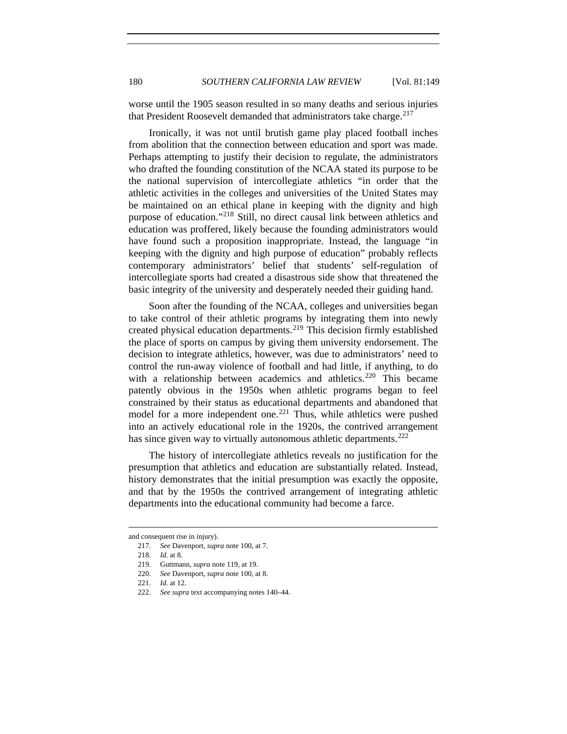worse until the 1905 season resulted in so many deaths and serious injuries that President Roosevelt demanded that administrators take charge.[217]

Ironically, it was not until brutish game play placed football inches from abolition that the connection between education and sport was made. Perhaps attempting to justify their decision to regulate, the administrators who drafted the founding constitution of the NCAA stated its purpose to be the national supervision of intercollegiate athletics "in order that the athletic activities in the colleges and universities of the United States may be maintained on an ethical plane in keeping with the dignity and high purpose of education."[218] Still, no direct causal link between athletics and education was proffered, likely because the founding administrators would have found such a proposition inappropriate. Instead, the language "in keeping with the dignity and high purpose of education" probably reflects contemporary administrators' belief that students' self-regulation of intercollegiate sports had created a disastrous side show that threatened the basic integrity of the university and desperately needed their guiding hand.

Soon after the founding of the NCAA, colleges and universities began to take control of their athletic programs by integrating them into newly created physical education departments.[219] This decision firmly established the place of sports on campus by giving them university endorsement. The decision to integrate athletics, however, was due to administrators' need to control the run-away violence of football and had little, if anything, to do with a relationship between academics and athletics.[220] This became patently obvious in the 1950s when athletic programs began to feel constrained by their status as educational departments and abandoned that model for a more independent one.[221] Thus, while athletics were pushed into an actively educational role in the 1920s, the contrived arrangement has since given way to virtually autonomous athletic departments.[222]

The history of intercollegiate athletics reveals no justification for the presumption that athletics and education are substantially related. Instead, history demonstrates that the initial presumption was exactly the opposite, and that by the 1950s the contrived arrangement of integrating athletic departments into the educational community had become a farce.

---

and consequent rise in injury).

217. *See* Davenport, *supra* note 100, at 7.

218. *Id.* at 8.

219. Guttmann, *supra* note 119, at 19.

220. *See* Davenport, *supra* note 100, at 8.

221. *Id.* at 12.

222. *See supra* text accompanying notes 140–44.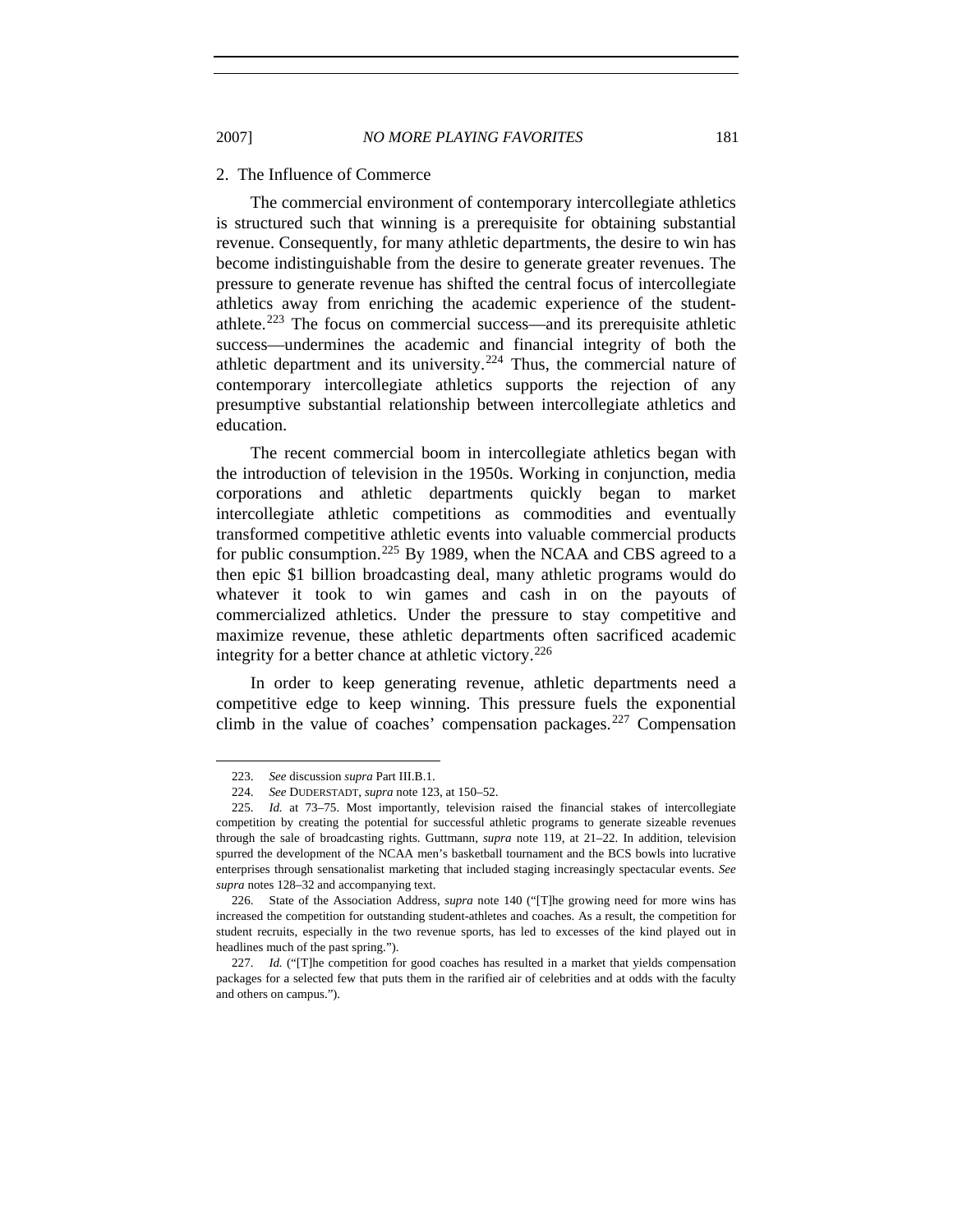### 2. The Influence of Commerce

The commercial environment of contemporary intercollegiate athletics is structured such that winning is a prerequisite for obtaining substantial revenue. Consequently, for many athletic departments, the desire to win has become indistinguishable from the desire to generate greater revenues. The pressure to generate revenue has shifted the central focus of intercollegiate athletics away from enriching the academic experience of the student-athlete.[223] The focus on commercial success—and its prerequisite athletic success—undermines the academic and financial integrity of both the athletic department and its university.[224] Thus, the commercial nature of contemporary intercollegiate athletics supports the rejection of any presumptive substantial relationship between intercollegiate athletics and education.

The recent commercial boom in intercollegiate athletics began with the introduction of television in the 1950s. Working in conjunction, media corporations and athletic departments quickly began to market intercollegiate athletic competitions as commodities and eventually transformed competitive athletic events into valuable commercial products for public consumption.[225] By 1989, when the NCAA and CBS agreed to a then epic $1 billion broadcasting deal, many athletic programs would do whatever it took to win games and cash in on the payouts of commercialized athletics. Under the pressure to stay competitive and maximize revenue, these athletic departments often sacrificed academic integrity for a better chance at athletic victory.[226]

In order to keep generating revenue, athletic departments need a competitive edge to keep winning. This pressure fuels the exponential climb in the value of coaches' compensation packages.[227] Compensation

---

223. *See* discussion *supra* Part III.B.1.

224. *See* DUDERSTADT, *supra* note 123, at 150–52.

225. *Id.* at 73–75. Most importantly, television raised the financial stakes of intercollegiate competition by creating the potential for successful athletic programs to generate sizeable revenues through the sale of broadcasting rights. Guttmann, *supra* note 119, at 21–22. In addition, television spurred the development of the NCAA men's basketball tournament and the BCS bowls into lucrative enterprises through sensationalist marketing that included staging increasingly spectacular events. *See supra* notes 128–32 and accompanying text.

226. State of the Association Address, *supra* note 140 ("[T]he growing need for more wins has increased the competition for outstanding student-athletes and coaches. As a result, the competition for student recruits, especially in the two revenue sports, has led to excesses of the kind played out in headlines much of the past spring.").

227. *Id.* ("[T]he competition for good coaches has resulted in a market that yields compensation packages for a selected few that puts them in the rarified air of celebrities and at odds with the faculty and others on campus.").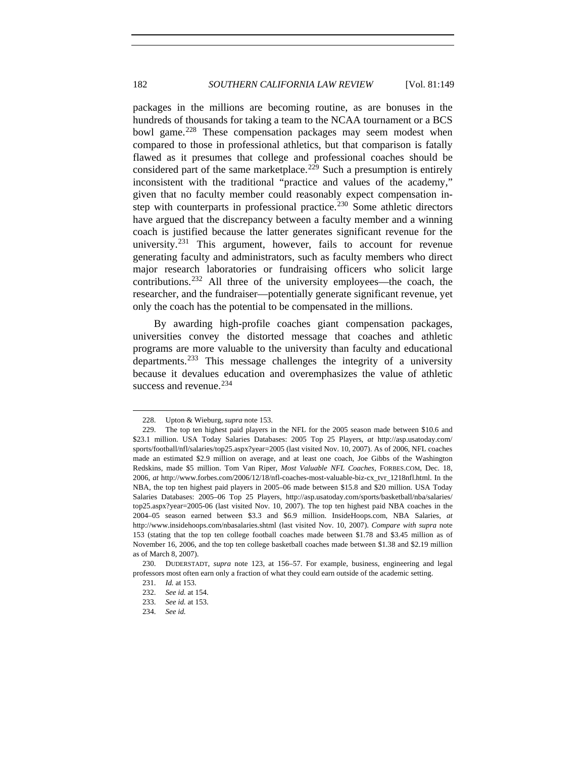packages in the millions are becoming routine, as are bonuses in the hundreds of thousands for taking a team to the NCAA tournament or a BCS bowl game.[228] These compensation packages may seem modest when compared to those in professional athletics, but that comparison is fatally flawed as it presumes that college and professional coaches should be considered part of the same marketplace.[229] Such a presumption is entirely inconsistent with the traditional "practice and values of the academy," given that no faculty member could reasonably expect compensation in-step with counterparts in professional practice.[230] Some athletic directors have argued that the discrepancy between a faculty member and a winning coach is justified because the latter generates significant revenue for the university.[231] This argument, however, fails to account for revenue generating faculty and administrators, such as faculty members who direct major research laboratories or fundraising officers who solicit large contributions.[232] All three of the university employees—the coach, the researcher, and the fundraiser—potentially generate significant revenue, yet only the coach has the potential to be compensated in the millions.

By awarding high-profile coaches giant compensation packages, universities convey the distorted message that coaches and athletic programs are more valuable to the university than faculty and educational departments.[233] This message challenges the integrity of a university because it devalues education and overemphasizes the value of athletic success and revenue.[234]

---

228. Upton & Wieburg, *supra* note 153.

229. The top ten highest paid players in the NFL for the 2005 season made between $10.6 and $23.1 million. USA Today Salaries Databases: 2005 Top 25 Players, *at* http://asp.usatoday.com/sports/football/nfl/salaries/top25.aspx?year=2005 (last visited Nov. 10, 2007). As of 2006, NFL coaches made an estimated $2.9 million on average, and at least one coach, Joe Gibbs of the Washington Redskins, made $5 million. Tom Van Riper, *Most Valuable NFL Coaches*, FORBES.COM, Dec. 18, 2006, *at* http://www.forbes.com/2006/12/18/nfl-coaches-most-valuable-biz-cx_tvr_1218nfl.html. In the NBA, the top ten highest paid players in 2005–06 made between $15.8 and $20 million. USA Today Salaries Databases: 2005–06 Top 25 Players, http://asp.usatoday.com/sports/basketball/nba/salaries/top25.aspx?year=2005-06 (last visited Nov. 10, 2007). The top ten highest paid NBA coaches in the 2004–05 season earned between $3.3 and $6.9 million. InsideHoops.com, NBA Salaries, *at* http://www.insidehoops.com/nbasalaries.shtml (last visited Nov. 10, 2007). *Compare with supra* note 153 (stating that the top ten college football coaches made between $1.78 and $3.45 million as of November 16, 2006, and the top ten college basketball coaches made between $1.38 and $2.19 million as of March 8, 2007).

230. DUDERSTADT, *supra* note 123, at 156–57. For example, business, engineering and legal professors most often earn only a fraction of what they could earn outside of the academic setting.

231. *Id.* at 153.

232. *See id.* at 154.

233. *See id.* at 153.

234. *See id.*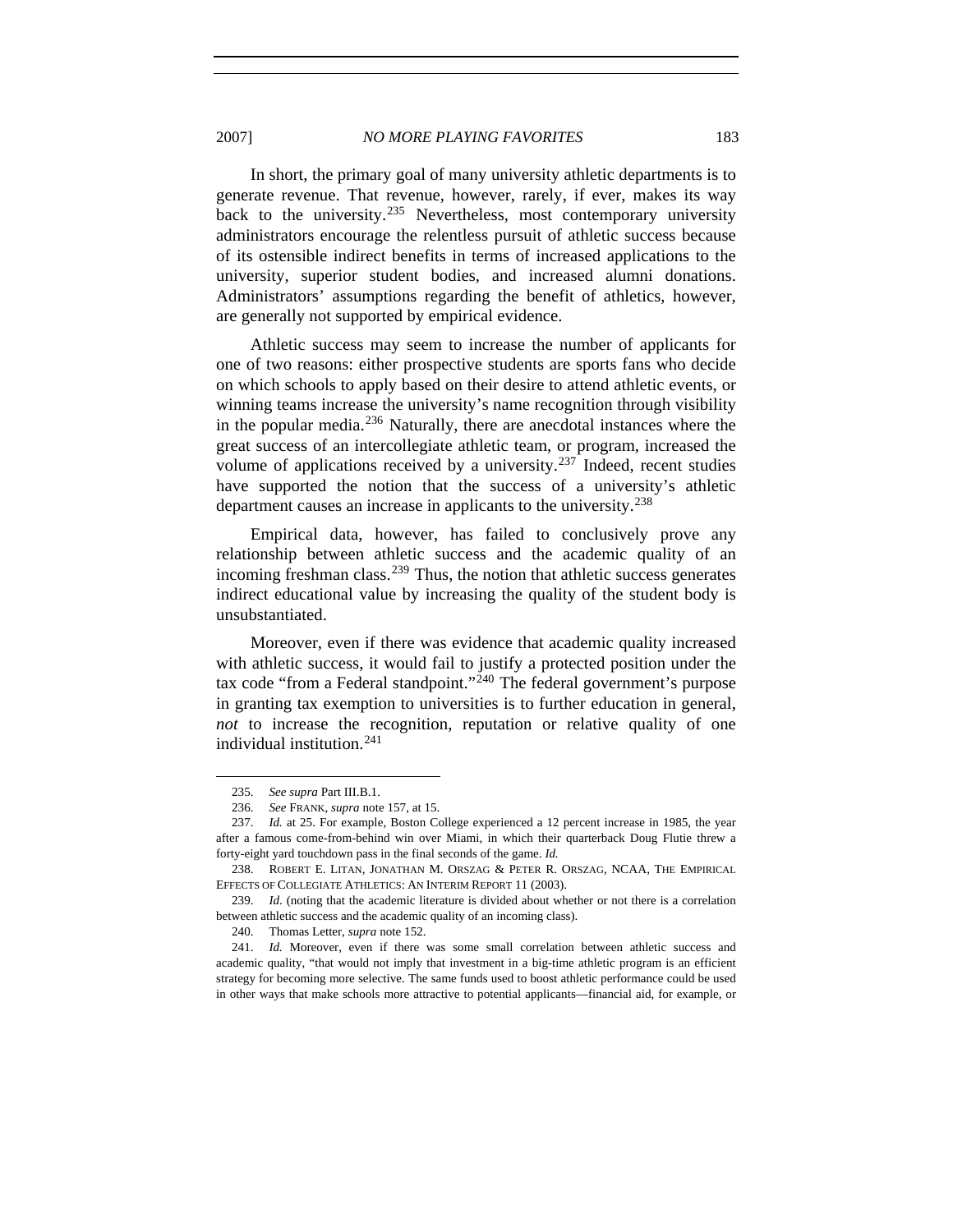In short, the primary goal of many university athletic departments is to generate revenue. That revenue, however, rarely, if ever, makes its way back to the university.[235] Nevertheless, most contemporary university administrators encourage the relentless pursuit of athletic success because of its ostensible indirect benefits in terms of increased applications to the university, superior student bodies, and increased alumni donations. Administrators' assumptions regarding the benefit of athletics, however, are generally not supported by empirical evidence.

Athletic success may seem to increase the number of applicants for one of two reasons: either prospective students are sports fans who decide on which schools to apply based on their desire to attend athletic events, or winning teams increase the university's name recognition through visibility in the popular media.[236] Naturally, there are anecdotal instances where the great success of an intercollegiate athletic team, or program, increased the volume of applications received by a university.[237] Indeed, recent studies have supported the notion that the success of a university's athletic department causes an increase in applicants to the university.[238]

Empirical data, however, has failed to conclusively prove any relationship between athletic success and the academic quality of an incoming freshman class.[239] Thus, the notion that athletic success generates indirect educational value by increasing the quality of the student body is unsubstantiated.

Moreover, even if there was evidence that academic quality increased with athletic success, it would fail to justify a protected position under the tax code "from a Federal standpoint."[240] The federal government's purpose in granting tax exemption to universities is to further education in general, *not* to increase the recognition, reputation or relative quality of one individual institution.[241]

---

235. *See supra* Part III.B.1.

236. *See* FRANK, *supra* note 157, at 15.

237. *Id.* at 25. For example, Boston College experienced a 12 percent increase in 1985, the year after a famous come-from-behind win over Miami, in which their quarterback Doug Flutie threw a forty-eight yard touchdown pass in the final seconds of the game. *Id.*

238. ROBERT E. LITAN, JONATHAN M. ORSZAG & PETER R. ORSZAG, NCAA, THE EMPIRICAL EFFECTS OF COLLEGIATE ATHLETICS: AN INTERIM REPORT 11 (2003).

239. *Id*. (noting that the academic literature is divided about whether or not there is a correlation between athletic success and the academic quality of an incoming class).

240. Thomas Letter, *supra* note 152.

241. *Id.* Moreover, even if there was some small correlation between athletic success and academic quality, "that would not imply that investment in a big-time athletic program is an efficient strategy for becoming more selective. The same funds used to boost athletic performance could be used in other ways that make schools more attractive to potential applicants—financial aid, for example, or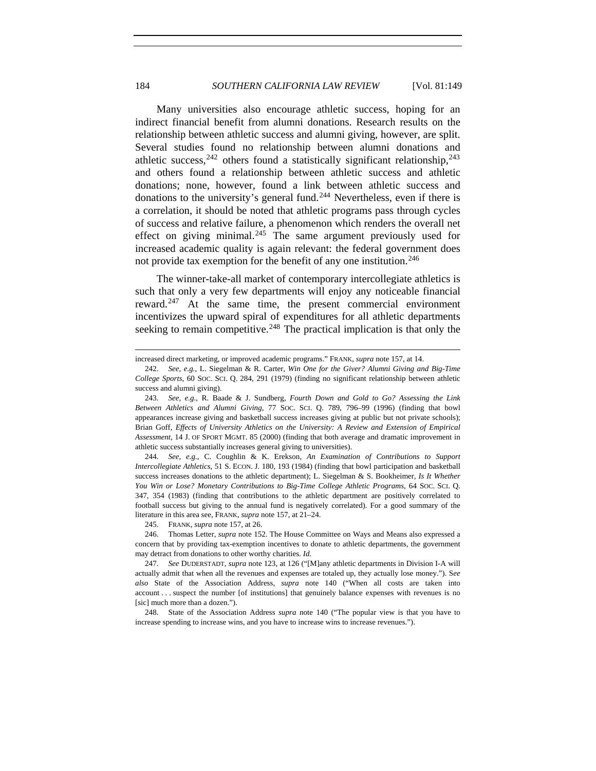Many universities also encourage athletic success, hoping for an indirect financial benefit from alumni donations. Research results on the relationship between athletic success and alumni giving, however, are split. Several studies found no relationship between alumni donations and athletic success,[242] others found a statistically significant relationship,[243] and others found a relationship between athletic success and athletic donations; none, however, found a link between athletic success and donations to the university's general fund.[244] Nevertheless, even if there is a correlation, it should be noted that athletic programs pass through cycles of success and relative failure, a phenomenon which renders the overall net effect on giving minimal.[245] The same argument previously used for increased academic quality is again relevant: the federal government does not provide tax exemption for the benefit of any one institution.[246]

The winner-take-all market of contemporary intercollegiate athletics is such that only a very few departments will enjoy any noticeable financial reward.[247] At the same time, the present commercial environment incentivizes the upward spiral of expenditures for all athletic departments seeking to remain competitive.[248] The practical implication is that only the

---

increased direct marketing, or improved academic programs." FRANK, *supra* note 157, at 14.

242. *See, e.g.*, L. Siegelman & R. Carter, *Win One for the Giver? Alumni Giving and Big-Time College Sports*, 60 SOC. SCI. Q. 284, 291 (1979) (finding no significant relationship between athletic success and alumni giving).

243. *See, e.g.*, R. Baade & J. Sundberg, *Fourth Down and Gold to Go? Assessing the Link Between Athletics and Alumni Giving*, 77 SOC. SCI. Q. 789, 796–99 (1996) (finding that bowl appearances increase giving and basketball success increases giving at public but not private schools); Brian Goff, *Effects of University Athletics on the University: A Review and Extension of Empirical Assessment*, 14 J. OF SPORT MGMT. 85 (2000) (finding that both average and dramatic improvement in athletic success substantially increases general giving to universities).

244. *See, e.g.*, C. Coughlin & K. Erekson, *An Examination of Contributions to Support Intercollegiate Athletics*, 51 S. ECON. J. 180, 193 (1984) (finding that bowl participation and basketball success increases donations to the athletic department); L. Siegelman & S. Bookheimer, *Is It Whether You Win or Lose? Monetary Contributions to Big-Time College Athletic Programs*, 64 SOC. SCI. Q. 347, 354 (1983) (finding that contributions to the athletic department are positively correlated to football success but giving to the annual fund is negatively correlated). For a good summary of the literature in this area see, FRANK, *supra* note 157, at 21–24.

245. FRANK, *supra* note 157, at 26.

246. Thomas Letter, *supra* note 152. The House Committee on Ways and Means also expressed a concern that by providing tax-exemption incentives to donate to athletic departments, the government may detract from donations to other worthy charities. *Id.*

247. *See* DUDERSTADT, *supra* note 123, at 126 ("[M]any athletic departments in Division I-A will actually admit that when all the revenues and expenses are totaled up, they actually lose money."). *See also* State of the Association Address, *supra* note 140 ("When all costs are taken into account . . . suspect the number [of institutions] that genuinely balance expenses with revenues is no [sic] much more than a dozen.").

248. State of the Association Address *supra* note 140 ("The popular view is that you have to increase spending to increase wins, and you have to increase wins to increase revenues.").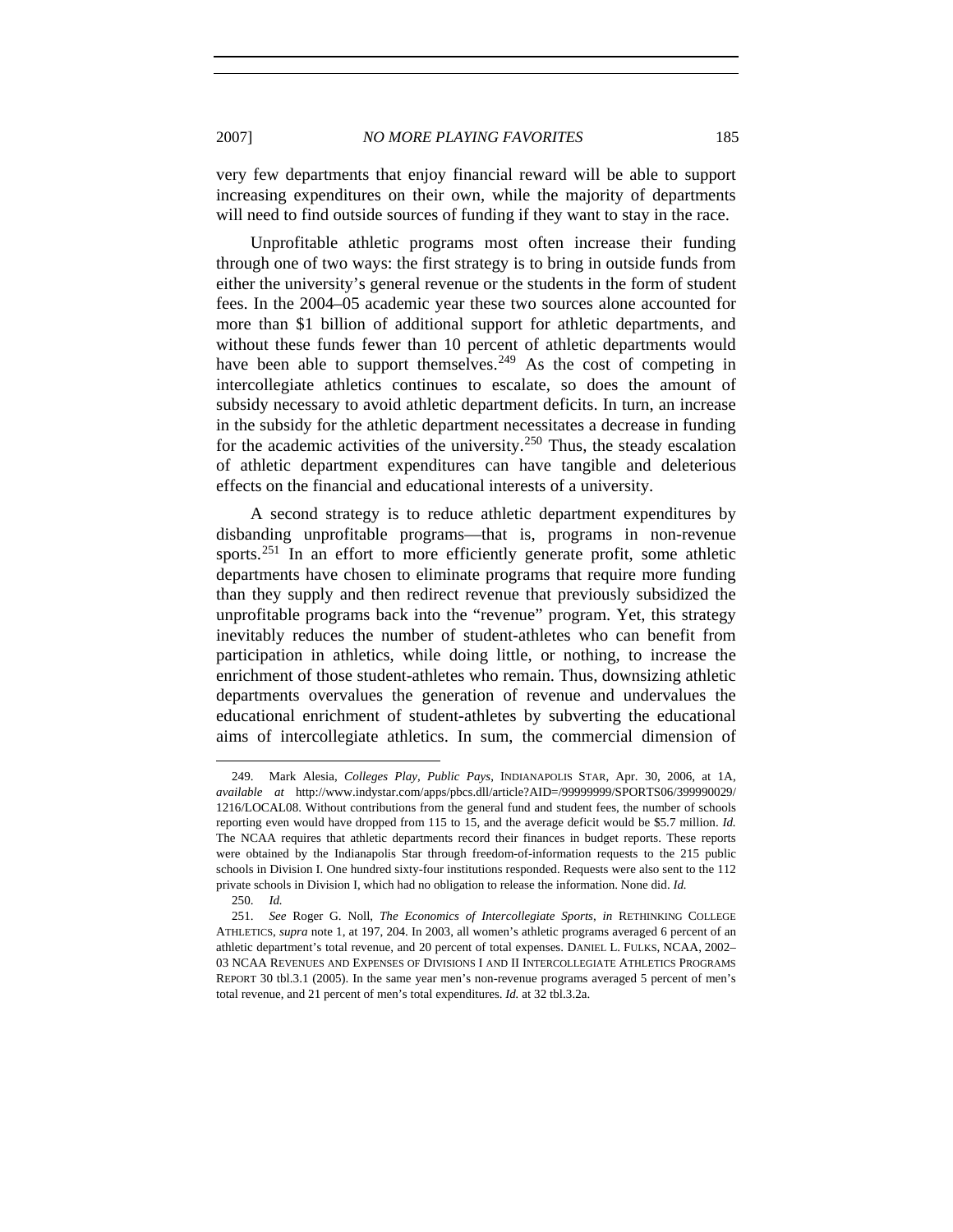very few departments that enjoy financial reward will be able to support increasing expenditures on their own, while the majority of departments will need to find outside sources of funding if they want to stay in the race.

Unprofitable athletic programs most often increase their funding through one of two ways: the first strategy is to bring in outside funds from either the university's general revenue or the students in the form of student fees. In the 2004–05 academic year these two sources alone accounted for more than $1 billion of additional support for athletic departments, and without these funds fewer than 10 percent of athletic departments would have been able to support themselves.[249] As the cost of competing in intercollegiate athletics continues to escalate, so does the amount of subsidy necessary to avoid athletic department deficits. In turn, an increase in the subsidy for the athletic department necessitates a decrease in funding for the academic activities of the university.[250] Thus, the steady escalation of athletic department expenditures can have tangible and deleterious effects on the financial and educational interests of a university.

A second strategy is to reduce athletic department expenditures by disbanding unprofitable programs—that is, programs in non-revenue sports.[251] In an effort to more efficiently generate profit, some athletic departments have chosen to eliminate programs that require more funding than they supply and then redirect revenue that previously subsidized the unprofitable programs back into the "revenue" program. Yet, this strategy inevitably reduces the number of student-athletes who can benefit from participation in athletics, while doing little, or nothing, to increase the enrichment of those student-athletes who remain. Thus, downsizing athletic departments overvalues the generation of revenue and undervalues the educational enrichment of student-athletes by subverting the educational aims of intercollegiate athletics. In sum, the commercial dimension of

---

249. Mark Alesia, *Colleges Play, Public Pays*, INDIANAPOLIS STAR, Apr. 30, 2006, at 1A, *available at* http://www.indystar.com/apps/pbcs.dll/article?AID=/99999999/SPORTS06/399990029/1216/LOCAL08. Without contributions from the general fund and student fees, the number of schools reporting even would have dropped from 115 to 15, and the average deficit would be $5.7 million. *Id.* The NCAA requires that athletic departments record their finances in budget reports. These reports were obtained by the Indianapolis Star through freedom-of-information requests to the 215 public schools in Division I. One hundred sixty-four institutions responded. Requests were also sent to the 112 private schools in Division I, which had no obligation to release the information. None did. *Id.*

250. *Id.*

251. *See* Roger G. Noll, *The Economics of Intercollegiate Sports*, *in* RETHINKING COLLEGE ATHLETICS, *supra* note 1, at 197, 204. In 2003, all women's athletic programs averaged 6 percent of an athletic department's total revenue, and 20 percent of total expenses. DANIEL L. FULKS, NCAA, 2002–03 NCAA REVENUES AND EXPENSES OF DIVISIONS I AND II INTERCOLLEGIATE ATHLETICS PROGRAMS REPORT 30 tbl.3.1 (2005). In the same year men's non-revenue programs averaged 5 percent of men's total revenue, and 21 percent of men's total expenditures. *Id.* at 32 tbl.3.2a.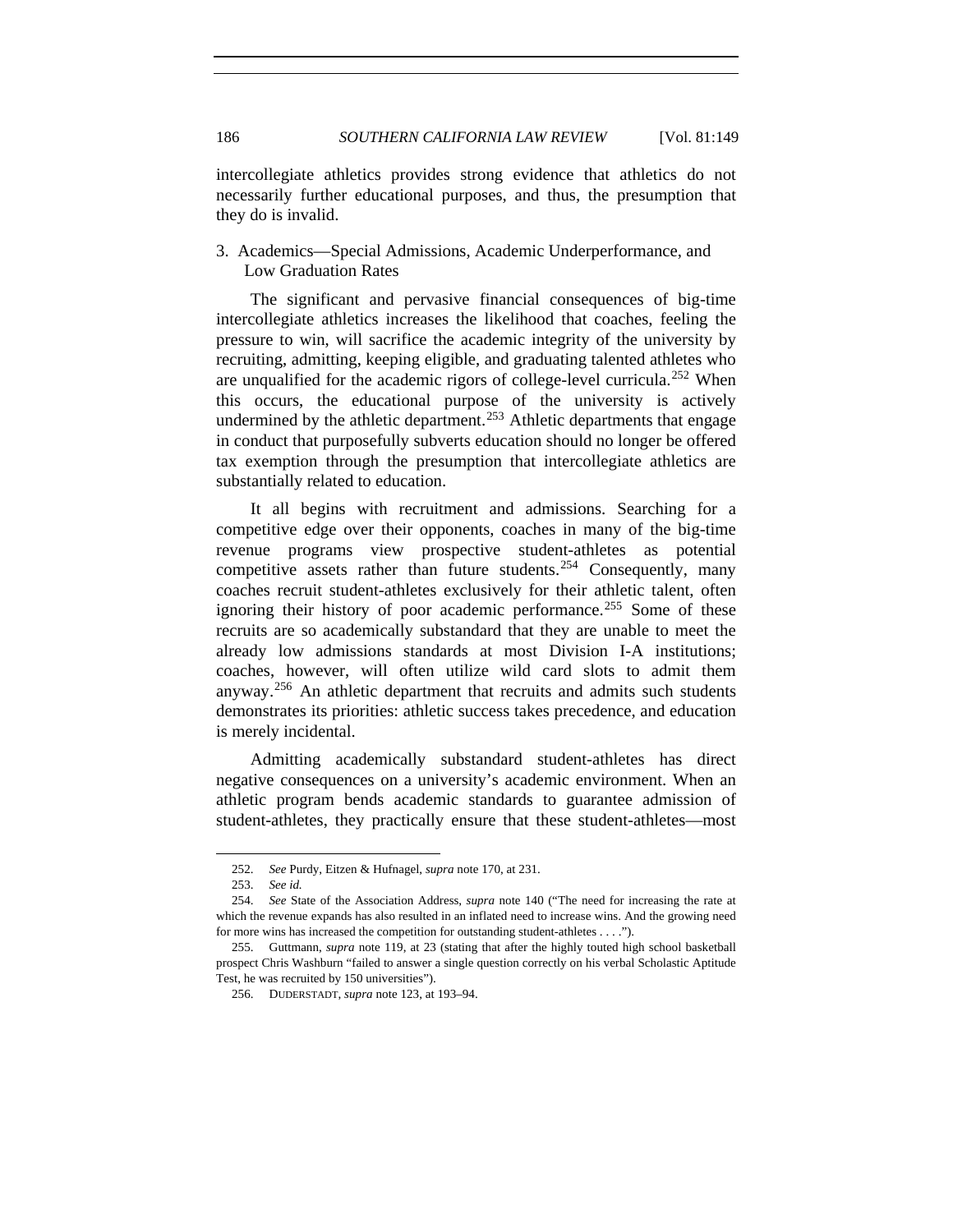intercollegiate athletics provides strong evidence that athletics do not necessarily further educational purposes, and thus, the presumption that they do is invalid.

### 3. Academics—Special Admissions, Academic Underperformance, and Low Graduation Rates

The significant and pervasive financial consequences of big-time intercollegiate athletics increases the likelihood that coaches, feeling the pressure to win, will sacrifice the academic integrity of the university by recruiting, admitting, keeping eligible, and graduating talented athletes who are unqualified for the academic rigors of college-level curricula.[252] When this occurs, the educational purpose of the university is actively undermined by the athletic department.[253] Athletic departments that engage in conduct that purposefully subverts education should no longer be offered tax exemption through the presumption that intercollegiate athletics are substantially related to education.

It all begins with recruitment and admissions. Searching for a competitive edge over their opponents, coaches in many of the big-time revenue programs view prospective student-athletes as potential competitive assets rather than future students.[254] Consequently, many coaches recruit student-athletes exclusively for their athletic talent, often ignoring their history of poor academic performance.[255] Some of these recruits are so academically substandard that they are unable to meet the already low admissions standards at most Division I-A institutions; coaches, however, will often utilize wild card slots to admit them anyway.[256] An athletic department that recruits and admits such students demonstrates its priorities: athletic success takes precedence, and education is merely incidental.

Admitting academically substandard student-athletes has direct negative consequences on a university's academic environment. When an athletic program bends academic standards to guarantee admission of student-athletes, they practically ensure that these student-athletes—most

---

252. *See* Purdy, Eitzen & Hufnagel, *supra* note 170, at 231.

253. *See id.*

254. *See* State of the Association Address, *supra* note 140 ("The need for increasing the rate at which the revenue expands has also resulted in an inflated need to increase wins. And the growing need for more wins has increased the competition for outstanding student-athletes . . . .").

255. Guttmann, *supra* note 119, at 23 (stating that after the highly touted high school basketball prospect Chris Washburn "failed to answer a single question correctly on his verbal Scholastic Aptitude Test, he was recruited by 150 universities").

256. DUDERSTADT, *supra* note 123, at 193–94.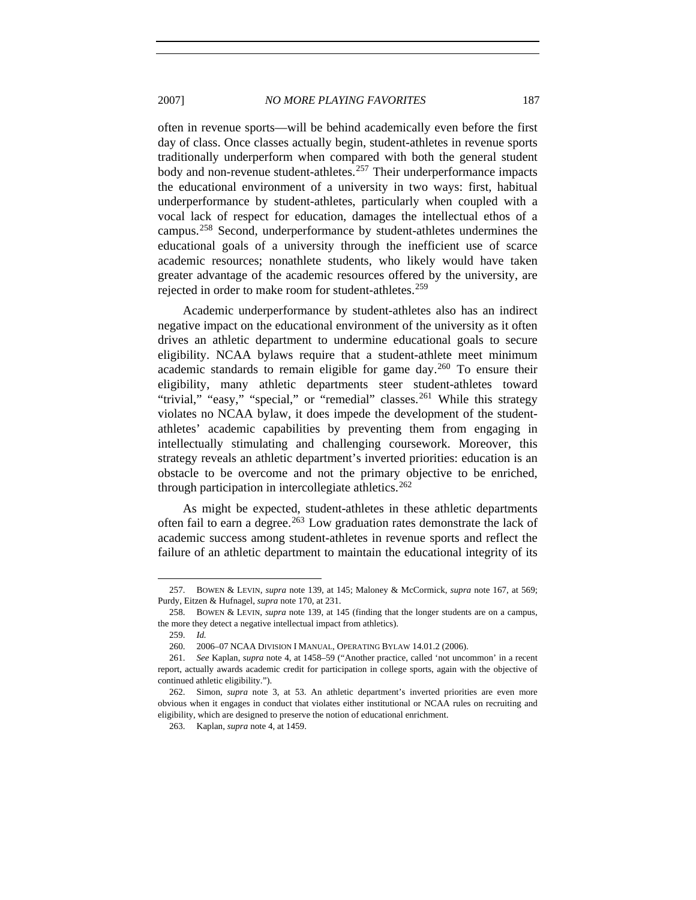often in revenue sports—will be behind academically even before the first day of class. Once classes actually begin, student-athletes in revenue sports traditionally underperform when compared with both the general student body and non-revenue student-athletes.[257] Their underperformance impacts the educational environment of a university in two ways: first, habitual underperformance by student-athletes, particularly when coupled with a vocal lack of respect for education, damages the intellectual ethos of a campus.[258] Second, underperformance by student-athletes undermines the educational goals of a university through the inefficient use of scarce academic resources; nonathlete students, who likely would have taken greater advantage of the academic resources offered by the university, are rejected in order to make room for student-athletes.[259]

Academic underperformance by student-athletes also has an indirect negative impact on the educational environment of the university as it often drives an athletic department to undermine educational goals to secure eligibility. NCAA bylaws require that a student-athlete meet minimum academic standards to remain eligible for game day.[260] To ensure their eligibility, many athletic departments steer student-athletes toward "trivial," "easy," "special," or "remedial" classes.[261] While this strategy violates no NCAA bylaw, it does impede the development of the student-athletes' academic capabilities by preventing them from engaging in intellectually stimulating and challenging coursework. Moreover, this strategy reveals an athletic department's inverted priorities: education is an obstacle to be overcome and not the primary objective to be enriched, through participation in intercollegiate athletics.[262]

As might be expected, student-athletes in these athletic departments often fail to earn a degree.[263] Low graduation rates demonstrate the lack of academic success among student-athletes in revenue sports and reflect the failure of an athletic department to maintain the educational integrity of its

---

257. BOWEN & LEVIN, *supra* note 139, at 145; Maloney & McCormick, *supra* note 167, at 569; Purdy, Eitzen & Hufnagel, *supra* note 170, at 231.

258. BOWEN & LEVIN, *supra* note 139, at 145 (finding that the longer students are on a campus, the more they detect a negative intellectual impact from athletics).

259. *Id.*

260. 2006–07 NCAA DIVISION I MANUAL, OPERATING BYLAW 14.01.2 (2006).

261. *See* Kaplan, *supra* note 4, at 1458–59 ("Another practice, called 'not uncommon' in a recent report, actually awards academic credit for participation in college sports, again with the objective of continued athletic eligibility.").

262. Simon, *supra* note 3, at 53. An athletic department's inverted priorities are even more obvious when it engages in conduct that violates either institutional or NCAA rules on recruiting and eligibility, which are designed to preserve the notion of educational enrichment.

263. Kaplan, *supra* note 4, at 1459.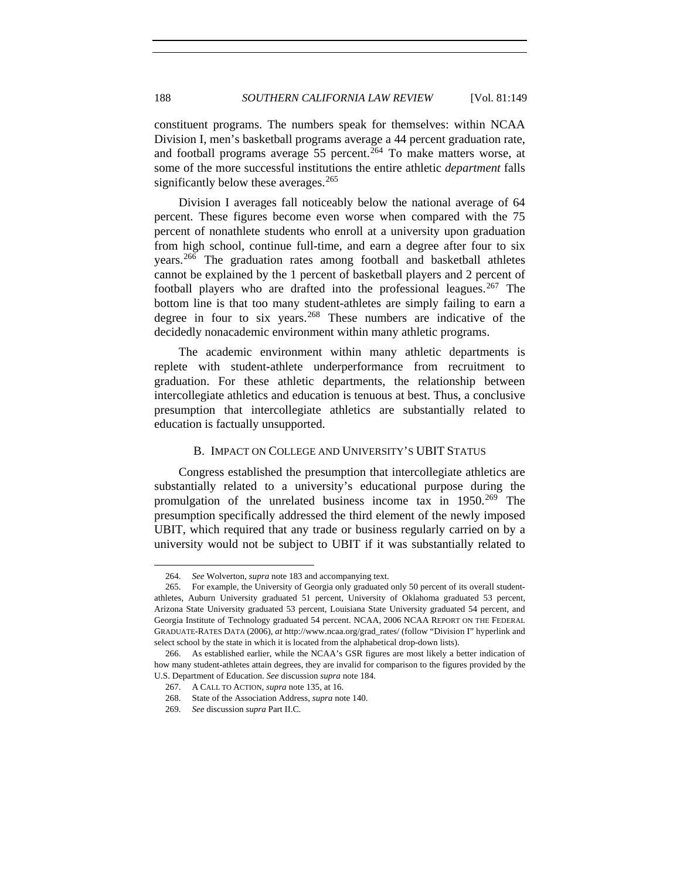constituent programs. The numbers speak for themselves: within NCAA Division I, men's basketball programs average a 44 percent graduation rate, and football programs average 55 percent.[264] To make matters worse, at some of the more successful institutions the entire athletic *department* falls significantly below these averages.[265]

Division I averages fall noticeably below the national average of 64 percent. These figures become even worse when compared with the 75 percent of nonathlete students who enroll at a university upon graduation from high school, continue full-time, and earn a degree after four to six years.[266] The graduation rates among football and basketball athletes cannot be explained by the 1 percent of basketball players and 2 percent of football players who are drafted into the professional leagues.[267] The bottom line is that too many student-athletes are simply failing to earn a degree in four to six years.[268] These numbers are indicative of the decidedly nonacademic environment within many athletic programs.

The academic environment within many athletic departments is replete with student-athlete underperformance from recruitment to graduation. For these athletic departments, the relationship between intercollegiate athletics and education is tenuous at best. Thus, a conclusive presumption that intercollegiate athletics are substantially related to education is factually unsupported.

### B. IMPACT ON COLLEGE AND UNIVERSITY'S UBIT STATUS

Congress established the presumption that intercollegiate athletics are substantially related to a university's educational purpose during the promulgation of the unrelated business income tax in 1950.[269] The presumption specifically addressed the third element of the newly imposed UBIT, which required that any trade or business regularly carried on by a university would not be subject to UBIT if it was substantially related to

---

264. *See* Wolverton, *supra* note 183 and accompanying text.

265. For example, the University of Georgia only graduated only 50 percent of its overall student-athletes, Auburn University graduated 51 percent, University of Oklahoma graduated 53 percent, Arizona State University graduated 53 percent, Louisiana State University graduated 54 percent, and Georgia Institute of Technology graduated 54 percent. NCAA, 2006 NCAA REPORT ON THE FEDERAL GRADUATE-RATES DATA (2006), *at* http://www.ncaa.org/grad_rates/ (follow "Division I" hyperlink and select school by the state in which it is located from the alphabetical drop-down lists).

266. As established earlier, while the NCAA's GSR figures are most likely a better indication of how many student-athletes attain degrees, they are invalid for comparison to the figures provided by the U.S. Department of Education. *See* discussion *supra* note 184.

267. A CALL TO ACTION, *supra* note 135, at 16.

268. State of the Association Address, *supra* note 140.

269. *See* discussion *supra* Part II.C.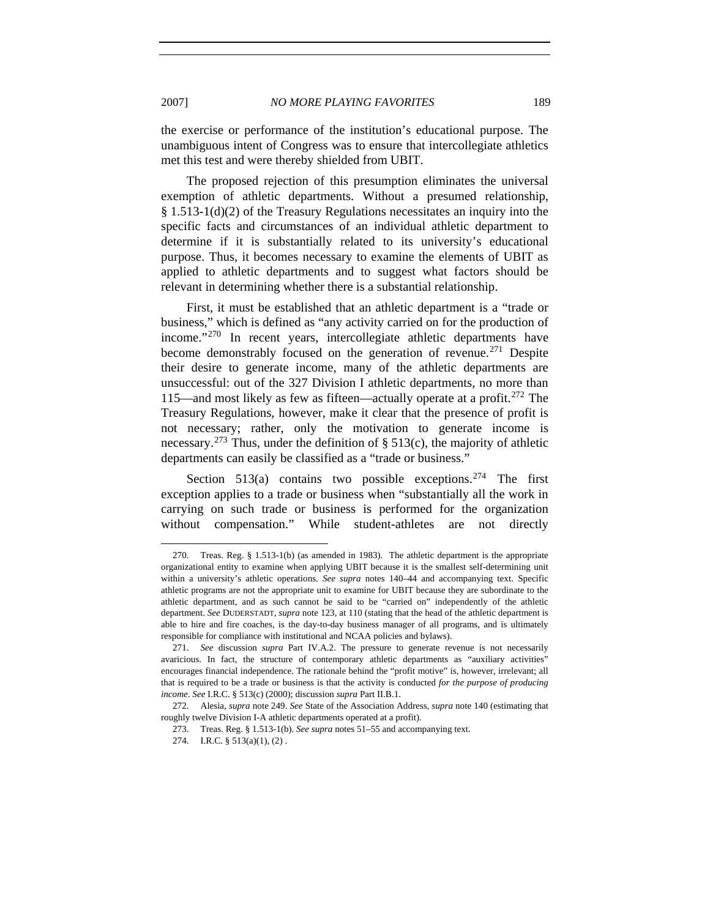the exercise or performance of the institution's educational purpose. The unambiguous intent of Congress was to ensure that intercollegiate athletics met this test and were thereby shielded from UBIT.

The proposed rejection of this presumption eliminates the universal exemption of athletic departments. Without a presumed relationship, § 1.513-1(d)(2) of the Treasury Regulations necessitates an inquiry into the specific facts and circumstances of an individual athletic department to determine if it is substantially related to its university's educational purpose. Thus, it becomes necessary to examine the elements of UBIT as applied to athletic departments and to suggest what factors should be relevant in determining whether there is a substantial relationship.

First, it must be established that an athletic department is a "trade or business," which is defined as "any activity carried on for the production of income."[270] In recent years, intercollegiate athletic departments have become demonstrably focused on the generation of revenue.[271] Despite their desire to generate income, many of the athletic departments are unsuccessful: out of the 327 Division I athletic departments, no more than 115—and most likely as few as fifteen—actually operate at a profit.[272] The Treasury Regulations, however, make it clear that the presence of profit is not necessary; rather, only the motivation to generate income is necessary.[273] Thus, under the definition of § 513(c), the majority of athletic departments can easily be classified as a "trade or business."

Section 513(a) contains two possible exceptions.[274] The first exception applies to a trade or business when "substantially all the work in carrying on such trade or business is performed for the organization without compensation." While student-athletes are not directly

---

270. Treas. Reg. § 1.513-1(b) (as amended in 1983). The athletic department is the appropriate organizational entity to examine when applying UBIT because it is the smallest self-determining unit within a university's athletic operations. *See supra* notes 140–44 and accompanying text. Specific athletic programs are not the appropriate unit to examine for UBIT because they are subordinate to the athletic department, and as such cannot be said to be "carried on" independently of the athletic department. *See* DUDERSTADT, *supra* note 123, at 110 (stating that the head of the athletic department is able to hire and fire coaches, is the day-to-day business manager of all programs, and is ultimately responsible for compliance with institutional and NCAA policies and bylaws).

271. *See* discussion *supra* Part IV.A.2. The pressure to generate revenue is not necessarily avaricious. In fact, the structure of contemporary athletic departments as "auxiliary activities" encourages financial independence. The rationale behind the "profit motive" is, however, irrelevant; all that is required to be a trade or business is that the activity is conducted *for the purpose of producing income*. *See* I.R.C. § 513(c) (2000); discussion *supra* Part II.B.1.

272. Alesia, *supra* note 249. *See* State of the Association Address, *supra* note 140 (estimating that roughly twelve Division I-A athletic departments operated at a profit).

273. Treas. Reg. § 1.513-1(b). *See supra* notes 51–55 and accompanying text.

274. I.R.C. § 513(a)(1), (2) .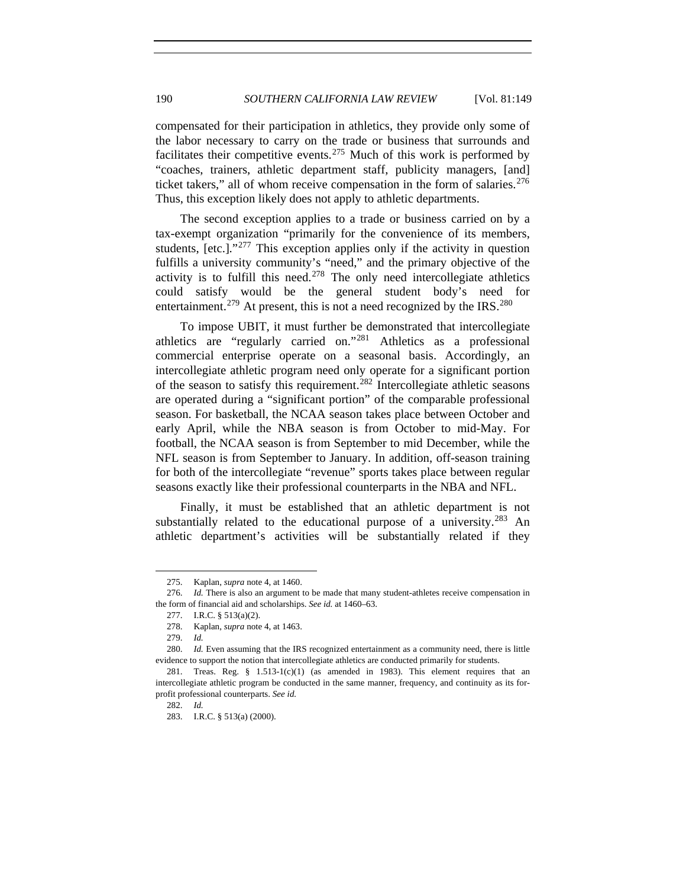compensated for their participation in athletics, they provide only some of the labor necessary to carry on the trade or business that surrounds and facilitates their competitive events.[275] Much of this work is performed by "coaches, trainers, athletic department staff, publicity managers, [and] ticket takers," all of whom receive compensation in the form of salaries.[276] Thus, this exception likely does not apply to athletic departments.

The second exception applies to a trade or business carried on by a tax-exempt organization "primarily for the convenience of its members, students, [etc.]."[277] This exception applies only if the activity in question fulfills a university community's "need," and the primary objective of the activity is to fulfill this need.[278] The only need intercollegiate athletics could satisfy would be the general student body's need for entertainment.[279] At present, this is not a need recognized by the IRS.[280]

To impose UBIT, it must further be demonstrated that intercollegiate athletics are "regularly carried on."[281] Athletics as a professional commercial enterprise operate on a seasonal basis. Accordingly, an intercollegiate athletic program need only operate for a significant portion of the season to satisfy this requirement.[282] Intercollegiate athletic seasons are operated during a "significant portion" of the comparable professional season. For basketball, the NCAA season takes place between October and early April, while the NBA season is from October to mid-May. For football, the NCAA season is from September to mid December, while the NFL season is from September to January. In addition, off-season training for both of the intercollegiate "revenue" sports takes place between regular seasons exactly like their professional counterparts in the NBA and NFL.

Finally, it must be established that an athletic department is not substantially related to the educational purpose of a university.[283] An athletic department's activities will be substantially related if they

---

275. Kaplan, *supra* note 4, at 1460.

276. *Id.* There is also an argument to be made that many student-athletes receive compensation in the form of financial aid and scholarships. *See id.* at 1460–63.

277. I.R.C. § 513(a)(2).

278. Kaplan, *supra* note 4, at 1463.

279. *Id.*

280. *Id.* Even assuming that the IRS recognized entertainment as a community need, there is little evidence to support the notion that intercollegiate athletics are conducted primarily for students.

281. Treas. Reg. § 1.513-1(c)(1) (as amended in 1983). This element requires that an intercollegiate athletic program be conducted in the same manner, frequency, and continuity as its for-profit professional counterparts. *See id.*

282. *Id.*

283. I.R.C. § 513(a) (2000).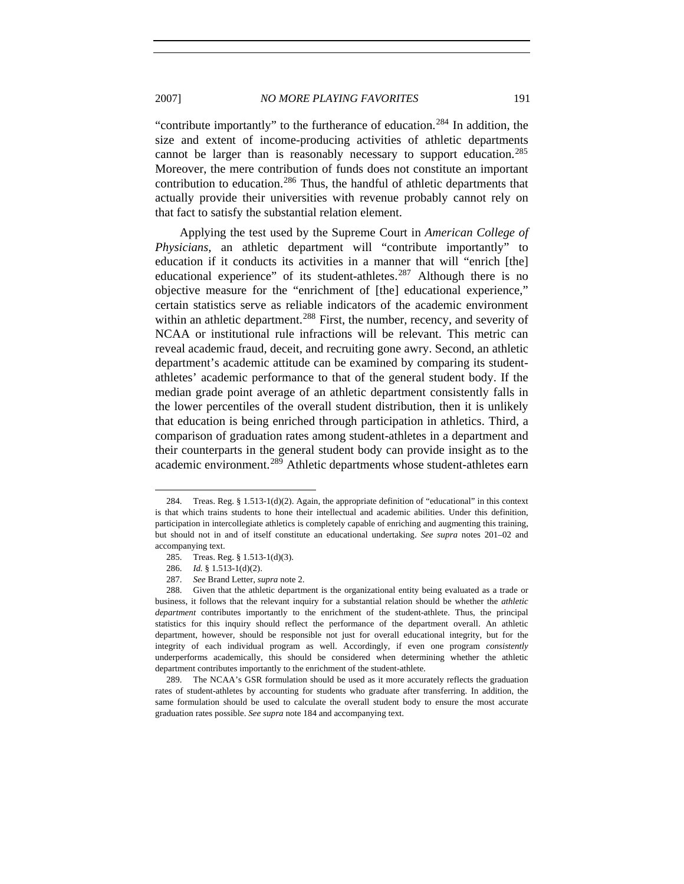"contribute importantly" to the furtherance of education.[284] In addition, the size and extent of income-producing activities of athletic departments cannot be larger than is reasonably necessary to support education.[285] Moreover, the mere contribution of funds does not constitute an important contribution to education.[286] Thus, the handful of athletic departments that actually provide their universities with revenue probably cannot rely on that fact to satisfy the substantial relation element.

Applying the test used by the Supreme Court in *American College of Physicians*, an athletic department will "contribute importantly" to education if it conducts its activities in a manner that will "enrich [the] educational experience" of its student-athletes.[287] Although there is no objective measure for the "enrichment of [the] educational experience," certain statistics serve as reliable indicators of the academic environment within an athletic department.[288] First, the number, recency, and severity of NCAA or institutional rule infractions will be relevant. This metric can reveal academic fraud, deceit, and recruiting gone awry. Second, an athletic department's academic attitude can be examined by comparing its student-athletes' academic performance to that of the general student body. If the median grade point average of an athletic department consistently falls in the lower percentiles of the overall student distribution, then it is unlikely that education is being enriched through participation in athletics. Third, a comparison of graduation rates among student-athletes in a department and their counterparts in the general student body can provide insight as to the academic environment.[289] Athletic departments whose student-athletes earn

---

284. Treas. Reg. § 1.513-1(d)(2). Again, the appropriate definition of "educational" in this context is that which trains students to hone their intellectual and academic abilities. Under this definition, participation in intercollegiate athletics is completely capable of enriching and augmenting this training, but should not in and of itself constitute an educational undertaking. *See supra* notes 201–02 and accompanying text.

285. Treas. Reg. § 1.513-1(d)(3).

286. *Id.* § 1.513-1(d)(2).

287. *See* Brand Letter, *supra* note 2.

288. Given that the athletic department is the organizational entity being evaluated as a trade or business, it follows that the relevant inquiry for a substantial relation should be whether the *athletic department* contributes importantly to the enrichment of the student-athlete. Thus, the principal statistics for this inquiry should reflect the performance of the department overall. An athletic department, however, should be responsible not just for overall educational integrity, but for the integrity of each individual program as well. Accordingly, if even one program *consistently* underperforms academically, this should be considered when determining whether the athletic department contributes importantly to the enrichment of the student-athlete.

289. The NCAA's GSR formulation should be used as it more accurately reflects the graduation rates of student-athletes by accounting for students who graduate after transferring. In addition, the same formulation should be used to calculate the overall student body to ensure the most accurate graduation rates possible. *See supra* note 184 and accompanying text.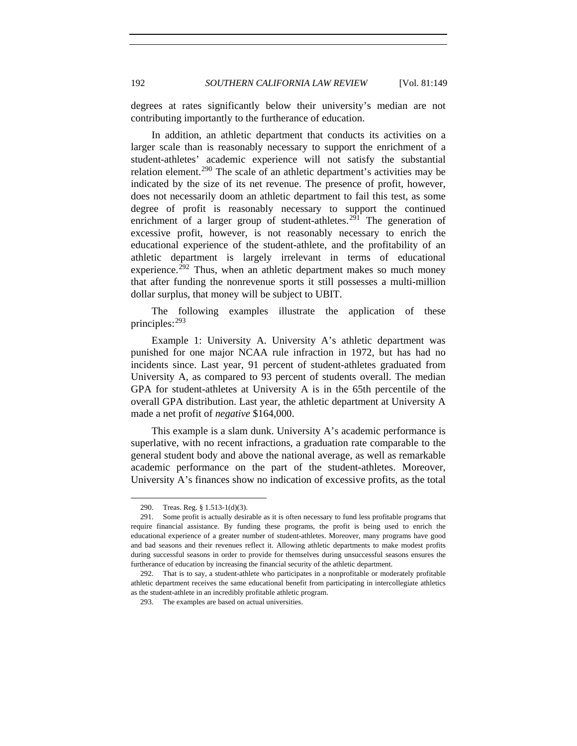degrees at rates significantly below their university's median are not contributing importantly to the furtherance of education.

In addition, an athletic department that conducts its activities on a larger scale than is reasonably necessary to support the enrichment of a student-athletes' academic experience will not satisfy the substantial relation element.[290] The scale of an athletic department's activities may be indicated by the size of its net revenue. The presence of profit, however, does not necessarily doom an athletic department to fail this test, as some degree of profit is reasonably necessary to support the continued enrichment of a larger group of student-athletes.[291] The generation of excessive profit, however, is not reasonably necessary to enrich the educational experience of the student-athlete, and the profitability of an athletic department is largely irrelevant in terms of educational experience.[292] Thus, when an athletic department makes so much money that after funding the nonrevenue sports it still possesses a multi-million dollar surplus, that money will be subject to UBIT.

The following examples illustrate the application of these principles:[293]

Example 1: University A. University A's athletic department was punished for one major NCAA rule infraction in 1972, but has had no incidents since. Last year, 91 percent of student-athletes graduated from University A, as compared to 93 percent of students overall. The median GPA for student-athletes at University A is in the 65th percentile of the overall GPA distribution. Last year, the athletic department at University A made a net profit of *negative* $164,000.

This example is a slam dunk. University A's academic performance is superlative, with no recent infractions, a graduation rate comparable to the general student body and above the national average, as well as remarkable academic performance on the part of the student-athletes. Moreover, University A's finances show no indication of excessive profits, as the total

---

290. Treas. Reg. § 1.513-1(d)(3).

291. Some profit is actually desirable as it is often necessary to fund less profitable programs that require financial assistance. By funding these programs, the profit is being used to enrich the educational experience of a greater number of student-athletes. Moreover, many programs have good and bad seasons and their revenues reflect it. Allowing athletic departments to make modest profits during successful seasons in order to provide for themselves during unsuccessful seasons ensures the furtherance of education by increasing the financial security of the athletic department.

292. That is to say, a student-athlete who participates in a nonprofitable or moderately profitable athletic department receives the same educational benefit from participating in intercollegiate athletics as the student-athlete in an incredibly profitable athletic program.

293. The examples are based on actual universities.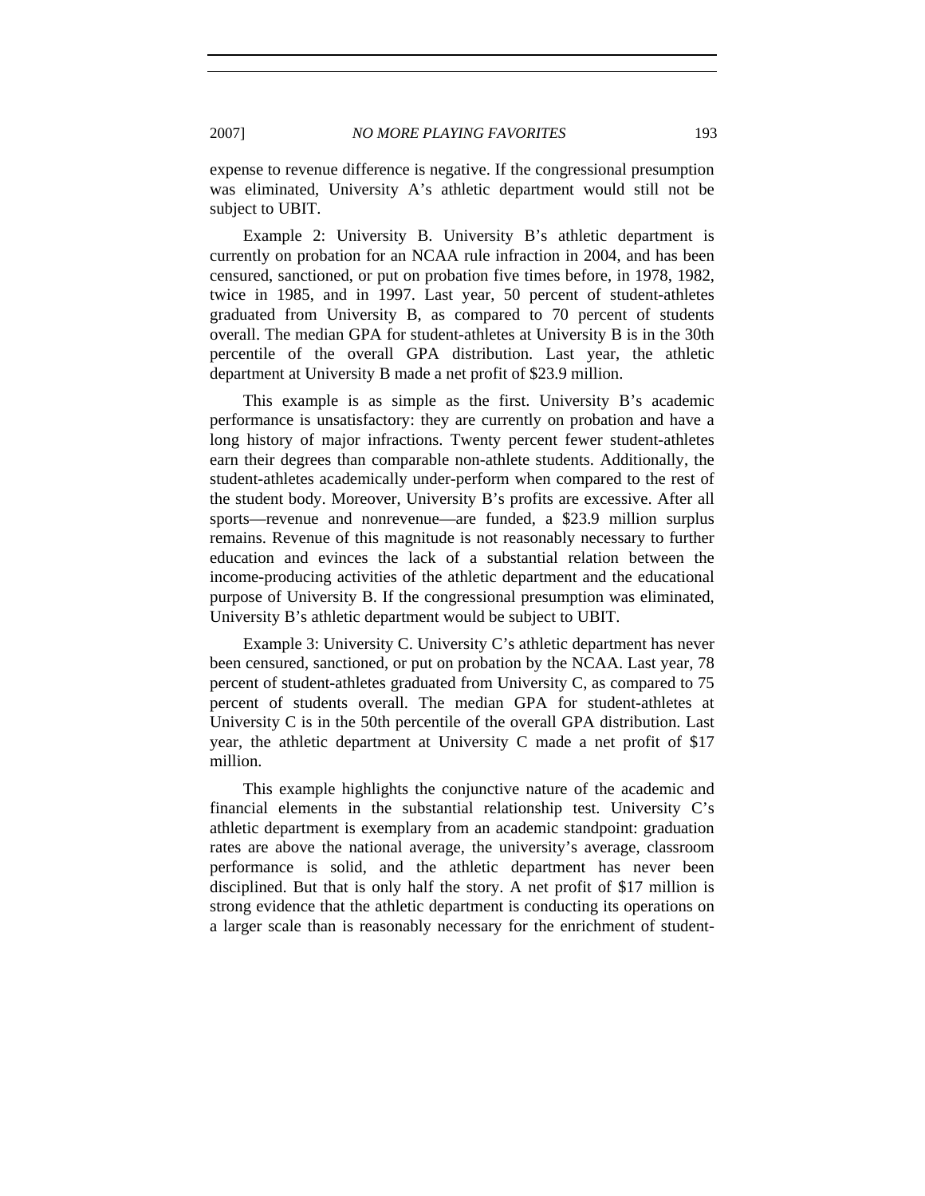expense to revenue difference is negative. If the congressional presumption was eliminated, University A's athletic department would still not be subject to UBIT.

Example 2: University B. University B's athletic department is currently on probation for an NCAA rule infraction in 2004, and has been censured, sanctioned, or put on probation five times before, in 1978, 1982, twice in 1985, and in 1997. Last year, 50 percent of student-athletes graduated from University B, as compared to 70 percent of students overall. The median GPA for student-athletes at University B is in the 30th percentile of the overall GPA distribution. Last year, the athletic department at University B made a net profit of $23.9 million.

This example is as simple as the first. University B's academic performance is unsatisfactory: they are currently on probation and have a long history of major infractions. Twenty percent fewer student-athletes earn their degrees than comparable non-athlete students. Additionally, the student-athletes academically under-perform when compared to the rest of the student body. Moreover, University B's profits are excessive. After all sports—revenue and nonrevenue—are funded, a $23.9 million surplus remains. Revenue of this magnitude is not reasonably necessary to further education and evinces the lack of a substantial relation between the income-producing activities of the athletic department and the educational purpose of University B. If the congressional presumption was eliminated, University B's athletic department would be subject to UBIT.

Example 3: University C. University C's athletic department has never been censured, sanctioned, or put on probation by the NCAA. Last year, 78 percent of student-athletes graduated from University C, as compared to 75 percent of students overall. The median GPA for student-athletes at University C is in the 50th percentile of the overall GPA distribution. Last year, the athletic department at University C made a net profit of $17 million.

This example highlights the conjunctive nature of the academic and financial elements in the substantial relationship test. University C's athletic department is exemplary from an academic standpoint: graduation rates are above the national average, the university's average, classroom performance is solid, and the athletic department has never been disciplined. But that is only half the story. A net profit of $17 million is strong evidence that the athletic department is conducting its operations on a larger scale than is reasonably necessary for the enrichment of student-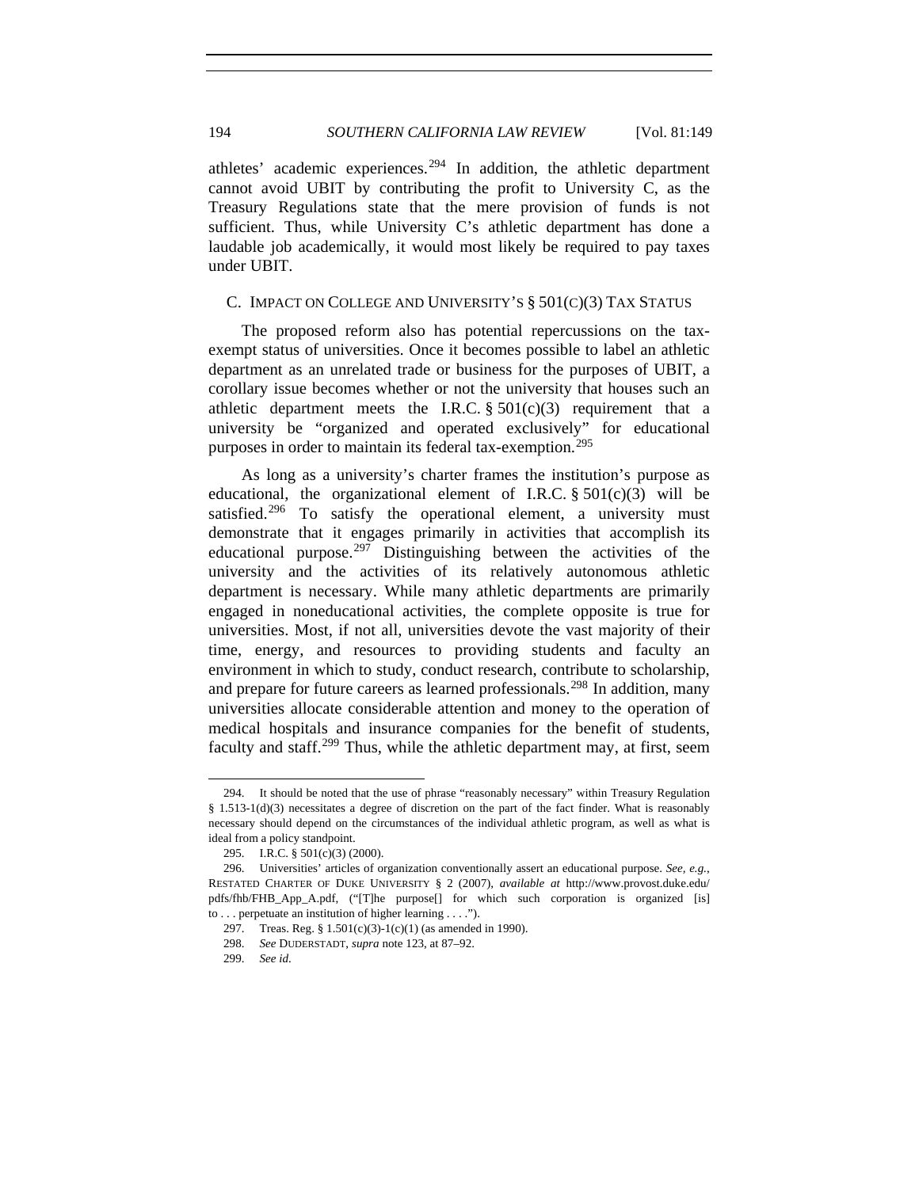athletes' academic experiences.[294] In addition, the athletic department cannot avoid UBIT by contributing the profit to University C, as the Treasury Regulations state that the mere provision of funds is not sufficient. Thus, while University C's athletic department has done a laudable job academically, it would most likely be required to pay taxes under UBIT.

### C. IMPACT ON COLLEGE AND UNIVERSITY'S § 501(C)(3) TAX STATUS

The proposed reform also has potential repercussions on the tax-exempt status of universities. Once it becomes possible to label an athletic department as an unrelated trade or business for the purposes of UBIT, a corollary issue becomes whether or not the university that houses such an athletic department meets the I.R.C. § 501(c)(3) requirement that a university be "organized and operated exclusively" for educational purposes in order to maintain its federal tax-exemption.[295]

As long as a university's charter frames the institution's purpose as educational, the organizational element of I.R.C. § 501(c)(3) will be satisfied.[296] To satisfy the operational element, a university must demonstrate that it engages primarily in activities that accomplish its educational purpose.[297] Distinguishing between the activities of the university and the activities of its relatively autonomous athletic department is necessary. While many athletic departments are primarily engaged in noneducational activities, the complete opposite is true for universities. Most, if not all, universities devote the vast majority of their time, energy, and resources to providing students and faculty an environment in which to study, conduct research, contribute to scholarship, and prepare for future careers as learned professionals.[298] In addition, many universities allocate considerable attention and money to the operation of medical hospitals and insurance companies for the benefit of students, faculty and staff.[299] Thus, while the athletic department may, at first, seem

---

294. It should be noted that the use of phrase "reasonably necessary" within Treasury Regulation § 1.513-1(d)(3) necessitates a degree of discretion on the part of the fact finder. What is reasonably necessary should depend on the circumstances of the individual athletic program, as well as what is ideal from a policy standpoint.

295. I.R.C. § 501(c)(3) (2000).

296. Universities' articles of organization conventionally assert an educational purpose. *See, e.g.*, RESTATED CHARTER OF DUKE UNIVERSITY § 2 (2007), *available at* http://www.provost.duke.edu/pdfs/fhb/FHB_App_A.pdf, ("[T]he purpose[] for which such corporation is organized [is] to . . . perpetuate an institution of higher learning . . . .").

297. Treas. Reg. § 1.501(c)(3)-1(c)(1) (as amended in 1990).

298. *See* DUDERSTADT, *supra* note 123, at 87–92.

299. *See id.*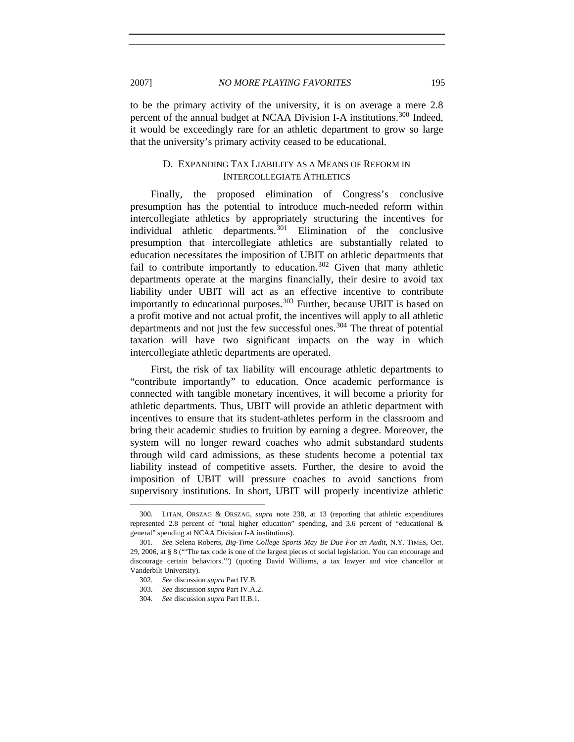to be the primary activity of the university, it is on average a mere 2.8 percent of the annual budget at NCAA Division I-A institutions.[300] Indeed, it would be exceedingly rare for an athletic department to grow so large that the university's primary activity ceased to be educational.

### D. Expanding Tax Liability as a Means of Reform in Intercollegiate Athletics

Finally, the proposed elimination of Congress's conclusive presumption has the potential to introduce much-needed reform within intercollegiate athletics by appropriately structuring the incentives for individual athletic departments.[301] Elimination of the conclusive presumption that intercollegiate athletics are substantially related to education necessitates the imposition of UBIT on athletic departments that fail to contribute importantly to education.[302] Given that many athletic departments operate at the margins financially, their desire to avoid tax liability under UBIT will act as an effective incentive to contribute importantly to educational purposes.[303] Further, because UBIT is based on a profit motive and not actual profit, the incentives will apply to all athletic departments and not just the few successful ones.[304] The threat of potential taxation will have two significant impacts on the way in which intercollegiate athletic departments are operated.

First, the risk of tax liability will encourage athletic departments to "contribute importantly" to education. Once academic performance is connected with tangible monetary incentives, it will become a priority for athletic departments. Thus, UBIT will provide an athletic department with incentives to ensure that its student-athletes perform in the classroom and bring their academic studies to fruition by earning a degree. Moreover, the system will no longer reward coaches who admit substandard students through wild card admissions, as these students become a potential tax liability instead of competitive assets. Further, the desire to avoid the imposition of UBIT will pressure coaches to avoid sanctions from supervisory institutions. In short, UBIT will properly incentivize athletic

---

300. Litan, Orszag & Orszag, *supra* note 238, at 13 (reporting that athletic expenditures represented 2.8 percent of "total higher education" spending, and 3.6 percent of "educational & general" spending at NCAA Division I-A institutions).

301. *See* Selena Roberts, *Big-Time College Sports May Be Due For an Audit*, N.Y. Times, Oct. 29, 2006, at § 8 ("'The tax code is one of the largest pieces of social legislation. You can encourage and discourage certain behaviors.'") (quoting David Williams, a tax lawyer and vice chancellor at Vanderbilt University).

302. *See* discussion *supra* Part IV.B.

303. *See* discussion *supra* Part IV.A.2.

304. *See* discussion *supra* Part II.B.1.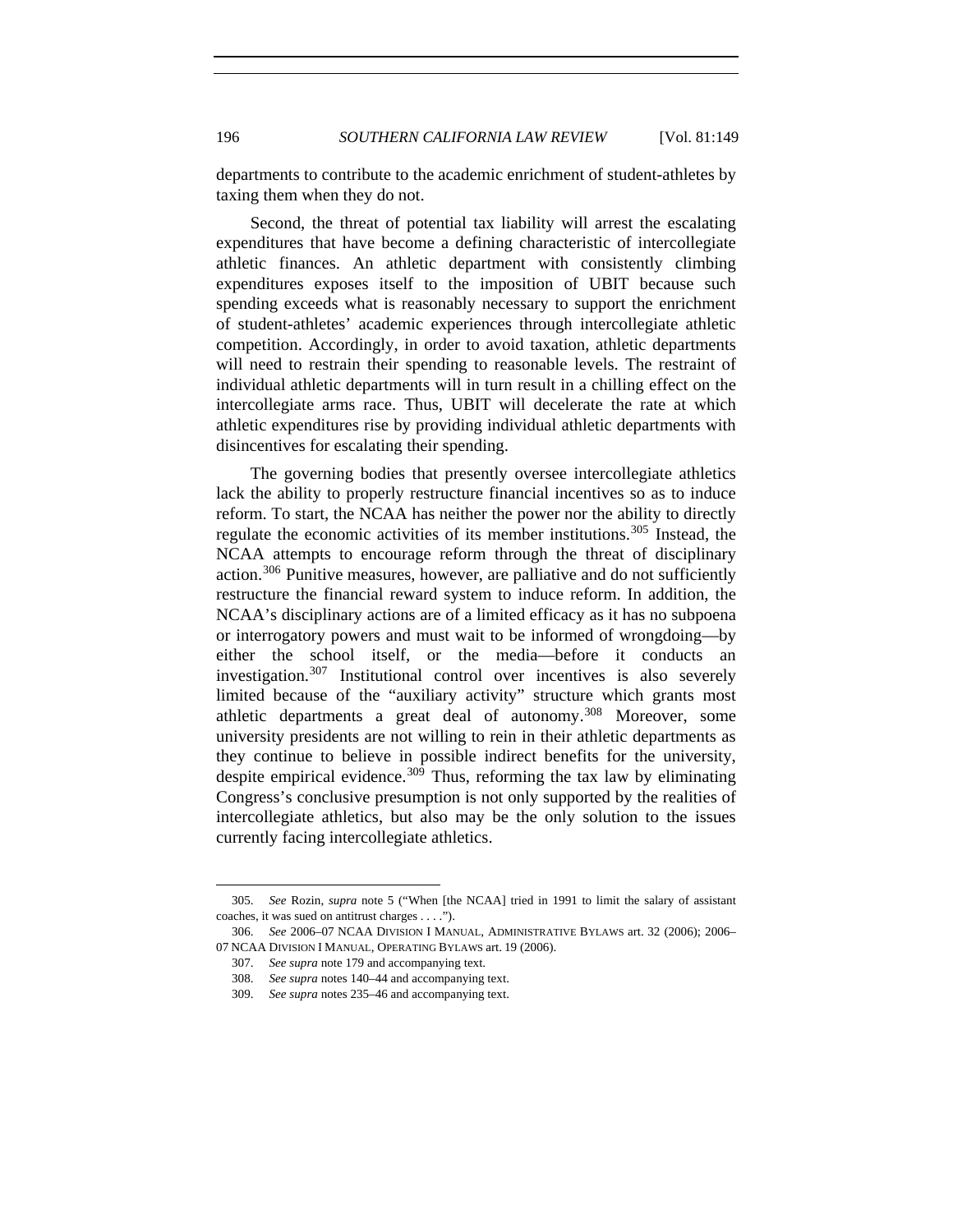departments to contribute to the academic enrichment of student-athletes by taxing them when they do not.

Second, the threat of potential tax liability will arrest the escalating expenditures that have become a defining characteristic of intercollegiate athletic finances. An athletic department with consistently climbing expenditures exposes itself to the imposition of UBIT because such spending exceeds what is reasonably necessary to support the enrichment of student-athletes' academic experiences through intercollegiate athletic competition. Accordingly, in order to avoid taxation, athletic departments will need to restrain their spending to reasonable levels. The restraint of individual athletic departments will in turn result in a chilling effect on the intercollegiate arms race. Thus, UBIT will decelerate the rate at which athletic expenditures rise by providing individual athletic departments with disincentives for escalating their spending.

The governing bodies that presently oversee intercollegiate athletics lack the ability to properly restructure financial incentives so as to induce reform. To start, the NCAA has neither the power nor the ability to directly regulate the economic activities of its member institutions.[305] Instead, the NCAA attempts to encourage reform through the threat of disciplinary action.[306] Punitive measures, however, are palliative and do not sufficiently restructure the financial reward system to induce reform. In addition, the NCAA's disciplinary actions are of a limited efficacy as it has no subpoena or interrogatory powers and must wait to be informed of wrongdoing—by either the school itself, or the media—before it conducts an investigation.[307] Institutional control over incentives is also severely limited because of the "auxiliary activity" structure which grants most athletic departments a great deal of autonomy.[308] Moreover, some university presidents are not willing to rein in their athletic departments as they continue to believe in possible indirect benefits for the university, despite empirical evidence.[309] Thus, reforming the tax law by eliminating Congress's conclusive presumption is not only supported by the realities of intercollegiate athletics, but also may be the only solution to the issues currently facing intercollegiate athletics.

---

305. *See* Rozin, *supra* note 5 ("When [the NCAA] tried in 1991 to limit the salary of assistant coaches, it was sued on antitrust charges . . . .").

306. *See* 2006–07 NCAA DIVISION I MANUAL, ADMINISTRATIVE BYLAWS art. 32 (2006); 2006–07 NCAA DIVISION I MANUAL, OPERATING BYLAWS art. 19 (2006).

307. *See supra* note 179 and accompanying text.

308. *See supra* notes 140–44 and accompanying text.

309. *See supra* notes 235–46 and accompanying text.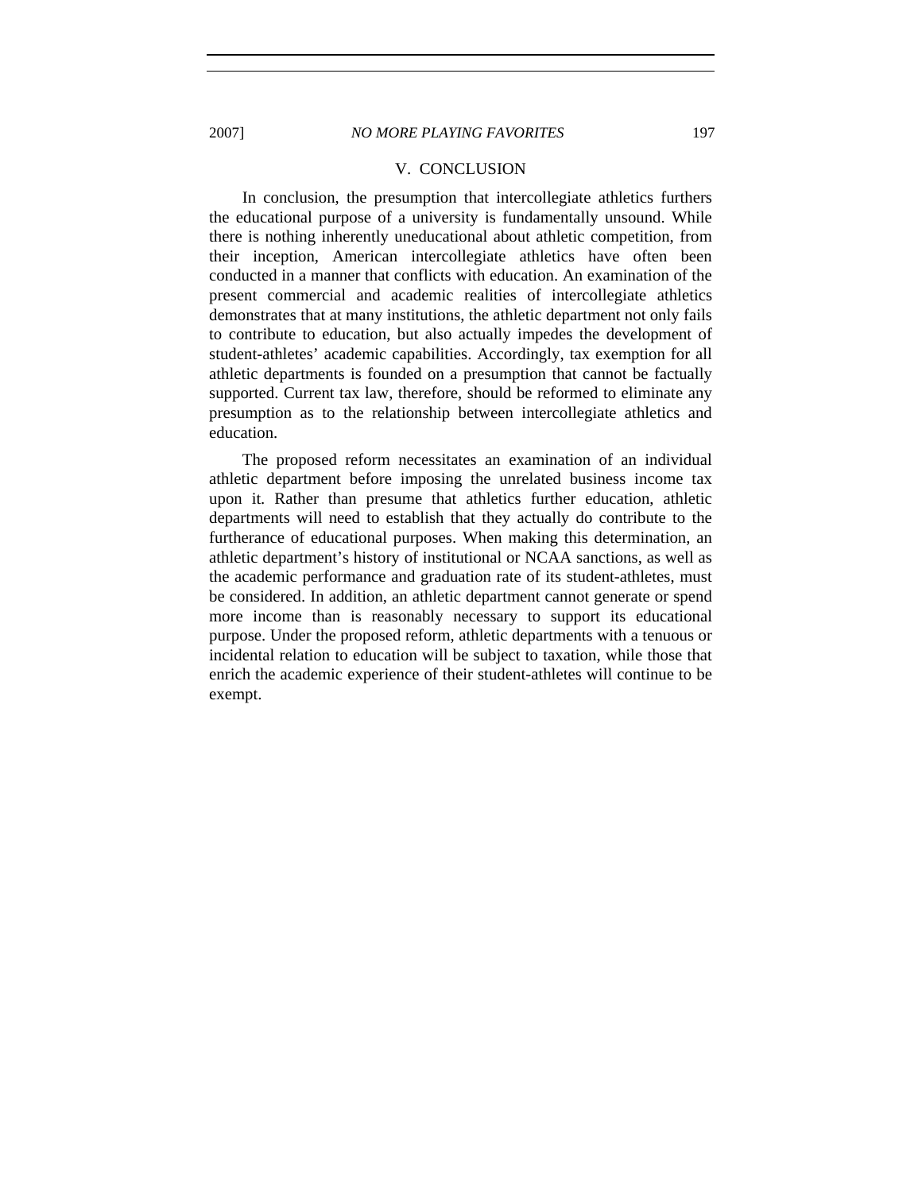## V. CONCLUSION

In conclusion, the presumption that intercollegiate athletics furthers the educational purpose of a university is fundamentally unsound. While there is nothing inherently uneducational about athletic competition, from their inception, American intercollegiate athletics have often been conducted in a manner that conflicts with education. An examination of the present commercial and academic realities of intercollegiate athletics demonstrates that at many institutions, the athletic department not only fails to contribute to education, but also actually impedes the development of student-athletes' academic capabilities. Accordingly, tax exemption for all athletic departments is founded on a presumption that cannot be factually supported. Current tax law, therefore, should be reformed to eliminate any presumption as to the relationship between intercollegiate athletics and education.

The proposed reform necessitates an examination of an individual athletic department before imposing the unrelated business income tax upon it. Rather than presume that athletics further education, athletic departments will need to establish that they actually do contribute to the furtherance of educational purposes. When making this determination, an athletic department's history of institutional or NCAA sanctions, as well as the academic performance and graduation rate of its student-athletes, must be considered. In addition, an athletic department cannot generate or spend more income than is reasonably necessary to support its educational purpose. Under the proposed reform, athletic departments with a tenuous or incidental relation to education will be subject to taxation, while those that enrich the academic experience of their student-athletes will continue to be exempt.